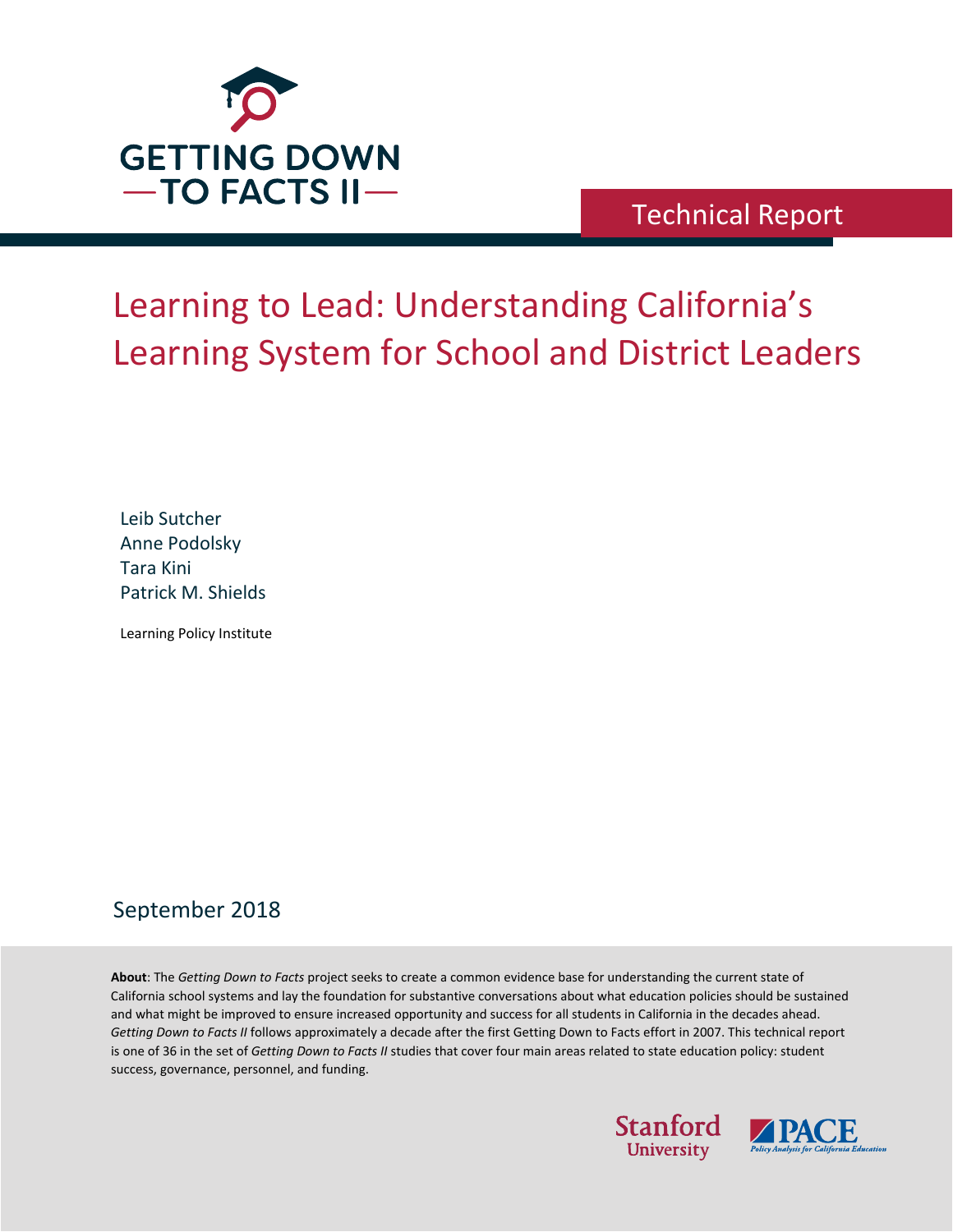GETTING DOWN TO FACTS II

Technical Report

# Learning to Lead: Understanding California's Learning System for School and District Leaders

Leib Sutcher
Anne Podolsky
Tara Kini
Patrick M. Shields

Learning Policy Institute

September 2018

**About**: The *Getting Down to Facts* project seeks to create a common evidence base for understanding the current state of California school systems and lay the foundation for substantive conversations about what education policies should be sustained and what might be improved to ensure increased opportunity and success for all students in California in the decades ahead. *Getting Down to Facts II* follows approximately a decade after the first Getting Down to Facts effort in 2007. This technical report is one of 36 in the set of *Getting Down to Facts II* studies that cover four main areas related to state education policy: student success, governance, personnel, and funding.

Stanford University

PACE Policy Analysis for California Education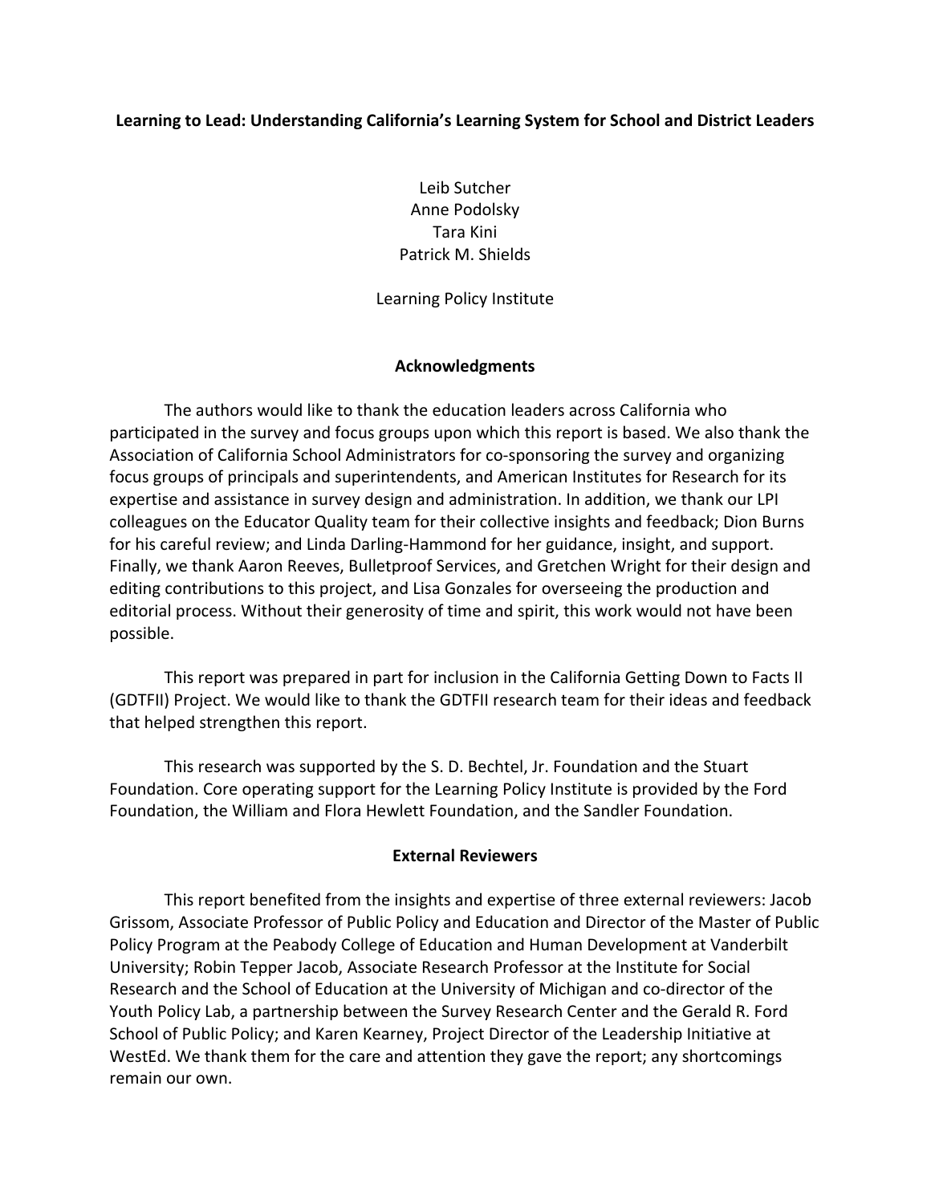**Learning to Lead: Understanding California's Learning System for School and District Leaders**

Leib Sutcher
Anne Podolsky
Tara Kini
Patrick M. Shields

Learning Policy Institute

## Acknowledgments

The authors would like to thank the education leaders across California who participated in the survey and focus groups upon which this report is based. We also thank the Association of California School Administrators for co-sponsoring the survey and organizing focus groups of principals and superintendents, and American Institutes for Research for its expertise and assistance in survey design and administration. In addition, we thank our LPI colleagues on the Educator Quality team for their collective insights and feedback; Dion Burns for his careful review; and Linda Darling-Hammond for her guidance, insight, and support. Finally, we thank Aaron Reeves, Bulletproof Services, and Gretchen Wright for their design and editing contributions to this project, and Lisa Gonzales for overseeing the production and editorial process. Without their generosity of time and spirit, this work would not have been possible.

This report was prepared in part for inclusion in the California Getting Down to Facts II (GDTFII) Project. We would like to thank the GDTFII research team for their ideas and feedback that helped strengthen this report.

This research was supported by the S. D. Bechtel, Jr. Foundation and the Stuart Foundation. Core operating support for the Learning Policy Institute is provided by the Ford Foundation, the William and Flora Hewlett Foundation, and the Sandler Foundation.

## External Reviewers

This report benefited from the insights and expertise of three external reviewers: Jacob Grissom, Associate Professor of Public Policy and Education and Director of the Master of Public Policy Program at the Peabody College of Education and Human Development at Vanderbilt University; Robin Tepper Jacob, Associate Research Professor at the Institute for Social Research and the School of Education at the University of Michigan and co-director of the Youth Policy Lab, a partnership between the Survey Research Center and the Gerald R. Ford School of Public Policy; and Karen Kearney, Project Director of the Leadership Initiative at WestEd. We thank them for the care and attention they gave the report; any shortcomings remain our own.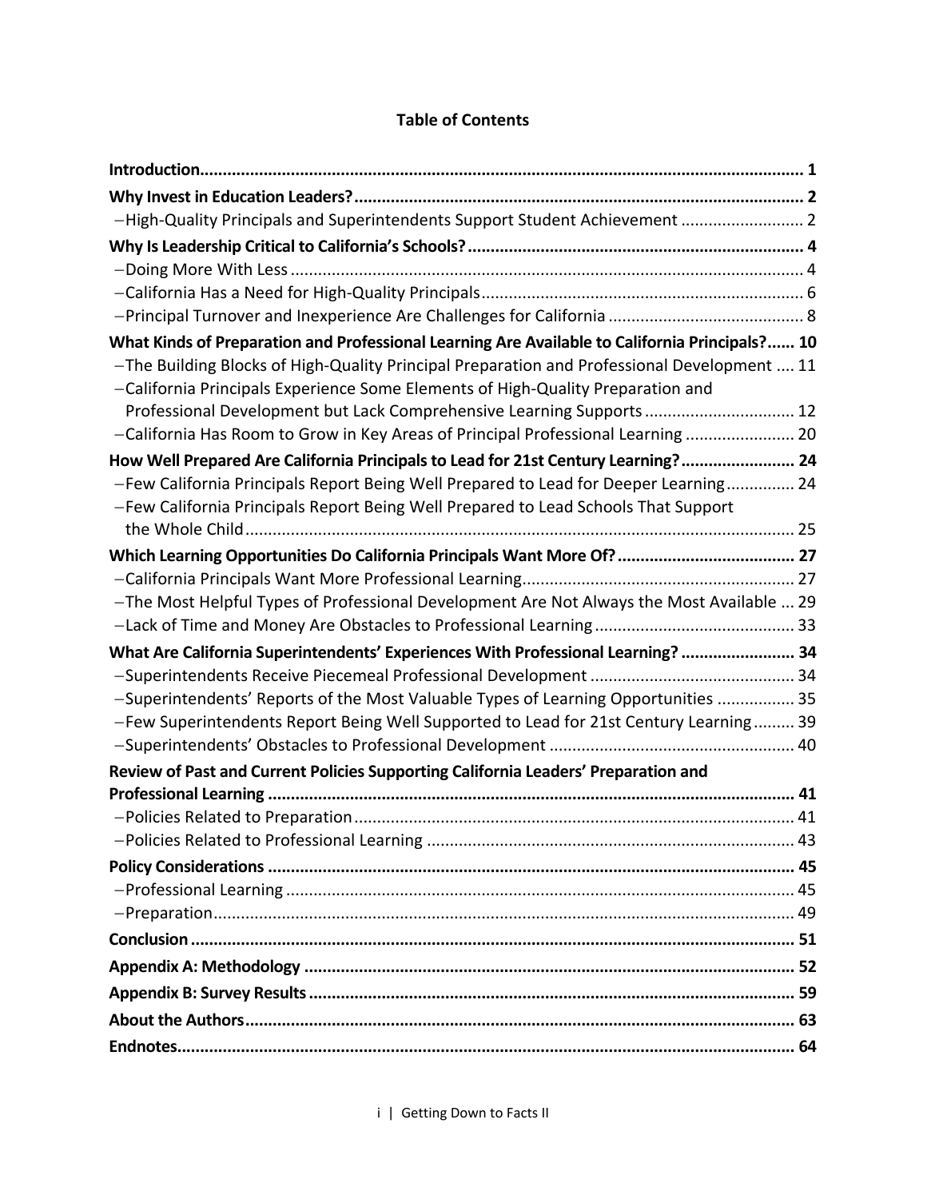**Table of Contents**

**Introduction** ..... 1

**Why Invest in Education Leaders?** ..... 2

−High-Quality Principals and Superintendents Support Student Achievement ..... 2

**Why Is Leadership Critical to California's Schools?** ..... 4

−Doing More With Less ..... 4

−California Has a Need for High-Quality Principals ..... 6

−Principal Turnover and Inexperience Are Challenges for California ..... 8

**What Kinds of Preparation and Professional Learning Are Available to California Principals?** ..... 10

−The Building Blocks of High-Quality Principal Preparation and Professional Development ..... 11

−California Principals Experience Some Elements of High-Quality Preparation and Professional Development but Lack Comprehensive Learning Supports ..... 12

−California Has Room to Grow in Key Areas of Principal Professional Learning ..... 20

**How Well Prepared Are California Principals to Lead for 21st Century Learning?** ..... 24

−Few California Principals Report Being Well Prepared to Lead for Deeper Learning ..... 24

−Few California Principals Report Being Well Prepared to Lead Schools That Support the Whole Child ..... 25

**Which Learning Opportunities Do California Principals Want More Of?** ..... 27

−California Principals Want More Professional Learning ..... 27

−The Most Helpful Types of Professional Development Are Not Always the Most Available ..... 29

−Lack of Time and Money Are Obstacles to Professional Learning ..... 33

**What Are California Superintendents' Experiences With Professional Learning?** ..... 34

−Superintendents Receive Piecemeal Professional Development ..... 34

−Superintendents' Reports of the Most Valuable Types of Learning Opportunities ..... 35

−Few Superintendents Report Being Well Supported to Lead for 21st Century Learning ..... 39

−Superintendents' Obstacles to Professional Development ..... 40

**Review of Past and Current Policies Supporting California Leaders' Preparation and Professional Learning** ..... 41

−Policies Related to Preparation ..... 41

−Policies Related to Professional Learning ..... 43

**Policy Considerations** ..... 45

−Professional Learning ..... 45

−Preparation ..... 49

**Conclusion** ..... 51

**Appendix A: Methodology** ..... 52

**Appendix B: Survey Results** ..... 59

**About the Authors** ..... 63

**Endnotes** ..... 64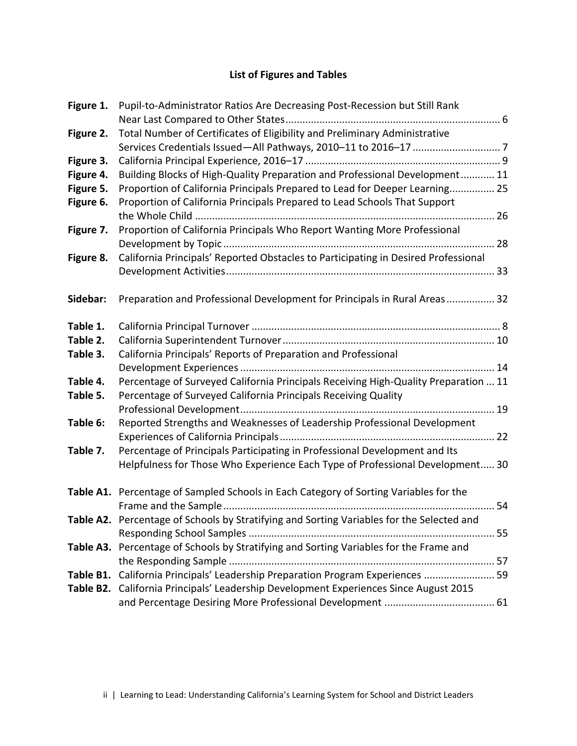# List of Figures and Tables

**Figure 1.** Pupil-to-Administrator Ratios Are Decreasing Post-Recession but Still Rank Near Last Compared to Other States ........ 6

**Figure 2.** Total Number of Certificates of Eligibility and Preliminary Administrative Services Credentials Issued—All Pathways, 2010–11 to 2016–17 ........ 7

**Figure 3.** California Principal Experience, 2016–17 ........ 9

**Figure 4.** Building Blocks of High-Quality Preparation and Professional Development ........ 11

**Figure 5.** Proportion of California Principals Prepared to Lead for Deeper Learning ........ 25

**Figure 6.** Proportion of California Principals Prepared to Lead Schools That Support the Whole Child ........ 26

**Figure 7.** Proportion of California Principals Who Report Wanting More Professional Development by Topic ........ 28

**Figure 8.** California Principals' Reported Obstacles to Participating in Desired Professional Development Activities ........ 33

**Sidebar:** Preparation and Professional Development for Principals in Rural Areas ........ 32

**Table 1.** California Principal Turnover ........ 8

**Table 2.** California Superintendent Turnover ........ 10

**Table 3.** California Principals' Reports of Preparation and Professional Development Experiences ........ 14

**Table 4.** Percentage of Surveyed California Principals Receiving High-Quality Preparation ... 11

**Table 5.** Percentage of Surveyed California Principals Receiving Quality Professional Development ........ 19

**Table 6:** Reported Strengths and Weaknesses of Leadership Professional Development Experiences of California Principals ........ 22

**Table 7.** Percentage of Principals Participating in Professional Development and Its Helpfulness for Those Who Experience Each Type of Professional Development..... 30

**Table A1.** Percentage of Sampled Schools in Each Category of Sorting Variables for the Frame and the Sample ........ 54

**Table A2.** Percentage of Schools by Stratifying and Sorting Variables for the Selected and Responding School Samples ........ 55

**Table A3.** Percentage of Schools by Stratifying and Sorting Variables for the Frame and the Responding Sample ........ 57

**Table B1.** California Principals' Leadership Preparation Program Experiences ........ 59

**Table B2.** California Principals' Leadership Development Experiences Since August 2015 and Percentage Desiring More Professional Development ........ 61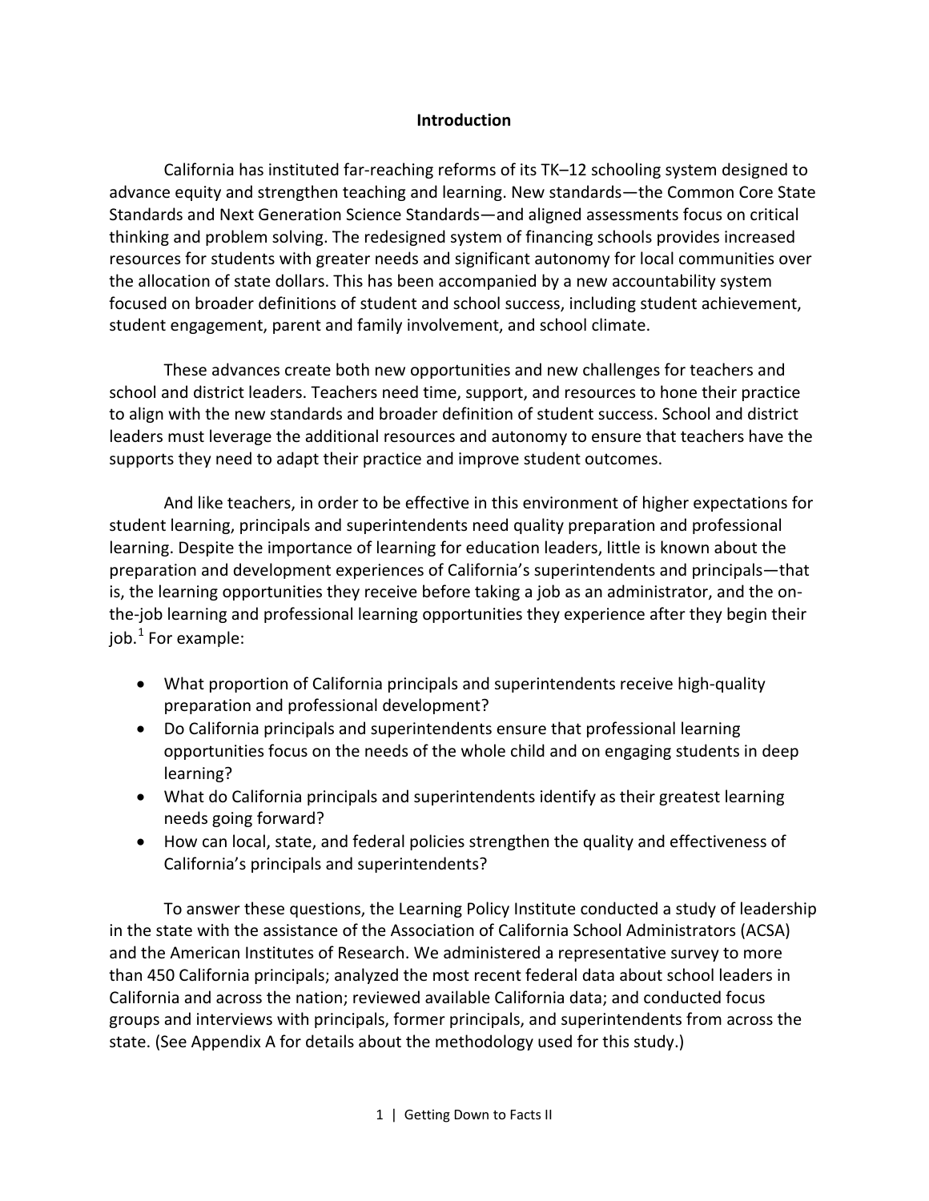# Introduction

California has instituted far-reaching reforms of its TK–12 schooling system designed to advance equity and strengthen teaching and learning. New standards—the Common Core State Standards and Next Generation Science Standards—and aligned assessments focus on critical thinking and problem solving. The redesigned system of financing schools provides increased resources for students with greater needs and significant autonomy for local communities over the allocation of state dollars. This has been accompanied by a new accountability system focused on broader definitions of student and school success, including student achievement, student engagement, parent and family involvement, and school climate.

These advances create both new opportunities and new challenges for teachers and school and district leaders. Teachers need time, support, and resources to hone their practice to align with the new standards and broader definition of student success. School and district leaders must leverage the additional resources and autonomy to ensure that teachers have the supports they need to adapt their practice and improve student outcomes.

And like teachers, in order to be effective in this environment of higher expectations for student learning, principals and superintendents need quality preparation and professional learning. Despite the importance of learning for education leaders, little is known about the preparation and development experiences of California's superintendents and principals—that is, the learning opportunities they receive before taking a job as an administrator, and the on-the-job learning and professional learning opportunities they experience after they begin their job.[1] For example:

- What proportion of California principals and superintendents receive high-quality preparation and professional development?
- Do California principals and superintendents ensure that professional learning opportunities focus on the needs of the whole child and on engaging students in deep learning?
- What do California principals and superintendents identify as their greatest learning needs going forward?
- How can local, state, and federal policies strengthen the quality and effectiveness of California's principals and superintendents?

To answer these questions, the Learning Policy Institute conducted a study of leadership in the state with the assistance of the Association of California School Administrators (ACSA) and the American Institutes of Research. We administered a representative survey to more than 450 California principals; analyzed the most recent federal data about school leaders in California and across the nation; reviewed available California data; and conducted focus groups and interviews with principals, former principals, and superintendents from across the state. (See Appendix A for details about the methodology used for this study.)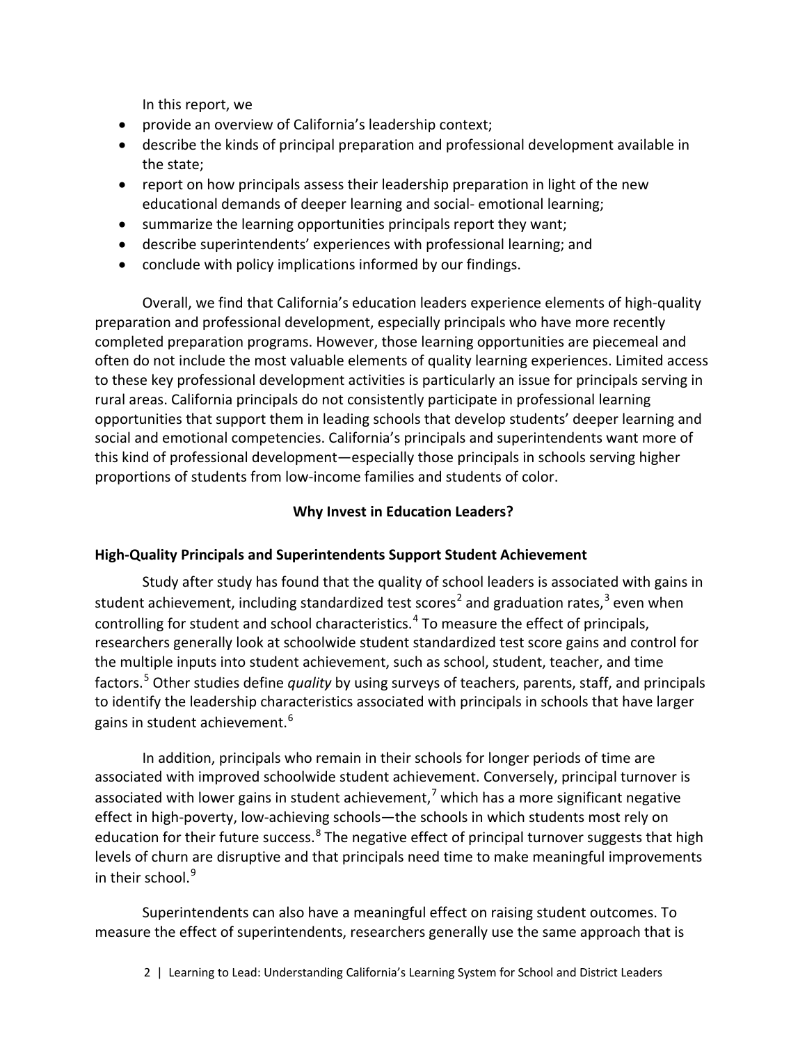In this report, we

- provide an overview of California's leadership context;
- describe the kinds of principal preparation and professional development available in the state;
- report on how principals assess their leadership preparation in light of the new educational demands of deeper learning and social- emotional learning;
- summarize the learning opportunities principals report they want;
- describe superintendents' experiences with professional learning; and
- conclude with policy implications informed by our findings.

Overall, we find that California's education leaders experience elements of high-quality preparation and professional development, especially principals who have more recently completed preparation programs. However, those learning opportunities are piecemeal and often do not include the most valuable elements of quality learning experiences. Limited access to these key professional development activities is particularly an issue for principals serving in rural areas. California principals do not consistently participate in professional learning opportunities that support them in leading schools that develop students' deeper learning and social and emotional competencies. California's principals and superintendents want more of this kind of professional development—especially those principals in schools serving higher proportions of students from low-income families and students of color.

## Why Invest in Education Leaders?

### High-Quality Principals and Superintendents Support Student Achievement

Study after study has found that the quality of school leaders is associated with gains in student achievement, including standardized test scores[2] and graduation rates,[3] even when controlling for student and school characteristics.[4] To measure the effect of principals, researchers generally look at schoolwide student standardized test score gains and control for the multiple inputs into student achievement, such as school, student, teacher, and time factors.[5] Other studies define *quality* by using surveys of teachers, parents, staff, and principals to identify the leadership characteristics associated with principals in schools that have larger gains in student achievement.[6]

In addition, principals who remain in their schools for longer periods of time are associated with improved schoolwide student achievement. Conversely, principal turnover is associated with lower gains in student achievement,[7] which has a more significant negative effect in high-poverty, low-achieving schools—the schools in which students most rely on education for their future success.[8] The negative effect of principal turnover suggests that high levels of churn are disruptive and that principals need time to make meaningful improvements in their school.[9]

Superintendents can also have a meaningful effect on raising student outcomes. To measure the effect of superintendents, researchers generally use the same approach that is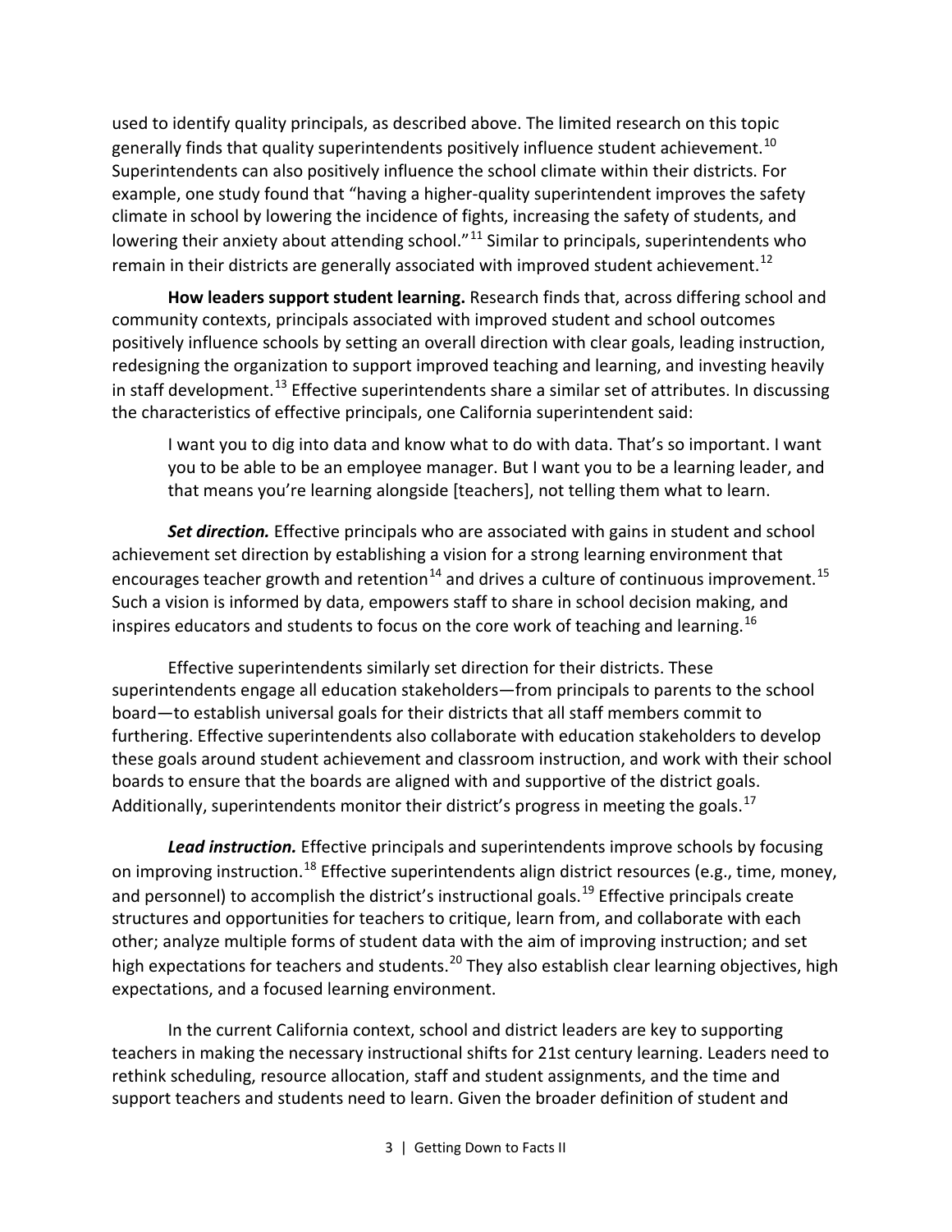used to identify quality principals, as described above. The limited research on this topic generally finds that quality superintendents positively influence student achievement.[10] Superintendents can also positively influence the school climate within their districts. For example, one study found that "having a higher-quality superintendent improves the safety climate in school by lowering the incidence of fights, increasing the safety of students, and lowering their anxiety about attending school."[11] Similar to principals, superintendents who remain in their districts are generally associated with improved student achievement.[12]

**How leaders support student learning.** Research finds that, across differing school and community contexts, principals associated with improved student and school outcomes positively influence schools by setting an overall direction with clear goals, leading instruction, redesigning the organization to support improved teaching and learning, and investing heavily in staff development.[13] Effective superintendents share a similar set of attributes. In discussing the characteristics of effective principals, one California superintendent said:

> I want you to dig into data and know what to do with data. That's so important. I want you to be able to be an employee manager. But I want you to be a learning leader, and that means you're learning alongside [teachers], not telling them what to learn.

***Set direction.*** Effective principals who are associated with gains in student and school achievement set direction by establishing a vision for a strong learning environment that encourages teacher growth and retention[14] and drives a culture of continuous improvement.[15] Such a vision is informed by data, empowers staff to share in school decision making, and inspires educators and students to focus on the core work of teaching and learning.[16]

Effective superintendents similarly set direction for their districts. These superintendents engage all education stakeholders—from principals to parents to the school board—to establish universal goals for their districts that all staff members commit to furthering. Effective superintendents also collaborate with education stakeholders to develop these goals around student achievement and classroom instruction, and work with their school boards to ensure that the boards are aligned with and supportive of the district goals. Additionally, superintendents monitor their district's progress in meeting the goals.[17]

***Lead instruction.*** Effective principals and superintendents improve schools by focusing on improving instruction.[18] Effective superintendents align district resources (e.g., time, money, and personnel) to accomplish the district's instructional goals.[19] Effective principals create structures and opportunities for teachers to critique, learn from, and collaborate with each other; analyze multiple forms of student data with the aim of improving instruction; and set high expectations for teachers and students.[20] They also establish clear learning objectives, high expectations, and a focused learning environment.

In the current California context, school and district leaders are key to supporting teachers in making the necessary instructional shifts for 21st century learning. Leaders need to rethink scheduling, resource allocation, staff and student assignments, and the time and support teachers and students need to learn. Given the broader definition of student and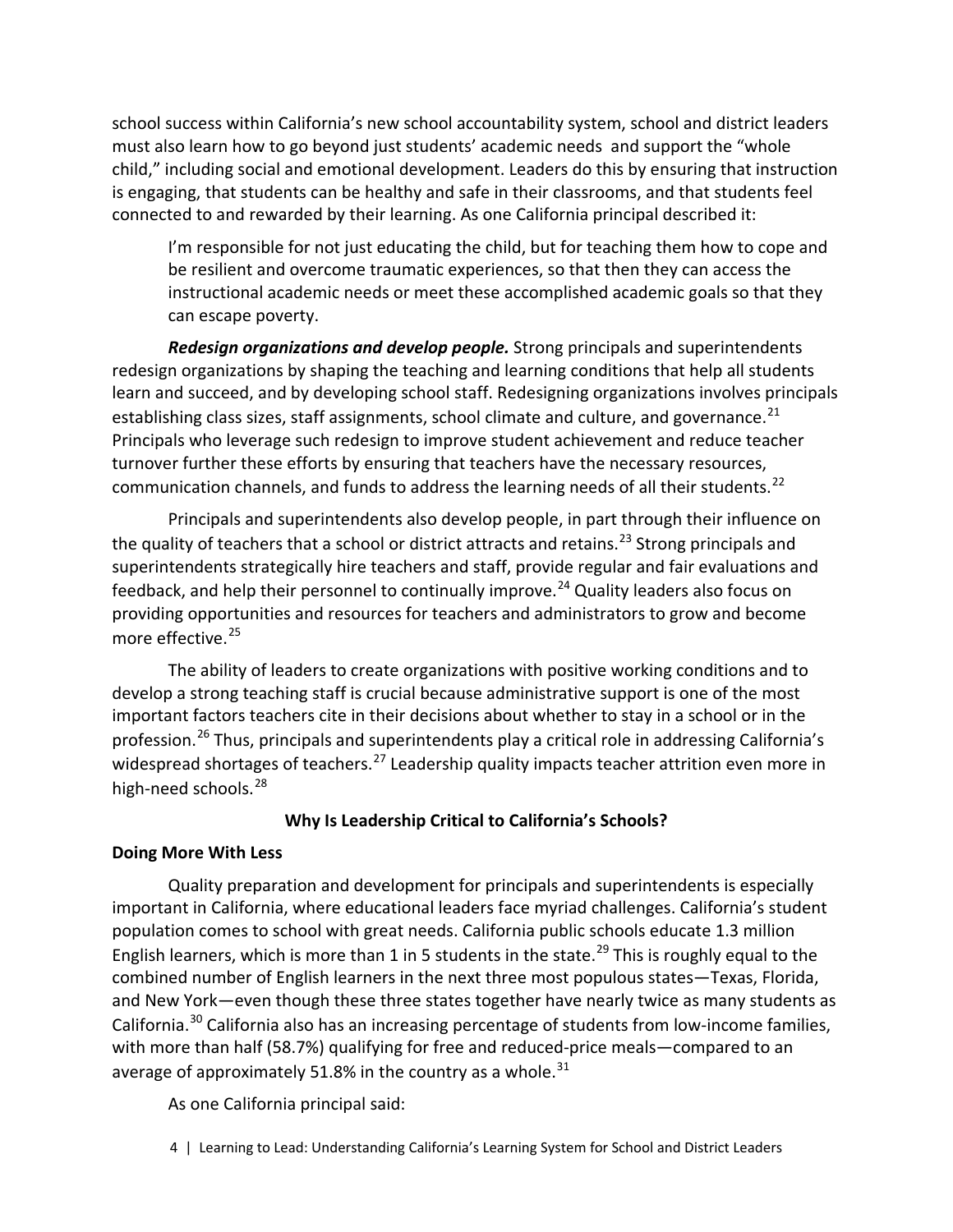school success within California's new school accountability system, school and district leaders must also learn how to go beyond just students' academic needs and support the "whole child," including social and emotional development. Leaders do this by ensuring that instruction is engaging, that students can be healthy and safe in their classrooms, and that students feel connected to and rewarded by their learning. As one California principal described it:

> I'm responsible for not just educating the child, but for teaching them how to cope and be resilient and overcome traumatic experiences, so that then they can access the instructional academic needs or meet these accomplished academic goals so that they can escape poverty.

***Redesign organizations and develop people.*** Strong principals and superintendents redesign organizations by shaping the teaching and learning conditions that help all students learn and succeed, and by developing school staff. Redesigning organizations involves principals establishing class sizes, staff assignments, school climate and culture, and governance.[21] Principals who leverage such redesign to improve student achievement and reduce teacher turnover further these efforts by ensuring that teachers have the necessary resources, communication channels, and funds to address the learning needs of all their students.[22]

Principals and superintendents also develop people, in part through their influence on the quality of teachers that a school or district attracts and retains.[23] Strong principals and superintendents strategically hire teachers and staff, provide regular and fair evaluations and feedback, and help their personnel to continually improve.[24] Quality leaders also focus on providing opportunities and resources for teachers and administrators to grow and become more effective.[25]

The ability of leaders to create organizations with positive working conditions and to develop a strong teaching staff is crucial because administrative support is one of the most important factors teachers cite in their decisions about whether to stay in a school or in the profession.[26] Thus, principals and superintendents play a critical role in addressing California's widespread shortages of teachers.[27] Leadership quality impacts teacher attrition even more in high-need schools.[28]

## Why Is Leadership Critical to California's Schools?

### Doing More With Less

Quality preparation and development for principals and superintendents is especially important in California, where educational leaders face myriad challenges. California's student population comes to school with great needs. California public schools educate 1.3 million English learners, which is more than 1 in 5 students in the state.[29] This is roughly equal to the combined number of English learners in the next three most populous states—Texas, Florida, and New York—even though these three states together have nearly twice as many students as California.[30] California also has an increasing percentage of students from low-income families, with more than half (58.7%) qualifying for free and reduced-price meals—compared to an average of approximately 51.8% in the country as a whole.[31]

As one California principal said: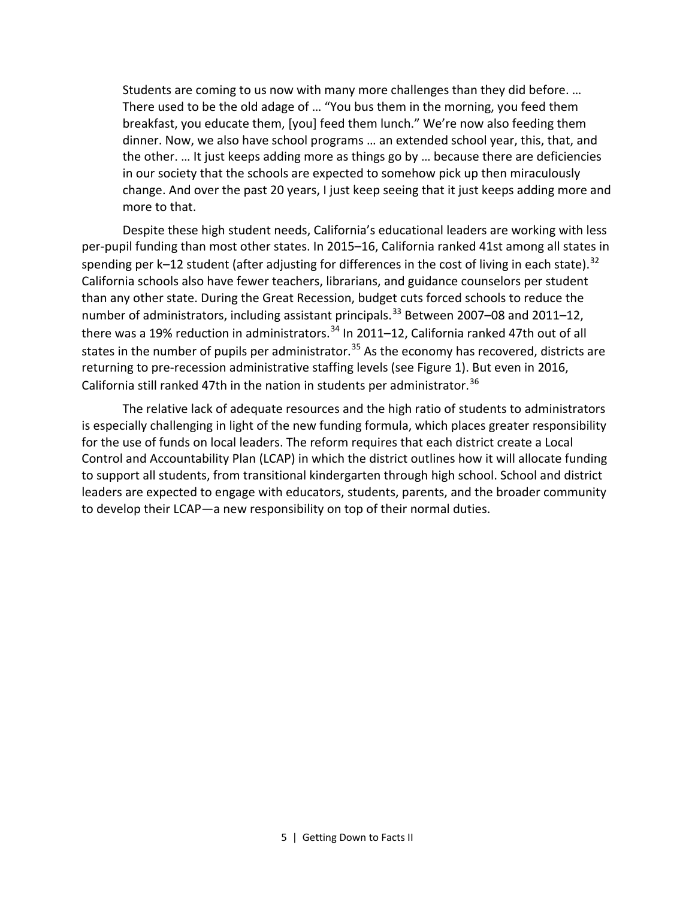> Students are coming to us now with many more challenges than they did before. … There used to be the old adage of … "You bus them in the morning, you feed them breakfast, you educate them, [you] feed them lunch." We're now also feeding them dinner. Now, we also have school programs … an extended school year, this, that, and the other. … It just keeps adding more as things go by … because there are deficiencies in our society that the schools are expected to somehow pick up then miraculously change. And over the past 20 years, I just keep seeing that it just keeps adding more and more to that.

Despite these high student needs, California's educational leaders are working with less per-pupil funding than most other states. In 2015–16, California ranked 41st among all states in spending per k–12 student (after adjusting for differences in the cost of living in each state).[32] California schools also have fewer teachers, librarians, and guidance counselors per student than any other state. During the Great Recession, budget cuts forced schools to reduce the number of administrators, including assistant principals.[33] Between 2007–08 and 2011–12, there was a 19% reduction in administrators.[34] In 2011–12, California ranked 47th out of all states in the number of pupils per administrator.[35] As the economy has recovered, districts are returning to pre-recession administrative staffing levels (see Figure 1). But even in 2016, California still ranked 47th in the nation in students per administrator.[36]

The relative lack of adequate resources and the high ratio of students to administrators is especially challenging in light of the new funding formula, which places greater responsibility for the use of funds on local leaders. The reform requires that each district create a Local Control and Accountability Plan (LCAP) in which the district outlines how it will allocate funding to support all students, from transitional kindergarten through high school. School and district leaders are expected to engage with educators, students, parents, and the broader community to develop their LCAP—a new responsibility on top of their normal duties.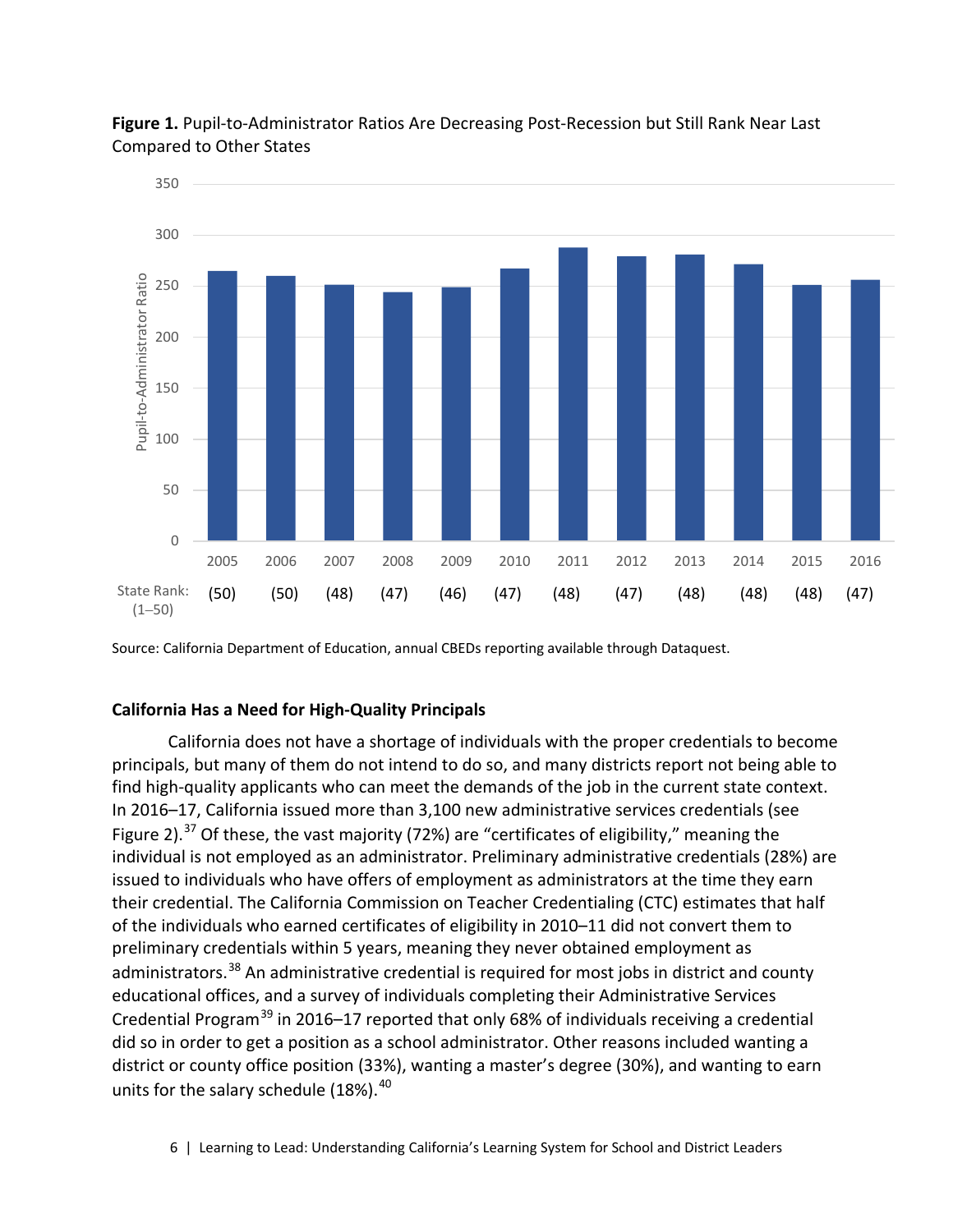**Figure 1.** Pupil-to-Administrator Ratios Are Decreasing Post-Recession but Still Rank Near Last Compared to Other States

| | 2005 | 2006 | 2007 | 2008 | 2009 | 2010 | 2011 | 2012 | 2013 | 2014 | 2015 | 2016 |
|---|---|---|---|---|---|---|---|---|---|---|---|---|
| State Rank: (1–50) | (50) | (50) | (48) | (47) | (46) | (47) | (48) | (47) | (48) | (48) | (48) | (47) |

Source: California Department of Education, annual CBEDs reporting available through Dataquest.

### California Has a Need for High-Quality Principals

California does not have a shortage of individuals with the proper credentials to become principals, but many of them do not intend to do so, and many districts report not being able to find high-quality applicants who can meet the demands of the job in the current state context. In 2016–17, California issued more than 3,100 new administrative services credentials (see Figure 2).[37] Of these, the vast majority (72%) are "certificates of eligibility," meaning the individual is not employed as an administrator. Preliminary administrative credentials (28%) are issued to individuals who have offers of employment as administrators at the time they earn their credential. The California Commission on Teacher Credentialing (CTC) estimates that half of the individuals who earned certificates of eligibility in 2010–11 did not convert them to preliminary credentials within 5 years, meaning they never obtained employment as administrators.[38] An administrative credential is required for most jobs in district and county educational offices, and a survey of individuals completing their Administrative Services Credential Program[39] in 2016–17 reported that only 68% of individuals receiving a credential did so in order to get a position as a school administrator. Other reasons included wanting a district or county office position (33%), wanting a master's degree (30%), and wanting to earn units for the salary schedule (18%).[40]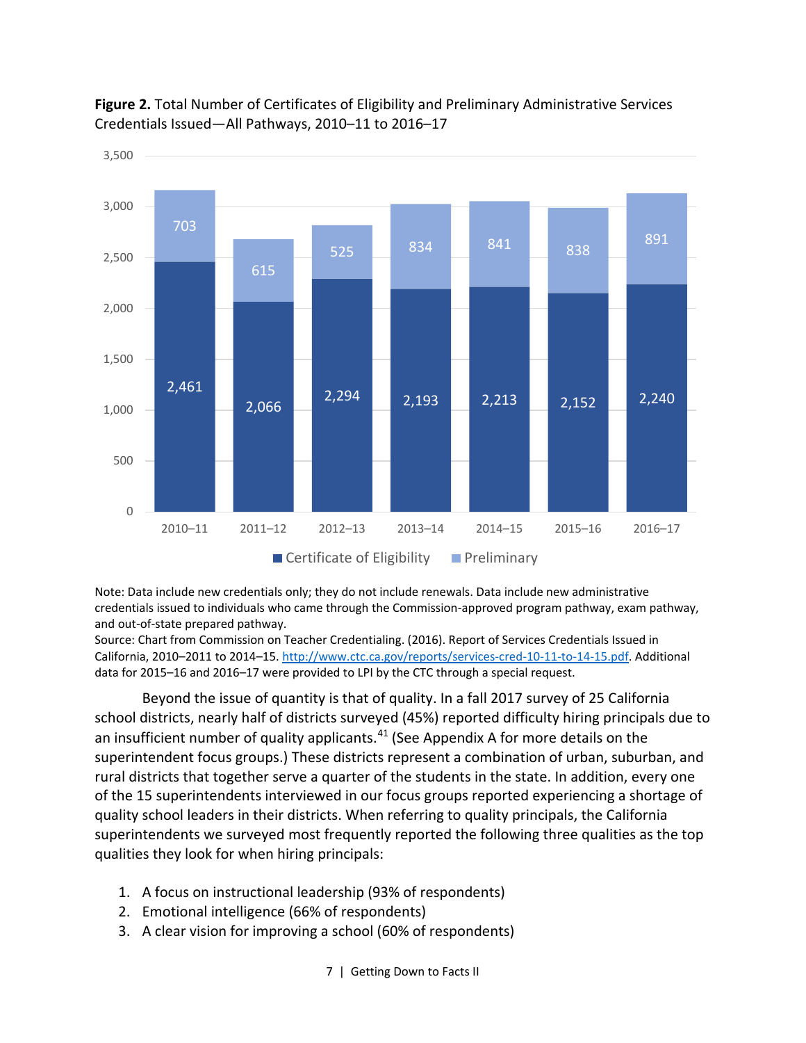**Figure 2.** Total Number of Certificates of Eligibility and Preliminary Administrative Services Credentials Issued—All Pathways, 2010–11 to 2016–17

| Year | Certificate of Eligibility | Preliminary |
|---|---|---|
| 2010–11 | 2,461 | 703 |
| 2011–12 | 2,066 | 615 |
| 2012–13 | 2,294 | 525 |
| 2013–14 | 2,193 | 834 |
| 2014–15 | 2,213 | 841 |
| 2015–16 | 2,152 | 838 |
| 2016–17 | 2,240 | 891 |

Note: Data include new credentials only; they do not include renewals. Data include new administrative credentials issued to individuals who came through the Commission-approved program pathway, exam pathway, and out-of-state prepared pathway.
Source: Chart from Commission on Teacher Credentialing. (2016). Report of Services Credentials Issued in California, 2010–2011 to 2014–15. http://www.ctc.ca.gov/reports/services-cred-10-11-to-14-15.pdf. Additional data for 2015–16 and 2016–17 were provided to LPI by the CTC through a special request.

Beyond the issue of quantity is that of quality. In a fall 2017 survey of 25 California school districts, nearly half of districts surveyed (45%) reported difficulty hiring principals due to an insufficient number of quality applicants.[41] (See Appendix A for more details on the superintendent focus groups.) These districts represent a combination of urban, suburban, and rural districts that together serve a quarter of the students in the state. In addition, every one of the 15 superintendents interviewed in our focus groups reported experiencing a shortage of quality school leaders in their districts. When referring to quality principals, the California superintendents we surveyed most frequently reported the following three qualities as the top qualities they look for when hiring principals:

1. A focus on instructional leadership (93% of respondents)
2. Emotional intelligence (66% of respondents)
3. A clear vision for improving a school (60% of respondents)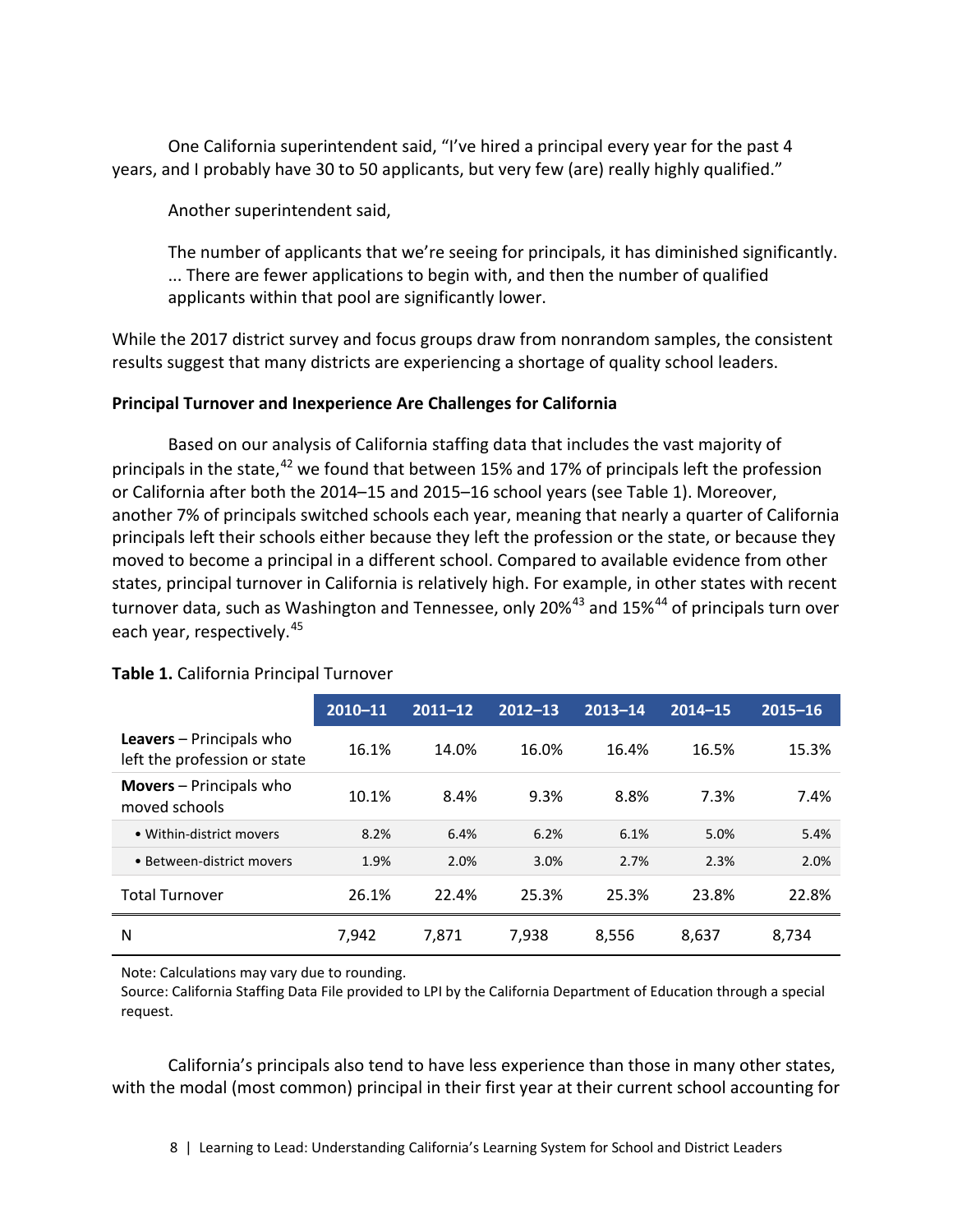One California superintendent said, “I’ve hired a principal every year for the past 4 years, and I probably have 30 to 50 applicants, but very few (are) really highly qualified.”

Another superintendent said,

> The number of applicants that we’re seeing for principals, it has diminished significantly. ... There are fewer applications to begin with, and then the number of qualified applicants within that pool are significantly lower.

While the 2017 district survey and focus groups draw from nonrandom samples, the consistent results suggest that many districts are experiencing a shortage of quality school leaders.

**Principal Turnover and Inexperience Are Challenges for California**

Based on our analysis of California staffing data that includes the vast majority of principals in the state,[42] we found that between 15% and 17% of principals left the profession or California after both the 2014–15 and 2015–16 school years (see Table 1). Moreover, another 7% of principals switched schools each year, meaning that nearly a quarter of California principals left their schools either because they left the profession or the state, or because they moved to become a principal in a different school. Compared to available evidence from other states, principal turnover in California is relatively high. For example, in other states with recent turnover data, such as Washington and Tennessee, only 20%[43] and 15%[44] of principals turn over each year, respectively.[45]

**Table 1.** California Principal Turnover

| | 2010–11 | 2011–12 | 2012–13 | 2013–14 | 2014–15 | 2015–16 |
|---|---|---|---|---|---|---|
| **Leavers** – Principals who left the profession or state | 16.1% | 14.0% | 16.0% | 16.4% | 16.5% | 15.3% |
| **Movers** – Principals who moved schools | 10.1% | 8.4% | 9.3% | 8.8% | 7.3% | 7.4% |
| • Within-district movers | 8.2% | 6.4% | 6.2% | 6.1% | 5.0% | 5.4% |
| • Between-district movers | 1.9% | 2.0% | 3.0% | 2.7% | 2.3% | 2.0% |
| Total Turnover | 26.1% | 22.4% | 25.3% | 25.3% | 23.8% | 22.8% |
| N | 7,942 | 7,871 | 7,938 | 8,556 | 8,637 | 8,734 |

Note: Calculations may vary due to rounding.
Source: California Staffing Data File provided to LPI by the California Department of Education through a special request.

California’s principals also tend to have less experience than those in many other states, with the modal (most common) principal in their first year at their current school accounting for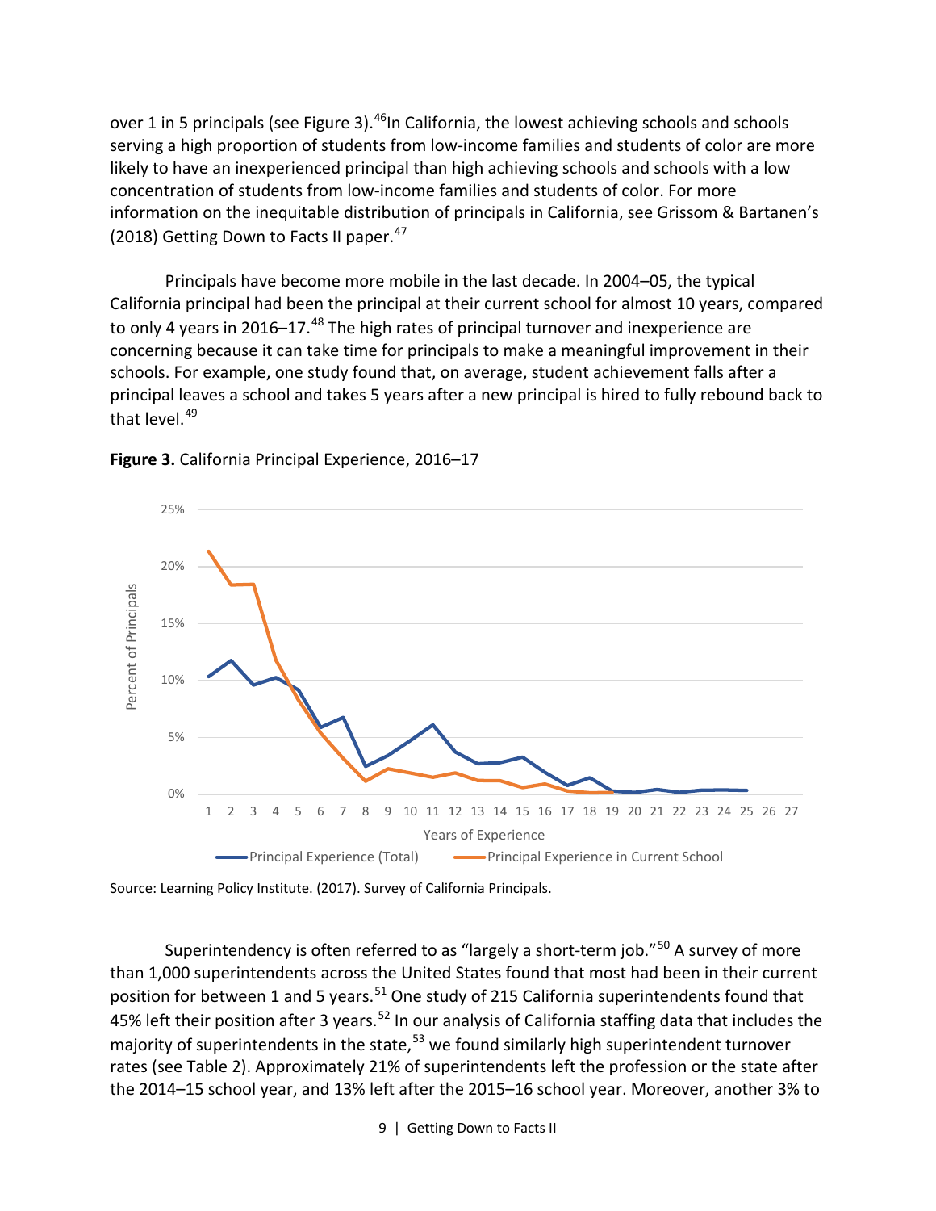over 1 in 5 principals (see Figure 3).[46] In California, the lowest achieving schools and schools serving a high proportion of students from low-income families and students of color are more likely to have an inexperienced principal than high achieving schools and schools with a low concentration of students from low-income families and students of color. For more information on the inequitable distribution of principals in California, see Grissom & Bartanen's (2018) Getting Down to Facts II paper.[47]

Principals have become more mobile in the last decade. In 2004–05, the typical California principal had been the principal at their current school for almost 10 years, compared to only 4 years in 2016–17.[48] The high rates of principal turnover and inexperience are concerning because it can take time for principals to make a meaningful improvement in their schools. For example, one study found that, on average, student achievement falls after a principal leaves a school and takes 5 years after a new principal is hired to fully rebound back to that level.[49]

**Figure 3.** California Principal Experience, 2016–17

Source: Learning Policy Institute. (2017). Survey of California Principals.

Superintendency is often referred to as "largely a short-term job."[50] A survey of more than 1,000 superintendents across the United States found that most had been in their current position for between 1 and 5 years.[51] One study of 215 California superintendents found that 45% left their position after 3 years.[52] In our analysis of California staffing data that includes the majority of superintendents in the state,[53] we found similarly high superintendent turnover rates (see Table 2). Approximately 21% of superintendents left the profession or the state after the 2014–15 school year, and 13% left after the 2015–16 school year. Moreover, another 3% to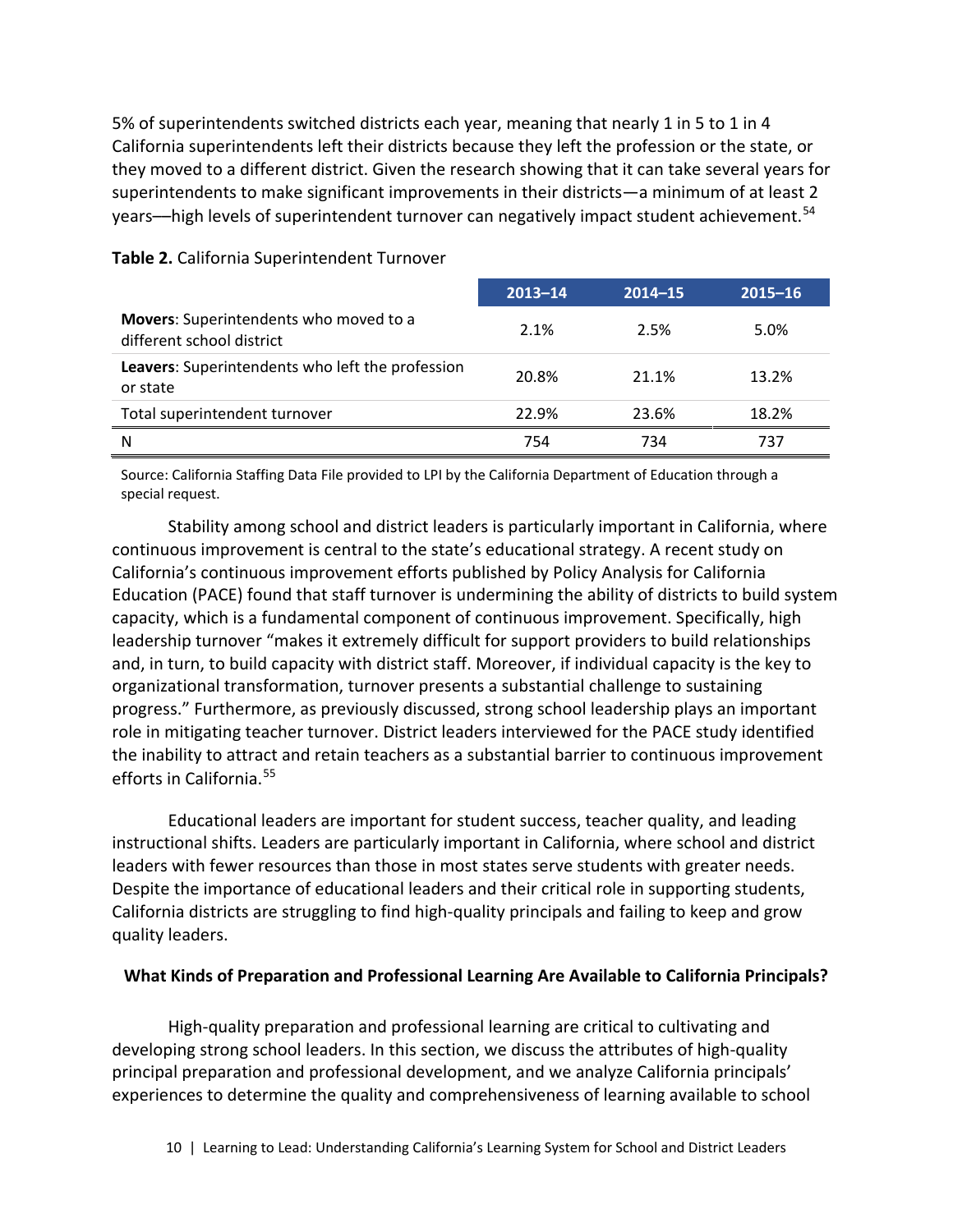5% of superintendents switched districts each year, meaning that nearly 1 in 5 to 1 in 4 California superintendents left their districts because they left the profession or the state, or they moved to a different district. Given the research showing that it can take several years for superintendents to make significant improvements in their districts—a minimum of at least 2 years—high levels of superintendent turnover can negatively impact student achievement.[54]

**Table 2.** California Superintendent Turnover

| | 2013–14 | 2014–15 | 2015–16 |
|---|---|---|---|
| **Movers**: Superintendents who moved to a different school district | 2.1% | 2.5% | 5.0% |
| **Leavers**: Superintendents who left the profession or state | 20.8% | 21.1% | 13.2% |
| Total superintendent turnover | 22.9% | 23.6% | 18.2% |
| N | 754 | 734 | 737 |

Source: California Staffing Data File provided to LPI by the California Department of Education through a special request.

Stability among school and district leaders is particularly important in California, where continuous improvement is central to the state's educational strategy. A recent study on California's continuous improvement efforts published by Policy Analysis for California Education (PACE) found that staff turnover is undermining the ability of districts to build system capacity, which is a fundamental component of continuous improvement. Specifically, high leadership turnover "makes it extremely difficult for support providers to build relationships and, in turn, to build capacity with district staff. Moreover, if individual capacity is the key to organizational transformation, turnover presents a substantial challenge to sustaining progress." Furthermore, as previously discussed, strong school leadership plays an important role in mitigating teacher turnover. District leaders interviewed for the PACE study identified the inability to attract and retain teachers as a substantial barrier to continuous improvement efforts in California.[55]

Educational leaders are important for student success, teacher quality, and leading instructional shifts. Leaders are particularly important in California, where school and district leaders with fewer resources than those in most states serve students with greater needs. Despite the importance of educational leaders and their critical role in supporting students, California districts are struggling to find high-quality principals and failing to keep and grow quality leaders.

### What Kinds of Preparation and Professional Learning Are Available to California Principals?

High-quality preparation and professional learning are critical to cultivating and developing strong school leaders. In this section, we discuss the attributes of high-quality principal preparation and professional development, and we analyze California principals' experiences to determine the quality and comprehensiveness of learning available to school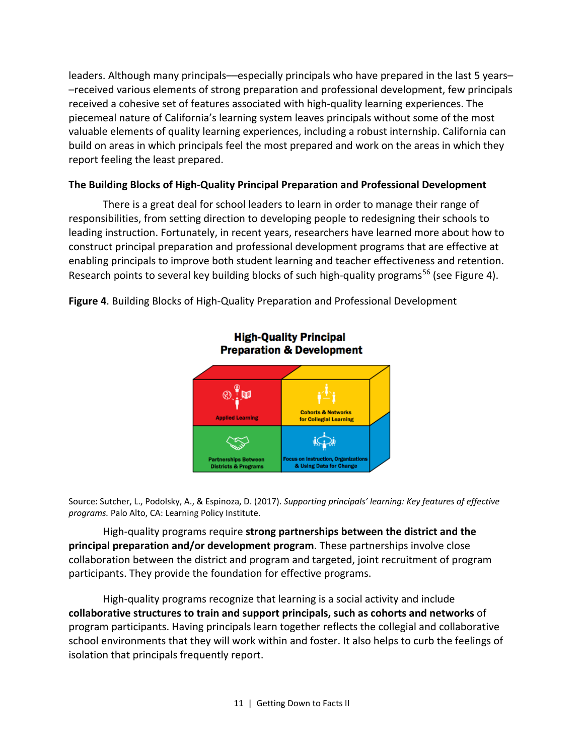leaders. Although many principals—especially principals who have prepared in the last 5 years––received various elements of strong preparation and professional development, few principals received a cohesive set of features associated with high-quality learning experiences. The piecemeal nature of California's learning system leaves principals without some of the most valuable elements of quality learning experiences, including a robust internship. California can build on areas in which principals feel the most prepared and work on the areas in which they report feeling the least prepared.

### The Building Blocks of High-Quality Principal Preparation and Professional Development

There is a great deal for school leaders to learn in order to manage their range of responsibilities, from setting direction to developing people to redesigning their schools to leading instruction. Fortunately, in recent years, researchers have learned more about how to construct principal preparation and professional development programs that are effective at enabling principals to improve both student learning and teacher effectiveness and retention. Research points to several key building blocks of such high-quality programs[56] (see Figure 4).

**Figure 4**. Building Blocks of High-Quality Preparation and Professional Development

**High-Quality Principal Preparation & Development**

Applied Learning

Cohorts & Networks for Collegial Learning

Partnerships Between Districts & Programs

Focus on Instruction, Organizations & Using Data for Change

Source: Sutcher, L., Podolsky, A., & Espinoza, D. (2017). *Supporting principals' learning: Key features of effective programs.* Palo Alto, CA: Learning Policy Institute.

High-quality programs require **strong partnerships between the district and the principal preparation and/or development program**. These partnerships involve close collaboration between the district and program and targeted, joint recruitment of program participants. They provide the foundation for effective programs.

High-quality programs recognize that learning is a social activity and include **collaborative structures to train and support principals, such as cohorts and networks** of program participants. Having principals learn together reflects the collegial and collaborative school environments that they will work within and foster. It also helps to curb the feelings of isolation that principals frequently report.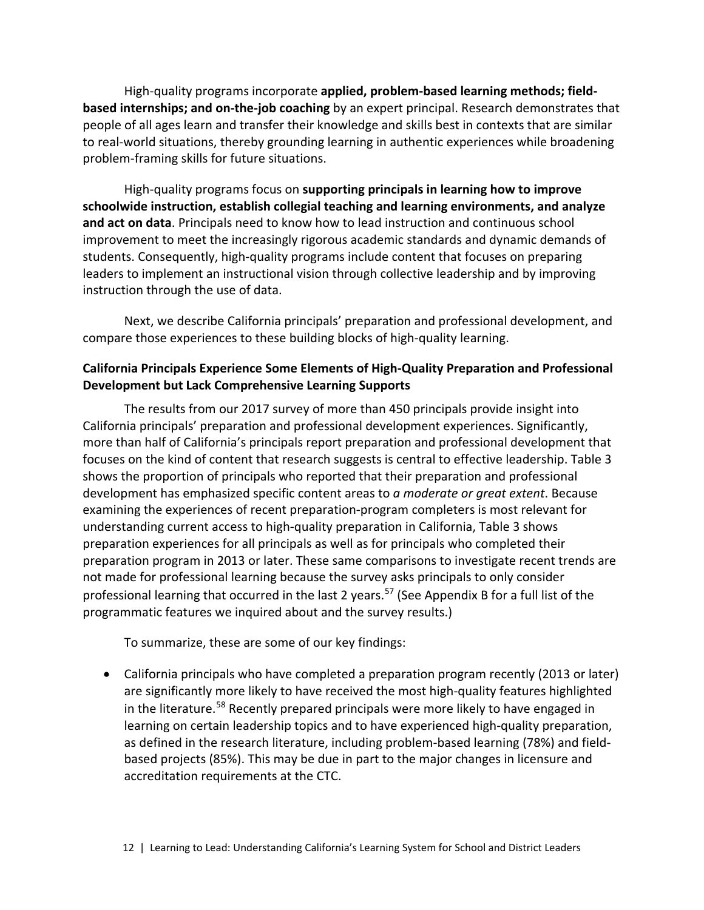High-quality programs incorporate **applied, problem-based learning methods; field-based internships; and on-the-job coaching** by an expert principal. Research demonstrates that people of all ages learn and transfer their knowledge and skills best in contexts that are similar to real-world situations, thereby grounding learning in authentic experiences while broadening problem-framing skills for future situations.

High-quality programs focus on **supporting principals in learning how to improve schoolwide instruction, establish collegial teaching and learning environments, and analyze and act on data**. Principals need to know how to lead instruction and continuous school improvement to meet the increasingly rigorous academic standards and dynamic demands of students. Consequently, high-quality programs include content that focuses on preparing leaders to implement an instructional vision through collective leadership and by improving instruction through the use of data.

Next, we describe California principals' preparation and professional development, and compare those experiences to these building blocks of high-quality learning.

**California Principals Experience Some Elements of High-Quality Preparation and Professional Development but Lack Comprehensive Learning Supports**

The results from our 2017 survey of more than 450 principals provide insight into California principals' preparation and professional development experiences. Significantly, more than half of California's principals report preparation and professional development that focuses on the kind of content that research suggests is central to effective leadership. Table 3 shows the proportion of principals who reported that their preparation and professional development has emphasized specific content areas to *a moderate or great extent*. Because examining the experiences of recent preparation-program completers is most relevant for understanding current access to high-quality preparation in California, Table 3 shows preparation experiences for all principals as well as for principals who completed their preparation program in 2013 or later. These same comparisons to investigate recent trends are not made for professional learning because the survey asks principals to only consider professional learning that occurred in the last 2 years.[57] (See Appendix B for a full list of the programmatic features we inquired about and the survey results.)

To summarize, these are some of our key findings:

- California principals who have completed a preparation program recently (2013 or later) are significantly more likely to have received the most high-quality features highlighted in the literature.[58] Recently prepared principals were more likely to have engaged in learning on certain leadership topics and to have experienced high-quality preparation, as defined in the research literature, including problem-based learning (78%) and field-based projects (85%). This may be due in part to the major changes in licensure and accreditation requirements at the CTC.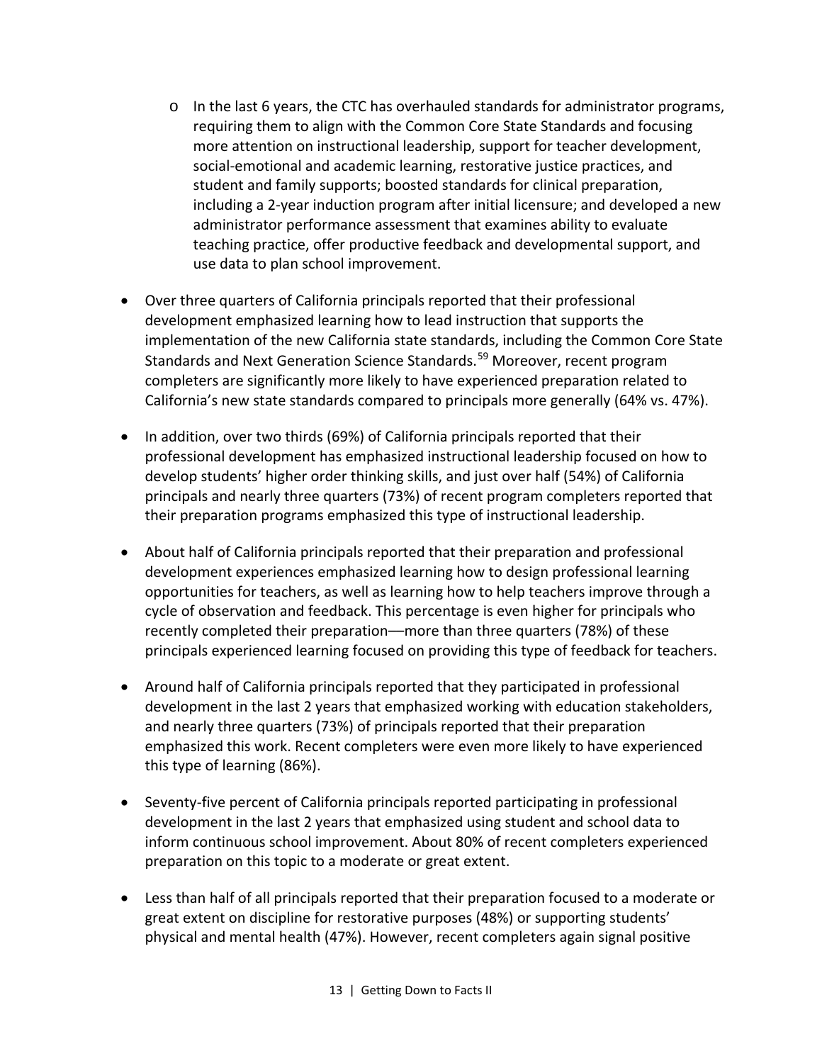- In the last 6 years, the CTC has overhauled standards for administrator programs, requiring them to align with the Common Core State Standards and focusing more attention on instructional leadership, support for teacher development, social-emotional and academic learning, restorative justice practices, and student and family supports; boosted standards for clinical preparation, including a 2-year induction program after initial licensure; and developed a new administrator performance assessment that examines ability to evaluate teaching practice, offer productive feedback and developmental support, and use data to plan school improvement.

- Over three quarters of California principals reported that their professional development emphasized learning how to lead instruction that supports the implementation of the new California state standards, including the Common Core State Standards and Next Generation Science Standards.[59] Moreover, recent program completers are significantly more likely to have experienced preparation related to California's new state standards compared to principals more generally (64% vs. 47%).

- In addition, over two thirds (69%) of California principals reported that their professional development has emphasized instructional leadership focused on how to develop students' higher order thinking skills, and just over half (54%) of California principals and nearly three quarters (73%) of recent program completers reported that their preparation programs emphasized this type of instructional leadership.

- About half of California principals reported that their preparation and professional development experiences emphasized learning how to design professional learning opportunities for teachers, as well as learning how to help teachers improve through a cycle of observation and feedback. This percentage is even higher for principals who recently completed their preparation—more than three quarters (78%) of these principals experienced learning focused on providing this type of feedback for teachers.

- Around half of California principals reported that they participated in professional development in the last 2 years that emphasized working with education stakeholders, and nearly three quarters (73%) of principals reported that their preparation emphasized this work. Recent completers were even more likely to have experienced this type of learning (86%).

- Seventy-five percent of California principals reported participating in professional development in the last 2 years that emphasized using student and school data to inform continuous school improvement. About 80% of recent completers experienced preparation on this topic to a moderate or great extent.

- Less than half of all principals reported that their preparation focused to a moderate or great extent on discipline for restorative purposes (48%) or supporting students' physical and mental health (47%). However, recent completers again signal positive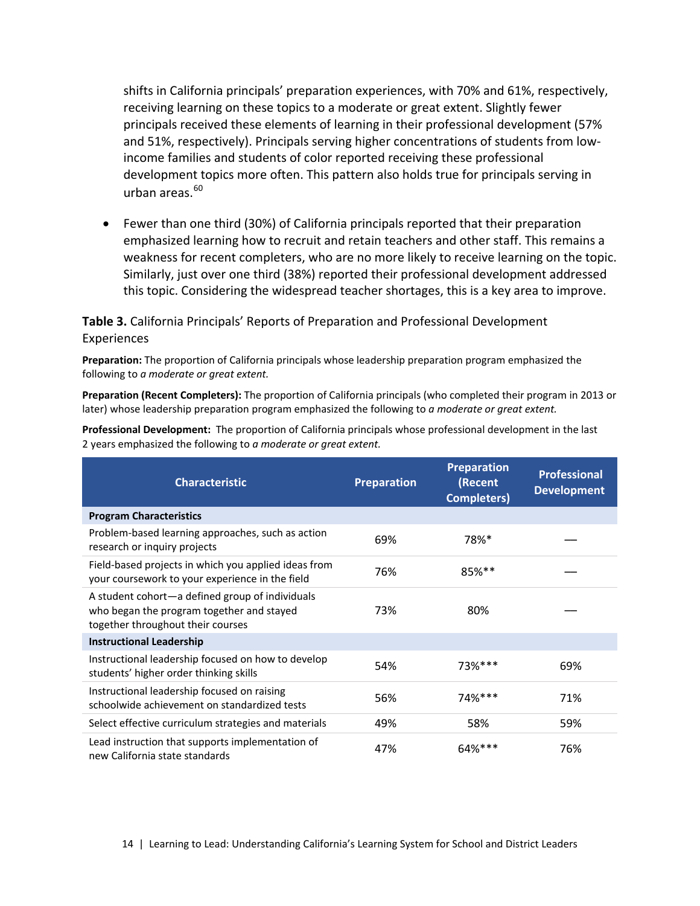shifts in California principals' preparation experiences, with 70% and 61%, respectively, receiving learning on these topics to a moderate or great extent. Slightly fewer principals received these elements of learning in their professional development (57% and 51%, respectively). Principals serving higher concentrations of students from low-income families and students of color reported receiving these professional development topics more often. This pattern also holds true for principals serving in urban areas.[60]

- Fewer than one third (30%) of California principals reported that their preparation emphasized learning how to recruit and retain teachers and other staff. This remains a weakness for recent completers, who are no more likely to receive learning on the topic. Similarly, just over one third (38%) reported their professional development addressed this topic. Considering the widespread teacher shortages, this is a key area to improve.

**Table 3.** California Principals' Reports of Preparation and Professional Development Experiences

**Preparation:** The proportion of California principals whose leadership preparation program emphasized the following to *a moderate or great extent.*

**Preparation (Recent Completers):** The proportion of California principals (who completed their program in 2013 or later) whose leadership preparation program emphasized the following to *a moderate or great extent.*

**Professional Development:** The proportion of California principals whose professional development in the last 2 years emphasized the following to *a moderate or great extent.*

| Characteristic | Preparation | Preparation (Recent Completers) | Professional Development |
|---|---|---|---|
| **Program Characteristics** | | | |
| Problem-based learning approaches, such as action research or inquiry projects | 69% | 78%* | — |
| Field-based projects in which you applied ideas from your coursework to your experience in the field | 76% | 85%** | — |
| A student cohort—a defined group of individuals who began the program together and stayed together throughout their courses | 73% | 80% | — |
| **Instructional Leadership** | | | |
| Instructional leadership focused on how to develop students' higher order thinking skills | 54% | 73%*** | 69% |
| Instructional leadership focused on raising schoolwide achievement on standardized tests | 56% | 74%*** | 71% |
| Select effective curriculum strategies and materials | 49% | 58% | 59% |
| Lead instruction that supports implementation of new California state standards | 47% | 64%*** | 76% |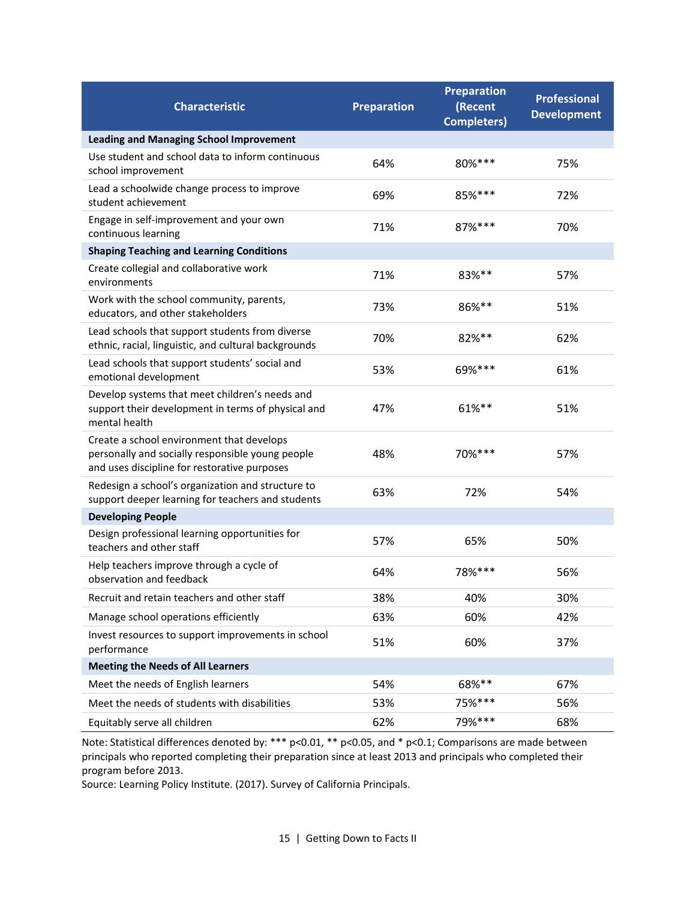| Characteristic | Preparation | Preparation (Recent Completers) | Professional Development |
|---|---|---|---|
| **Leading and Managing School Improvement** | | | |
| Use student and school data to inform continuous school improvement | 64% | 80%*** | 75% |
| Lead a schoolwide change process to improve student achievement | 69% | 85%*** | 72% |
| Engage in self-improvement and your own continuous learning | 71% | 87%*** | 70% |
| **Shaping Teaching and Learning Conditions** | | | |
| Create collegial and collaborative work environments | 71% | 83%** | 57% |
| Work with the school community, parents, educators, and other stakeholders | 73% | 86%** | 51% |
| Lead schools that support students from diverse ethnic, racial, linguistic, and cultural backgrounds | 70% | 82%** | 62% |
| Lead schools that support students' social and emotional development | 53% | 69%*** | 61% |
| Develop systems that meet children's needs and support their development in terms of physical and mental health | 47% | 61%** | 51% |
| Create a school environment that develops personally and socially responsible young people and uses discipline for restorative purposes | 48% | 70%*** | 57% |
| Redesign a school's organization and structure to support deeper learning for teachers and students | 63% | 72% | 54% |
| **Developing People** | | | |
| Design professional learning opportunities for teachers and other staff | 57% | 65% | 50% |
| Help teachers improve through a cycle of observation and feedback | 64% | 78%*** | 56% |
| Recruit and retain teachers and other staff | 38% | 40% | 30% |
| Manage school operations efficiently | 63% | 60% | 42% |
| Invest resources to support improvements in school performance | 51% | 60% | 37% |
| **Meeting the Needs of All Learners** | | | |
| Meet the needs of English learners | 54% | 68%** | 67% |
| Meet the needs of students with disabilities | 53% | 75%*** | 56% |
| Equitably serve all children | 62% | 79%*** | 68% |

Note: Statistical differences denoted by: *** $p<0.01$, ** $p<0.05$, and * $p<0.1$; Comparisons are made between principals who reported completing their preparation since at least 2013 and principals who completed their program before 2013.
Source: Learning Policy Institute. (2017). Survey of California Principals.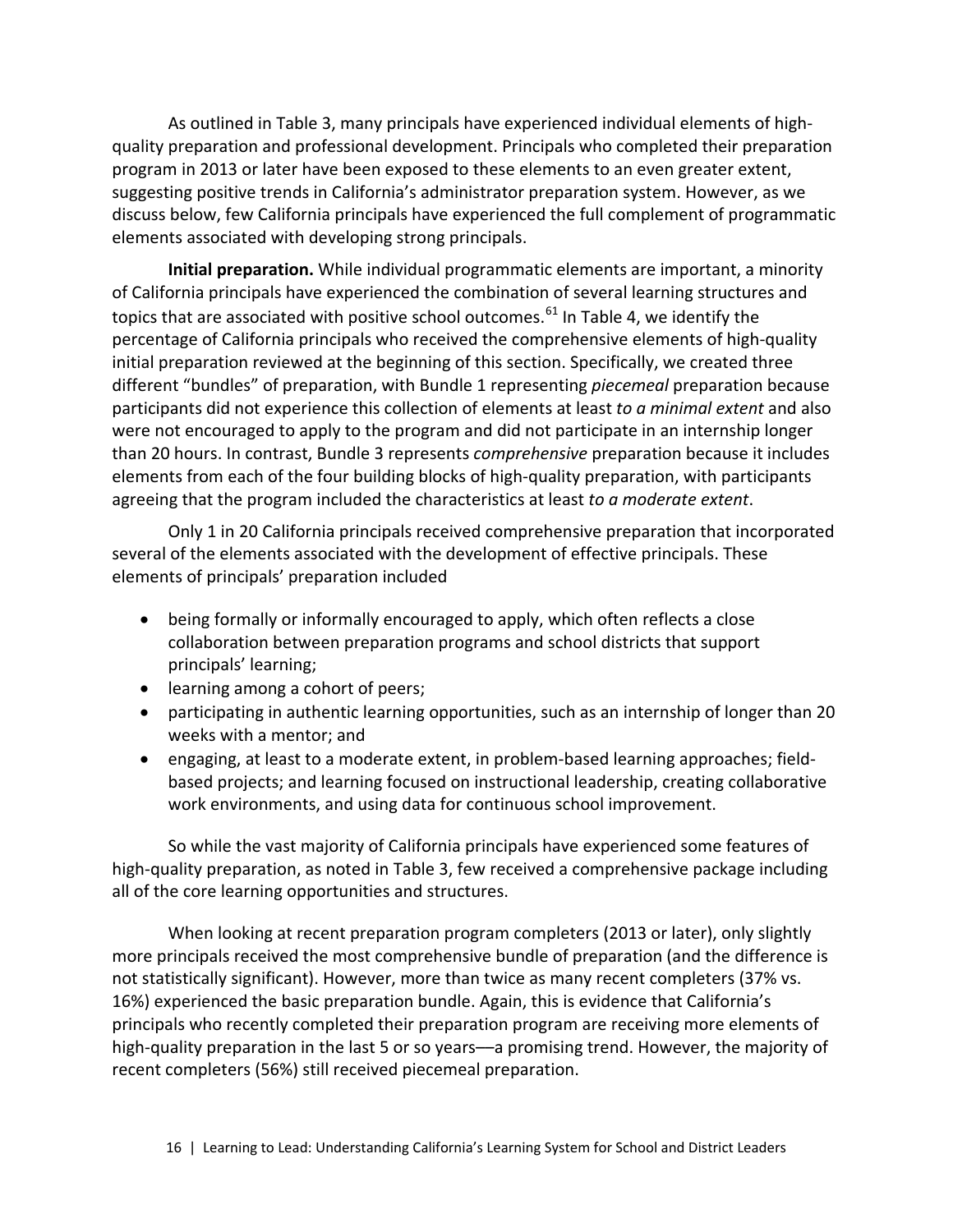As outlined in Table 3, many principals have experienced individual elements of high-quality preparation and professional development. Principals who completed their preparation program in 2013 or later have been exposed to these elements to an even greater extent, suggesting positive trends in California's administrator preparation system. However, as we discuss below, few California principals have experienced the full complement of programmatic elements associated with developing strong principals.

**Initial preparation.** While individual programmatic elements are important, a minority of California principals have experienced the combination of several learning structures and topics that are associated with positive school outcomes.[61] In Table 4, we identify the percentage of California principals who received the comprehensive elements of high-quality initial preparation reviewed at the beginning of this section. Specifically, we created three different "bundles" of preparation, with Bundle 1 representing *piecemeal* preparation because participants did not experience this collection of elements at least *to a minimal extent* and also were not encouraged to apply to the program and did not participate in an internship longer than 20 hours. In contrast, Bundle 3 represents *comprehensive* preparation because it includes elements from each of the four building blocks of high-quality preparation, with participants agreeing that the program included the characteristics at least *to a moderate extent*.

Only 1 in 20 California principals received comprehensive preparation that incorporated several of the elements associated with the development of effective principals. These elements of principals' preparation included

- being formally or informally encouraged to apply, which often reflects a close collaboration between preparation programs and school districts that support principals' learning;
- learning among a cohort of peers;
- participating in authentic learning opportunities, such as an internship of longer than 20 weeks with a mentor; and
- engaging, at least to a moderate extent, in problem-based learning approaches; field-based projects; and learning focused on instructional leadership, creating collaborative work environments, and using data for continuous school improvement.

So while the vast majority of California principals have experienced some features of high-quality preparation, as noted in Table 3, few received a comprehensive package including all of the core learning opportunities and structures.

When looking at recent preparation program completers (2013 or later), only slightly more principals received the most comprehensive bundle of preparation (and the difference is not statistically significant). However, more than twice as many recent completers (37% vs. 16%) experienced the basic preparation bundle. Again, this is evidence that California's principals who recently completed their preparation program are receiving more elements of high-quality preparation in the last 5 or so years—a promising trend. However, the majority of recent completers (56%) still received piecemeal preparation.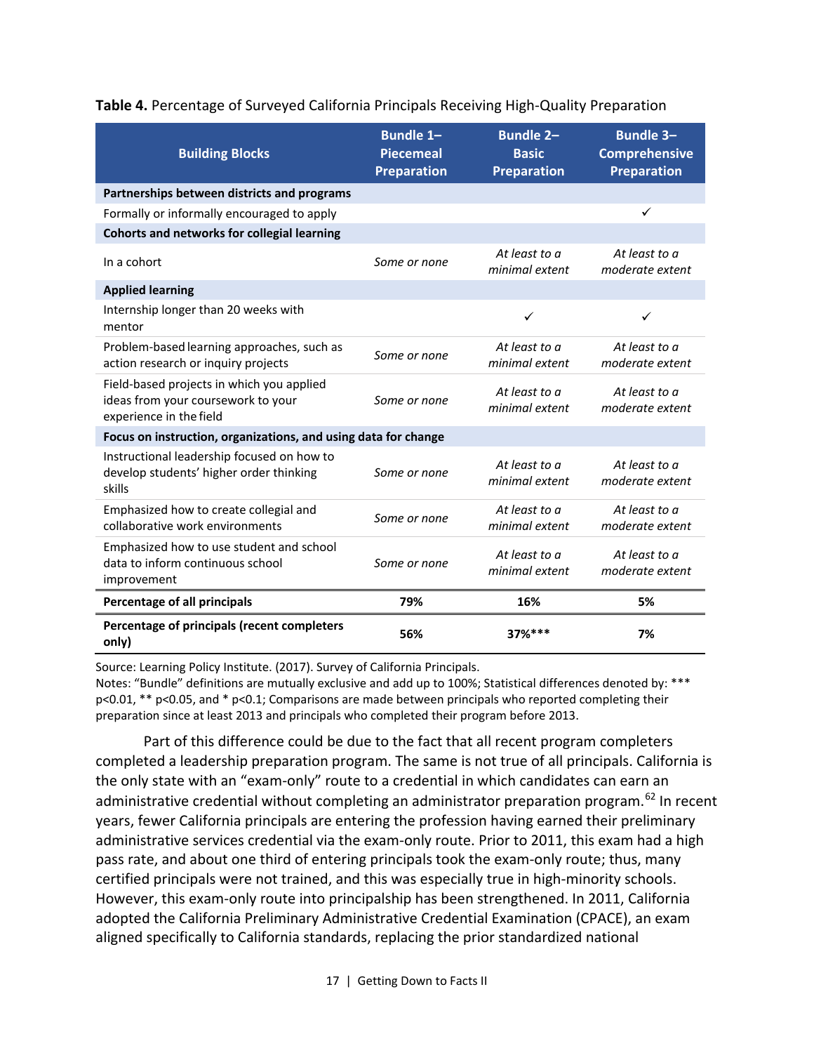**Table 4.** Percentage of Surveyed California Principals Receiving High-Quality Preparation

| Building Blocks | Bundle 1– Piecemeal Preparation | Bundle 2– Basic Preparation | Bundle 3– Comprehensive Preparation |
|---|---|---|---|
| **Partnerships between districts and programs** | | | |
| Formally or informally encouraged to apply | | | ✓ |
| **Cohorts and networks for collegial learning** | | | |
| In a cohort | *Some or none* | *At least to a minimal extent* | *At least to a moderate extent* |
| **Applied learning** | | | |
| Internship longer than 20 weeks with mentor | | ✓ | ✓ |
| Problem-based learning approaches, such as action research or inquiry projects | *Some or none* | *At least to a minimal extent* | *At least to a moderate extent* |
| Field-based projects in which you applied ideas from your coursework to your experience in the field | *Some or none* | *At least to a minimal extent* | *At least to a moderate extent* |
| **Focus on instruction, organizations, and using data for change** | | | |
| Instructional leadership focused on how to develop students' higher order thinking skills | *Some or none* | *At least to a minimal extent* | *At least to a moderate extent* |
| Emphasized how to create collegial and collaborative work environments | *Some or none* | *At least to a minimal extent* | *At least to a moderate extent* |
| Emphasized how to use student and school data to inform continuous school improvement | *Some or none* | *At least to a minimal extent* | *At least to a moderate extent* |
| **Percentage of all principals** | **79%** | **16%** | **5%** |
| **Percentage of principals (recent completers only)** | **56%** | **37%*** ** | **7%** |

Source: Learning Policy Institute. (2017). Survey of California Principals.
Notes: "Bundle" definitions are mutually exclusive and add up to 100%; Statistical differences denoted by: *** p<0.01, ** p<0.05, and * p<0.1; Comparisons are made between principals who reported completing their preparation since at least 2013 and principals who completed their program before 2013.

Part of this difference could be due to the fact that all recent program completers completed a leadership preparation program. The same is not true of all principals. California is the only state with an "exam-only" route to a credential in which candidates can earn an administrative credential without completing an administrator preparation program.[62] In recent years, fewer California principals are entering the profession having earned their preliminary administrative services credential via the exam-only route. Prior to 2011, this exam had a high pass rate, and about one third of entering principals took the exam-only route; thus, many certified principals were not trained, and this was especially true in high-minority schools. However, this exam-only route into principalship has been strengthened. In 2011, California adopted the California Preliminary Administrative Credential Examination (CPACE), an exam aligned specifically to California standards, replacing the prior standardized national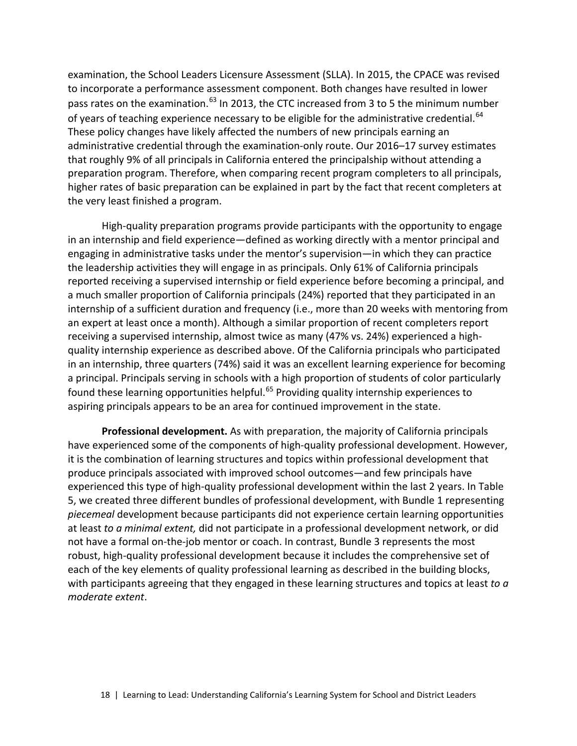examination, the School Leaders Licensure Assessment (SLLA). In 2015, the CPACE was revised to incorporate a performance assessment component. Both changes have resulted in lower pass rates on the examination.[63] In 2013, the CTC increased from 3 to 5 the minimum number of years of teaching experience necessary to be eligible for the administrative credential.[64] These policy changes have likely affected the numbers of new principals earning an administrative credential through the examination-only route. Our 2016–17 survey estimates that roughly 9% of all principals in California entered the principalship without attending a preparation program. Therefore, when comparing recent program completers to all principals, higher rates of basic preparation can be explained in part by the fact that recent completers at the very least finished a program.

High-quality preparation programs provide participants with the opportunity to engage in an internship and field experience—defined as working directly with a mentor principal and engaging in administrative tasks under the mentor's supervision—in which they can practice the leadership activities they will engage in as principals. Only 61% of California principals reported receiving a supervised internship or field experience before becoming a principal, and a much smaller proportion of California principals (24%) reported that they participated in an internship of a sufficient duration and frequency (i.e., more than 20 weeks with mentoring from an expert at least once a month). Although a similar proportion of recent completers report receiving a supervised internship, almost twice as many (47% vs. 24%) experienced a high-quality internship experience as described above. Of the California principals who participated in an internship, three quarters (74%) said it was an excellent learning experience for becoming a principal. Principals serving in schools with a high proportion of students of color particularly found these learning opportunities helpful.[65] Providing quality internship experiences to aspiring principals appears to be an area for continued improvement in the state.

**Professional development.** As with preparation, the majority of California principals have experienced some of the components of high-quality professional development. However, it is the combination of learning structures and topics within professional development that produce principals associated with improved school outcomes—and few principals have experienced this type of high-quality professional development within the last 2 years. In Table 5, we created three different bundles of professional development, with Bundle 1 representing *piecemeal* development because participants did not experience certain learning opportunities at least *to a minimal extent,* did not participate in a professional development network, or did not have a formal on-the-job mentor or coach. In contrast, Bundle 3 represents the most robust, high-quality professional development because it includes the comprehensive set of each of the key elements of quality professional learning as described in the building blocks, with participants agreeing that they engaged in these learning structures and topics at least *to a moderate extent*.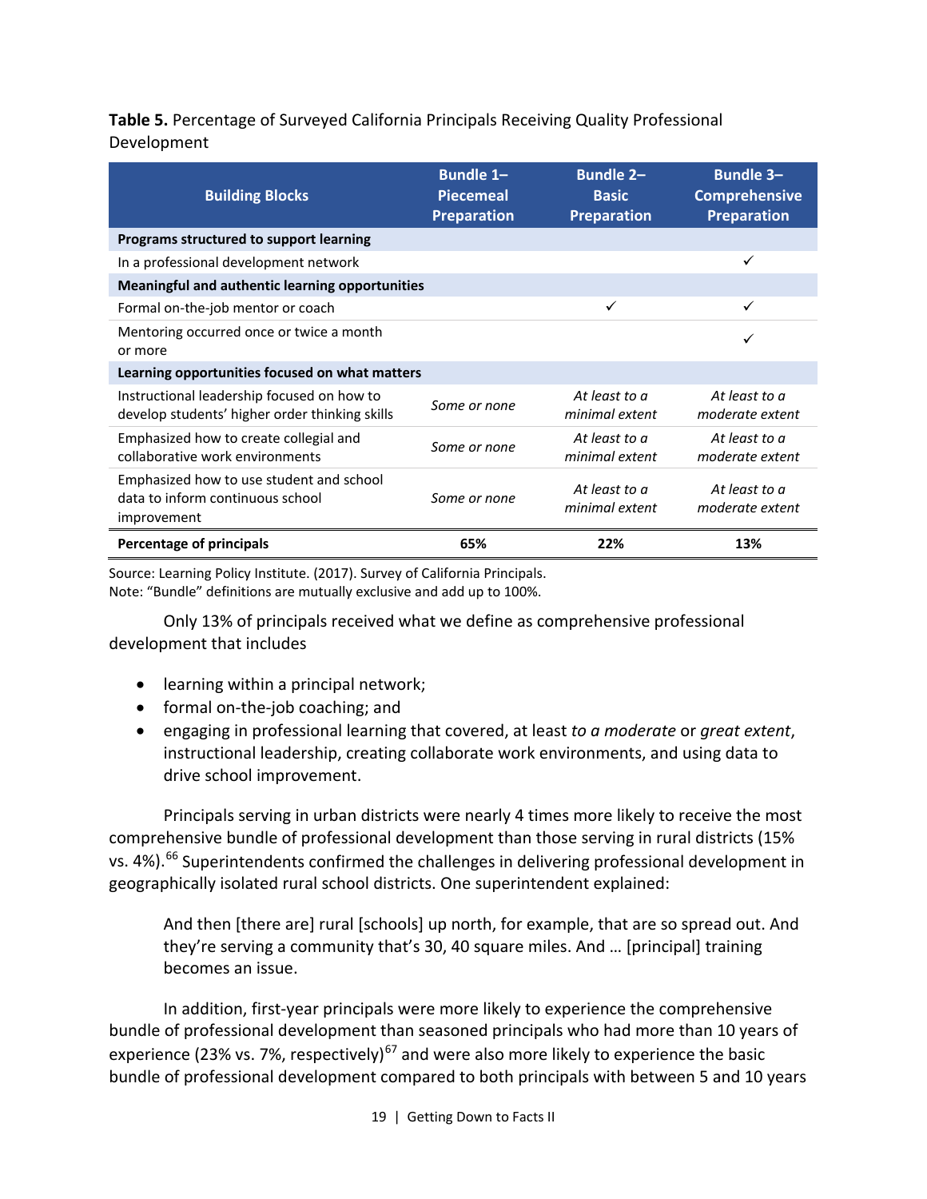**Table 5.** Percentage of Surveyed California Principals Receiving Quality Professional Development

| Building Blocks | Bundle 1–Piecemeal Preparation | Bundle 2–Basic Preparation | Bundle 3–Comprehensive Preparation |
|---|---|---|---|
| **Programs structured to support learning** | | | |
| In a professional development network | | | ✓ |
| **Meaningful and authentic learning opportunities** | | | |
| Formal on-the-job mentor or coach | | ✓ | ✓ |
| Mentoring occurred once or twice a month or more | | | ✓ |
| **Learning opportunities focused on what matters** | | | |
| Instructional leadership focused on how to develop students' higher order thinking skills | *Some or none* | *At least to a minimal extent* | *At least to a moderate extent* |
| Emphasized how to create collegial and collaborative work environments | *Some or none* | *At least to a minimal extent* | *At least to a moderate extent* |
| Emphasized how to use student and school data to inform continuous school improvement | *Some or none* | *At least to a minimal extent* | *At least to a moderate extent* |
| **Percentage of principals** | **65%** | **22%** | **13%** |

Source: Learning Policy Institute. (2017). Survey of California Principals.
Note: "Bundle" definitions are mutually exclusive and add up to 100%.

Only 13% of principals received what we define as comprehensive professional development that includes

- learning within a principal network;
- formal on-the-job coaching; and
- engaging in professional learning that covered, at least *to a moderate* or *great extent*, instructional leadership, creating collaborate work environments, and using data to drive school improvement.

Principals serving in urban districts were nearly 4 times more likely to receive the most comprehensive bundle of professional development than those serving in rural districts (15% vs. 4%).[66] Superintendents confirmed the challenges in delivering professional development in geographically isolated rural school districts. One superintendent explained:

> And then [there are] rural [schools] up north, for example, that are so spread out. And they're serving a community that's 30, 40 square miles. And … [principal] training becomes an issue.

In addition, first-year principals were more likely to experience the comprehensive bundle of professional development than seasoned principals who had more than 10 years of experience (23% vs. 7%, respectively)[67] and were also more likely to experience the basic bundle of professional development compared to both principals with between 5 and 10 years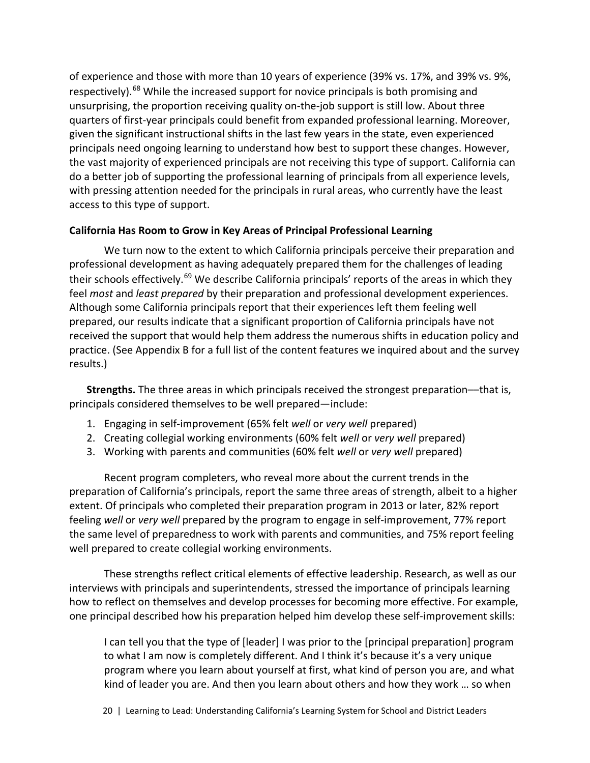of experience and those with more than 10 years of experience (39% vs. 17%, and 39% vs. 9%, respectively).[68] While the increased support for novice principals is both promising and unsurprising, the proportion receiving quality on-the-job support is still low. About three quarters of first-year principals could benefit from expanded professional learning. Moreover, given the significant instructional shifts in the last few years in the state, even experienced principals need ongoing learning to understand how best to support these changes. However, the vast majority of experienced principals are not receiving this type of support. California can do a better job of supporting the professional learning of principals from all experience levels, with pressing attention needed for the principals in rural areas, who currently have the least access to this type of support.

**California Has Room to Grow in Key Areas of Principal Professional Learning**

We turn now to the extent to which California principals perceive their preparation and professional development as having adequately prepared them for the challenges of leading their schools effectively.[69] We describe California principals' reports of the areas in which they feel *most* and *least prepared* by their preparation and professional development experiences. Although some California principals report that their experiences left them feeling well prepared, our results indicate that a significant proportion of California principals have not received the support that would help them address the numerous shifts in education policy and practice. (See Appendix B for a full list of the content features we inquired about and the survey results.)

**Strengths.** The three areas in which principals received the strongest preparation—that is, principals considered themselves to be well prepared—include:

1. Engaging in self-improvement (65% felt *well* or *very well* prepared)
2. Creating collegial working environments (60% felt *well* or *very well* prepared)
3. Working with parents and communities (60% felt *well* or *very well* prepared)

Recent program completers, who reveal more about the current trends in the preparation of California's principals, report the same three areas of strength, albeit to a higher extent. Of principals who completed their preparation program in 2013 or later, 82% report feeling *well* or *very well* prepared by the program to engage in self-improvement, 77% report the same level of preparedness to work with parents and communities, and 75% report feeling well prepared to create collegial working environments.

These strengths reflect critical elements of effective leadership. Research, as well as our interviews with principals and superintendents, stressed the importance of principals learning how to reflect on themselves and develop processes for becoming more effective. For example, one principal described how his preparation helped him develop these self-improvement skills:

> I can tell you that the type of [leader] I was prior to the [principal preparation] program to what I am now is completely different. And I think it's because it's a very unique program where you learn about yourself at first, what kind of person you are, and what kind of leader you are. And then you learn about others and how they work … so when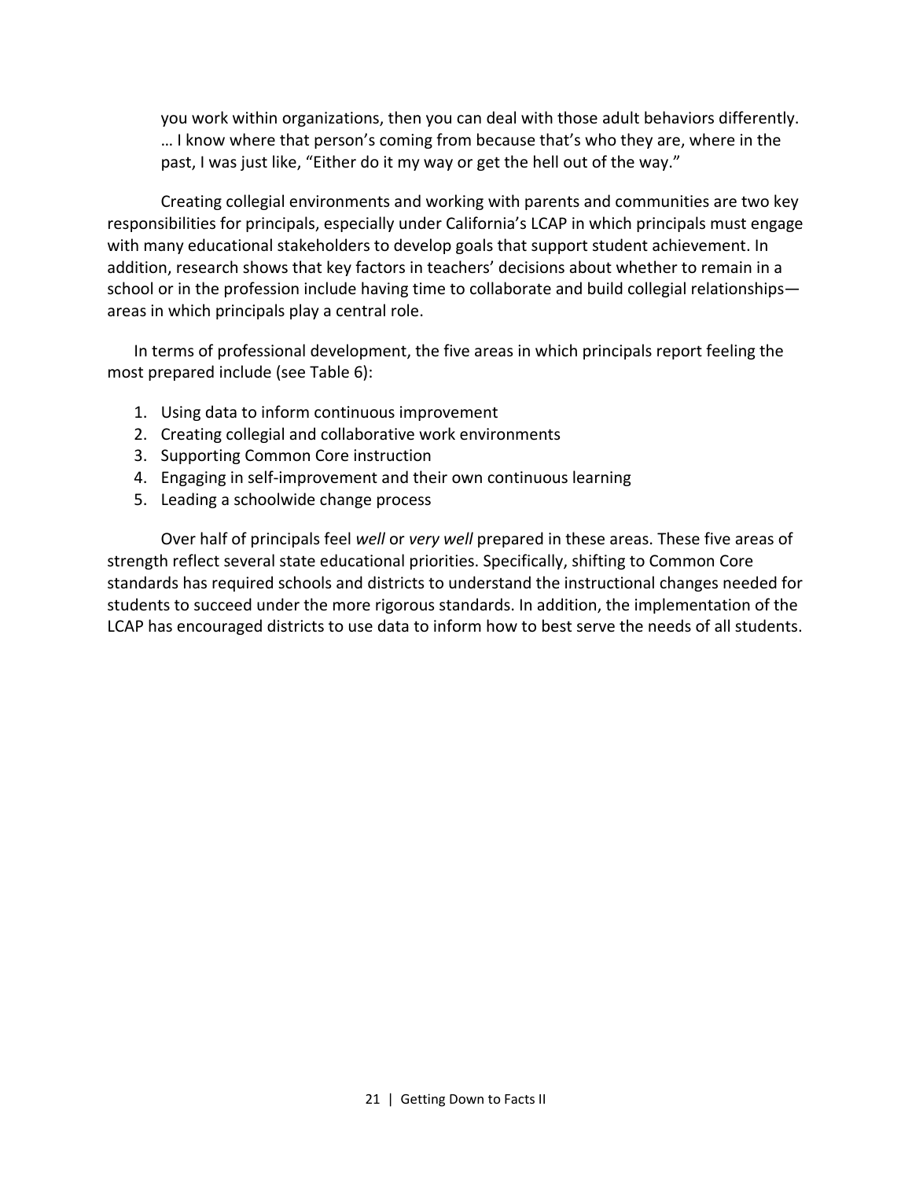> you work within organizations, then you can deal with those adult behaviors differently. … I know where that person's coming from because that's who they are, where in the past, I was just like, "Either do it my way or get the hell out of the way."

Creating collegial environments and working with parents and communities are two key responsibilities for principals, especially under California's LCAP in which principals must engage with many educational stakeholders to develop goals that support student achievement. In addition, research shows that key factors in teachers' decisions about whether to remain in a school or in the profession include having time to collaborate and build collegial relationships—areas in which principals play a central role.

In terms of professional development, the five areas in which principals report feeling the most prepared include (see Table 6):

1. Using data to inform continuous improvement
2. Creating collegial and collaborative work environments
3. Supporting Common Core instruction
4. Engaging in self-improvement and their own continuous learning
5. Leading a schoolwide change process

Over half of principals feel *well* or *very well* prepared in these areas. These five areas of strength reflect several state educational priorities. Specifically, shifting to Common Core standards has required schools and districts to understand the instructional changes needed for students to succeed under the more rigorous standards. In addition, the implementation of the LCAP has encouraged districts to use data to inform how to best serve the needs of all students.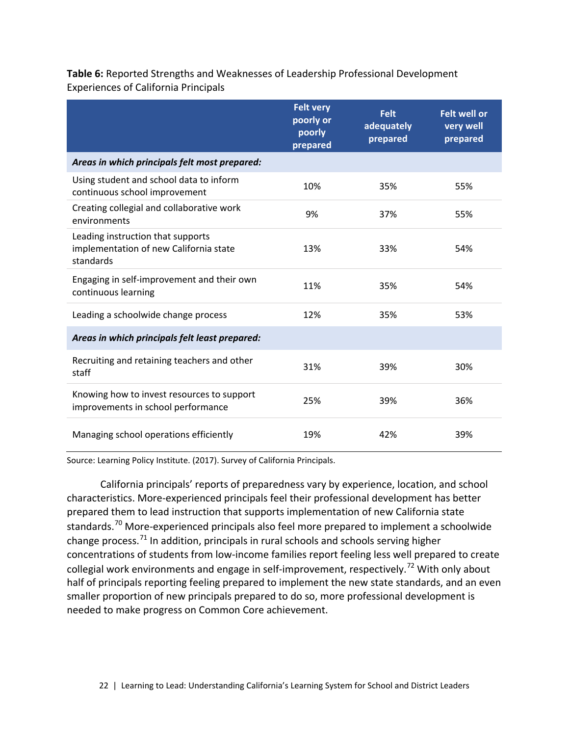**Table 6:** Reported Strengths and Weaknesses of Leadership Professional Development Experiences of California Principals

| | Felt very poorly or poorly prepared | Felt adequately prepared | Felt well or very well prepared |
|---|---|---|---|
| ***Areas in which principals felt most prepared:*** | | | |
| Using student and school data to inform continuous school improvement | 10% | 35% | 55% |
| Creating collegial and collaborative work environments | 9% | 37% | 55% |
| Leading instruction that supports implementation of new California state standards | 13% | 33% | 54% |
| Engaging in self-improvement and their own continuous learning | 11% | 35% | 54% |
| Leading a schoolwide change process | 12% | 35% | 53% |
| ***Areas in which principals felt least prepared:*** | | | |
| Recruiting and retaining teachers and other staff | 31% | 39% | 30% |
| Knowing how to invest resources to support improvements in school performance | 25% | 39% | 36% |
| Managing school operations efficiently | 19% | 42% | 39% |

Source: Learning Policy Institute. (2017). Survey of California Principals.

California principals' reports of preparedness vary by experience, location, and school characteristics. More-experienced principals feel their professional development has better prepared them to lead instruction that supports implementation of new California state standards.[70] More-experienced principals also feel more prepared to implement a schoolwide change process.[71] In addition, principals in rural schools and schools serving higher concentrations of students from low-income families report feeling less well prepared to create collegial work environments and engage in self-improvement, respectively.[72] With only about half of principals reporting feeling prepared to implement the new state standards, and an even smaller proportion of new principals prepared to do so, more professional development is needed to make progress on Common Core achievement.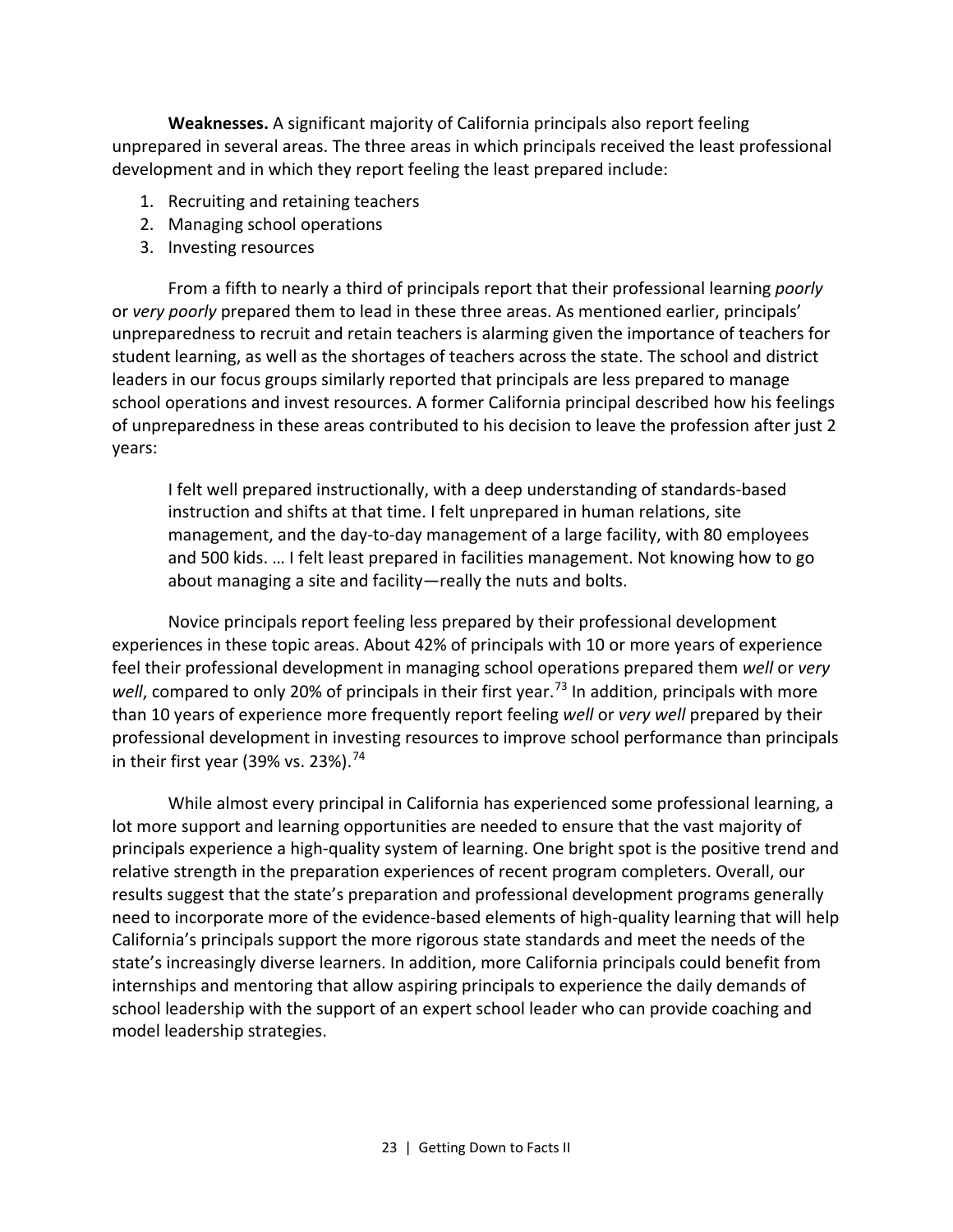**Weaknesses.** A significant majority of California principals also report feeling unprepared in several areas. The three areas in which principals received the least professional development and in which they report feeling the least prepared include:

1. Recruiting and retaining teachers
2. Managing school operations
3. Investing resources

From a fifth to nearly a third of principals report that their professional learning *poorly* or *very poorly* prepared them to lead in these three areas. As mentioned earlier, principals' unpreparedness to recruit and retain teachers is alarming given the importance of teachers for student learning, as well as the shortages of teachers across the state. The school and district leaders in our focus groups similarly reported that principals are less prepared to manage school operations and invest resources. A former California principal described how his feelings of unpreparedness in these areas contributed to his decision to leave the profession after just 2 years:

> I felt well prepared instructionally, with a deep understanding of standards-based instruction and shifts at that time. I felt unprepared in human relations, site management, and the day-to-day management of a large facility, with 80 employees and 500 kids. … I felt least prepared in facilities management. Not knowing how to go about managing a site and facility—really the nuts and bolts.

Novice principals report feeling less prepared by their professional development experiences in these topic areas. About 42% of principals with 10 or more years of experience feel their professional development in managing school operations prepared them *well* or *very well*, compared to only 20% of principals in their first year.[73] In addition, principals with more than 10 years of experience more frequently report feeling *well* or *very well* prepared by their professional development in investing resources to improve school performance than principals in their first year (39% vs. 23%).[74]

While almost every principal in California has experienced some professional learning, a lot more support and learning opportunities are needed to ensure that the vast majority of principals experience a high-quality system of learning. One bright spot is the positive trend and relative strength in the preparation experiences of recent program completers. Overall, our results suggest that the state's preparation and professional development programs generally need to incorporate more of the evidence-based elements of high-quality learning that will help California's principals support the more rigorous state standards and meet the needs of the state's increasingly diverse learners. In addition, more California principals could benefit from internships and mentoring that allow aspiring principals to experience the daily demands of school leadership with the support of an expert school leader who can provide coaching and model leadership strategies.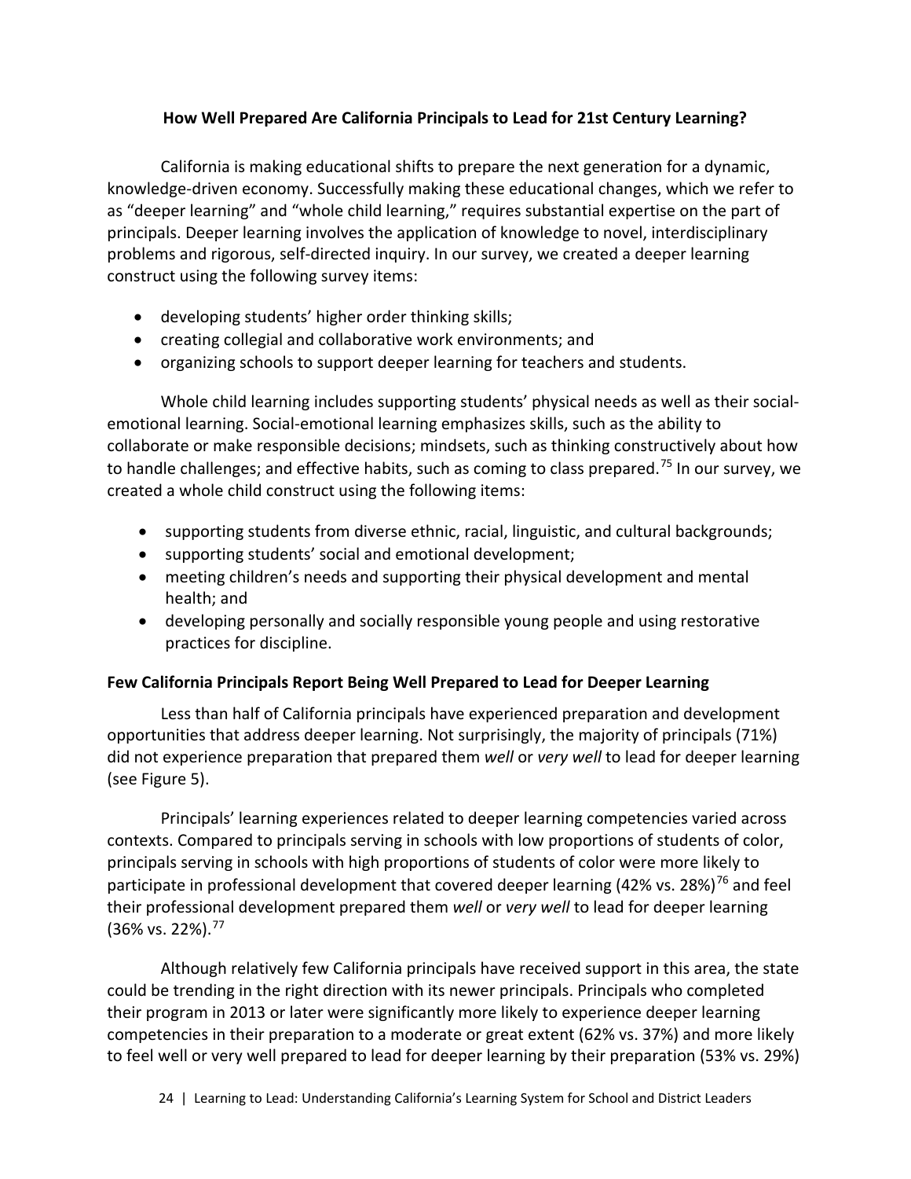## How Well Prepared Are California Principals to Lead for 21st Century Learning?

California is making educational shifts to prepare the next generation for a dynamic, knowledge-driven economy. Successfully making these educational changes, which we refer to as "deeper learning" and "whole child learning," requires substantial expertise on the part of principals. Deeper learning involves the application of knowledge to novel, interdisciplinary problems and rigorous, self-directed inquiry. In our survey, we created a deeper learning construct using the following survey items:

- developing students' higher order thinking skills;
- creating collegial and collaborative work environments; and
- organizing schools to support deeper learning for teachers and students.

Whole child learning includes supporting students' physical needs as well as their social-emotional learning. Social-emotional learning emphasizes skills, such as the ability to collaborate or make responsible decisions; mindsets, such as thinking constructively about how to handle challenges; and effective habits, such as coming to class prepared.[75] In our survey, we created a whole child construct using the following items:

- supporting students from diverse ethnic, racial, linguistic, and cultural backgrounds;
- supporting students' social and emotional development;
- meeting children's needs and supporting their physical development and mental health; and
- developing personally and socially responsible young people and using restorative practices for discipline.

### Few California Principals Report Being Well Prepared to Lead for Deeper Learning

Less than half of California principals have experienced preparation and development opportunities that address deeper learning. Not surprisingly, the majority of principals (71%) did not experience preparation that prepared them *well* or *very well* to lead for deeper learning (see Figure 5).

Principals' learning experiences related to deeper learning competencies varied across contexts. Compared to principals serving in schools with low proportions of students of color, principals serving in schools with high proportions of students of color were more likely to participate in professional development that covered deeper learning (42% vs. 28%)[76] and feel their professional development prepared them *well* or *very well* to lead for deeper learning (36% vs. 22%).[77]

Although relatively few California principals have received support in this area, the state could be trending in the right direction with its newer principals. Principals who completed their program in 2013 or later were significantly more likely to experience deeper learning competencies in their preparation to a moderate or great extent (62% vs. 37%) and more likely to feel well or very well prepared to lead for deeper learning by their preparation (53% vs. 29%)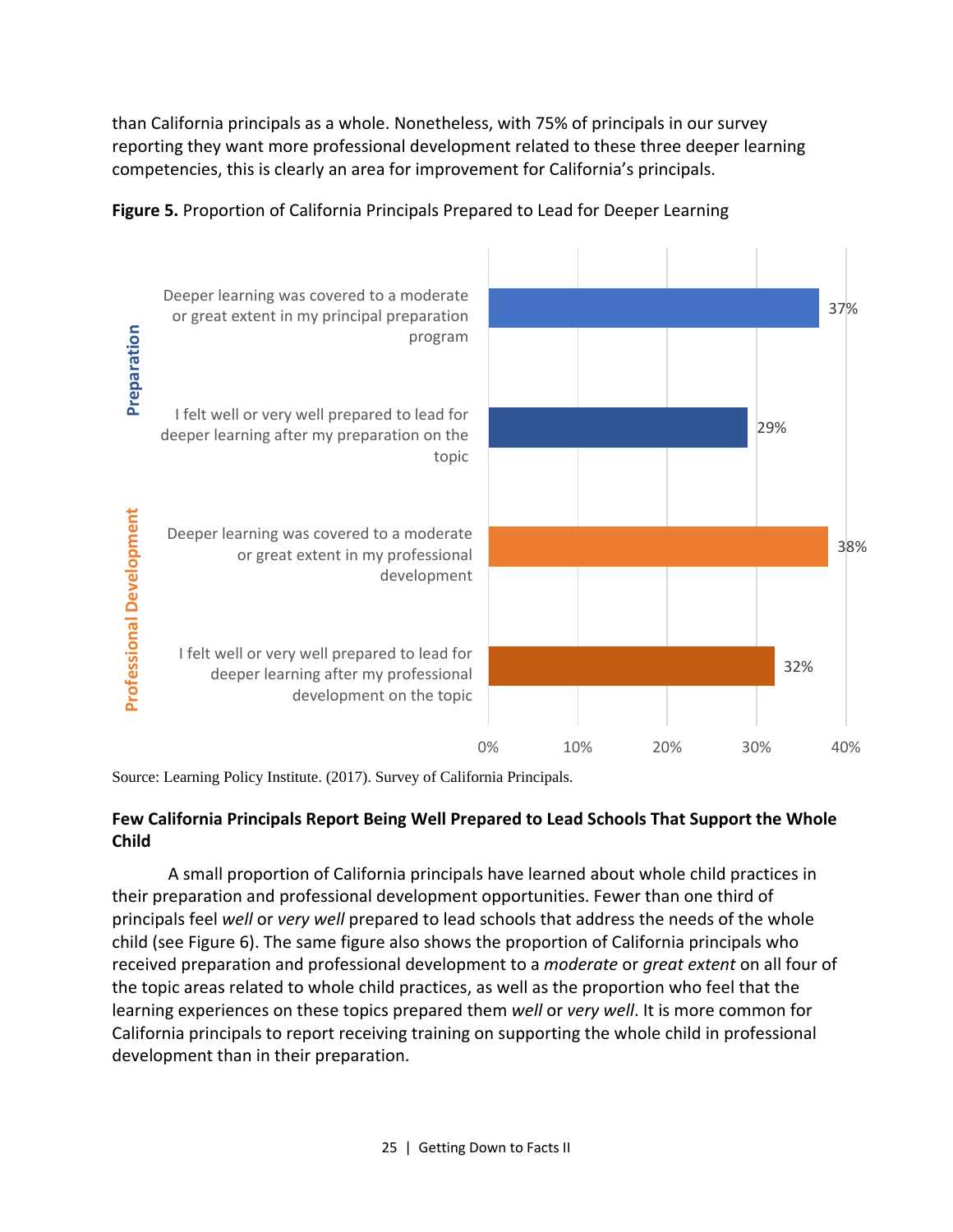than California principals as a whole. Nonetheless, with 75% of principals in our survey reporting they want more professional development related to these three deeper learning competencies, this is clearly an area for improvement for California's principals.

**Figure 5.** Proportion of California Principals Prepared to Lead for Deeper Learning

| Category | Item | Percentage |
|---|---|---|
| Preparation | Deeper learning was covered to a moderate or great extent in my principal preparation program | 37% |
| Preparation | I felt well or very well prepared to lead for deeper learning after my preparation on the topic | 29% |
| Professional Development | Deeper learning was covered to a moderate or great extent in my professional development | 38% |
| Professional Development | I felt well or very well prepared to lead for deeper learning after my professional development on the topic | 32% |

Source: Learning Policy Institute. (2017). Survey of California Principals.

### Few California Principals Report Being Well Prepared to Lead Schools That Support the Whole Child

A small proportion of California principals have learned about whole child practices in their preparation and professional development opportunities. Fewer than one third of principals feel *well* or *very well* prepared to lead schools that address the needs of the whole child (see Figure 6). The same figure also shows the proportion of California principals who received preparation and professional development to a *moderate* or *great extent* on all four of the topic areas related to whole child practices, as well as the proportion who feel that the learning experiences on these topics prepared them *well* or *very well*. It is more common for California principals to report receiving training on supporting the whole child in professional development than in their preparation.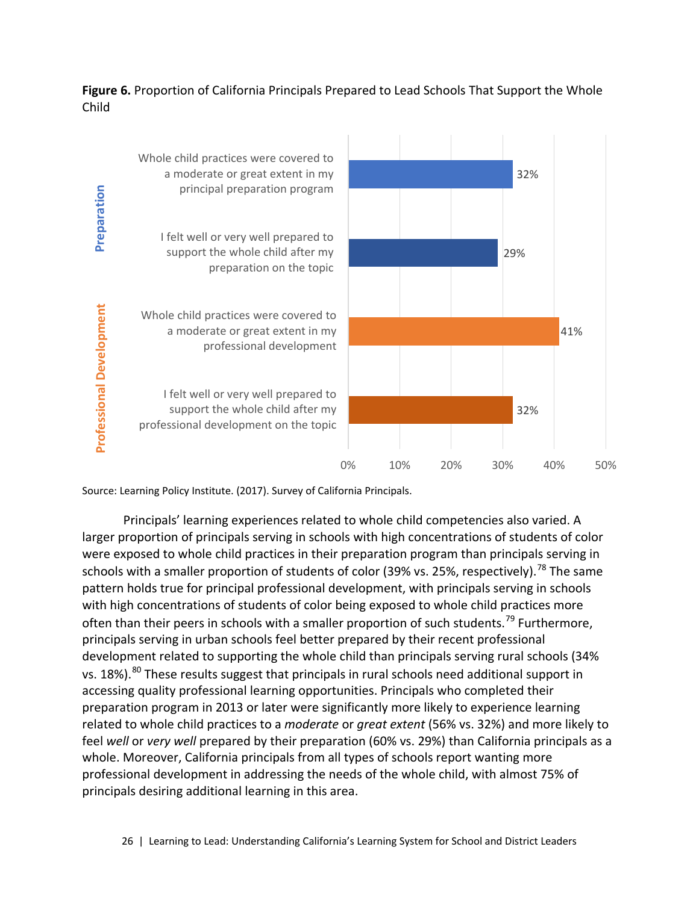**Figure 6.** Proportion of California Principals Prepared to Lead Schools That Support the Whole Child

| | | |
|---|---|---|
| Preparation | Whole child practices were covered to a moderate or great extent in my principal preparation program | 32% |
| | I felt well or very well prepared to support the whole child after my preparation on the topic | 29% |
| Professional Development | Whole child practices were covered to a moderate or great extent in my professional development | 41% |
| | I felt well or very well prepared to support the whole child after my professional development on the topic | 32% |

Source: Learning Policy Institute. (2017). Survey of California Principals.

Principals' learning experiences related to whole child competencies also varied. A larger proportion of principals serving in schools with high concentrations of students of color were exposed to whole child practices in their preparation program than principals serving in schools with a smaller proportion of students of color (39% vs. 25%, respectively).[78] The same pattern holds true for principal professional development, with principals serving in schools with high concentrations of students of color being exposed to whole child practices more often than their peers in schools with a smaller proportion of such students.[79] Furthermore, principals serving in urban schools feel better prepared by their recent professional development related to supporting the whole child than principals serving rural schools (34% vs. 18%).[80] These results suggest that principals in rural schools need additional support in accessing quality professional learning opportunities. Principals who completed their preparation program in 2013 or later were significantly more likely to experience learning related to whole child practices to a *moderate* or *great extent* (56% vs. 32%) and more likely to feel *well* or *very well* prepared by their preparation (60% vs. 29%) than California principals as a whole. Moreover, California principals from all types of schools report wanting more professional development in addressing the needs of the whole child, with almost 75% of principals desiring additional learning in this area.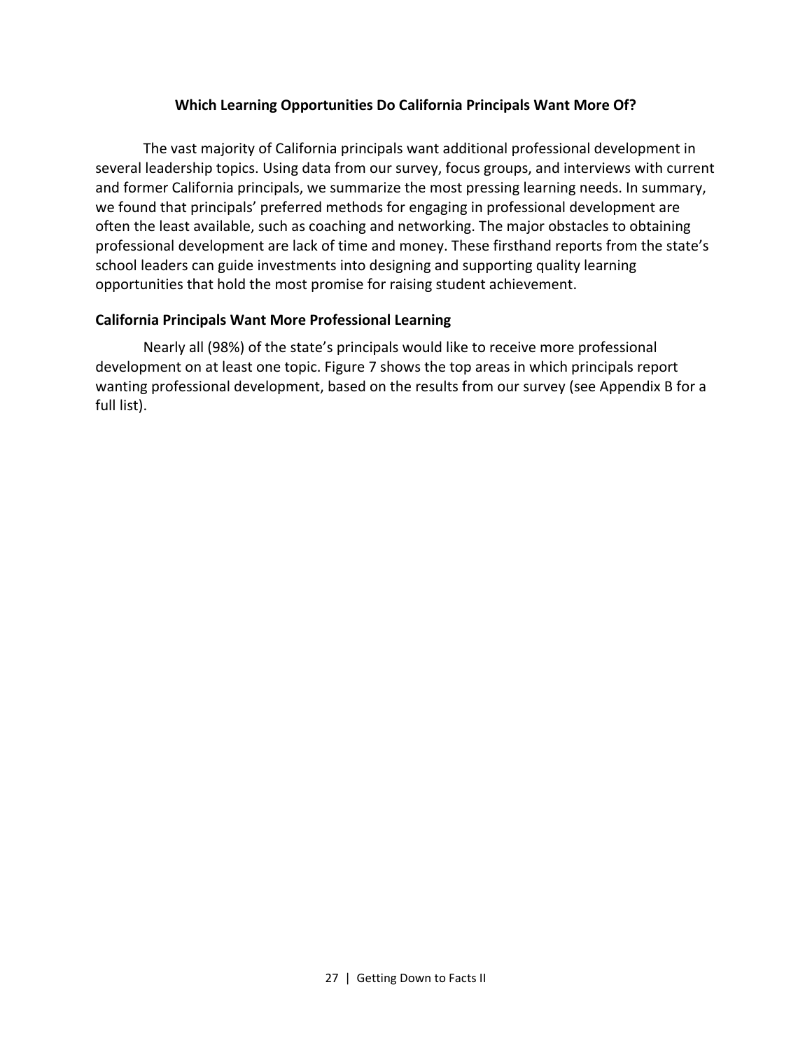## Which Learning Opportunities Do California Principals Want More Of?

The vast majority of California principals want additional professional development in several leadership topics. Using data from our survey, focus groups, and interviews with current and former California principals, we summarize the most pressing learning needs. In summary, we found that principals' preferred methods for engaging in professional development are often the least available, such as coaching and networking. The major obstacles to obtaining professional development are lack of time and money. These firsthand reports from the state's school leaders can guide investments into designing and supporting quality learning opportunities that hold the most promise for raising student achievement.

### California Principals Want More Professional Learning

Nearly all (98%) of the state's principals would like to receive more professional development on at least one topic. Figure 7 shows the top areas in which principals report wanting professional development, based on the results from our survey (see Appendix B for a full list).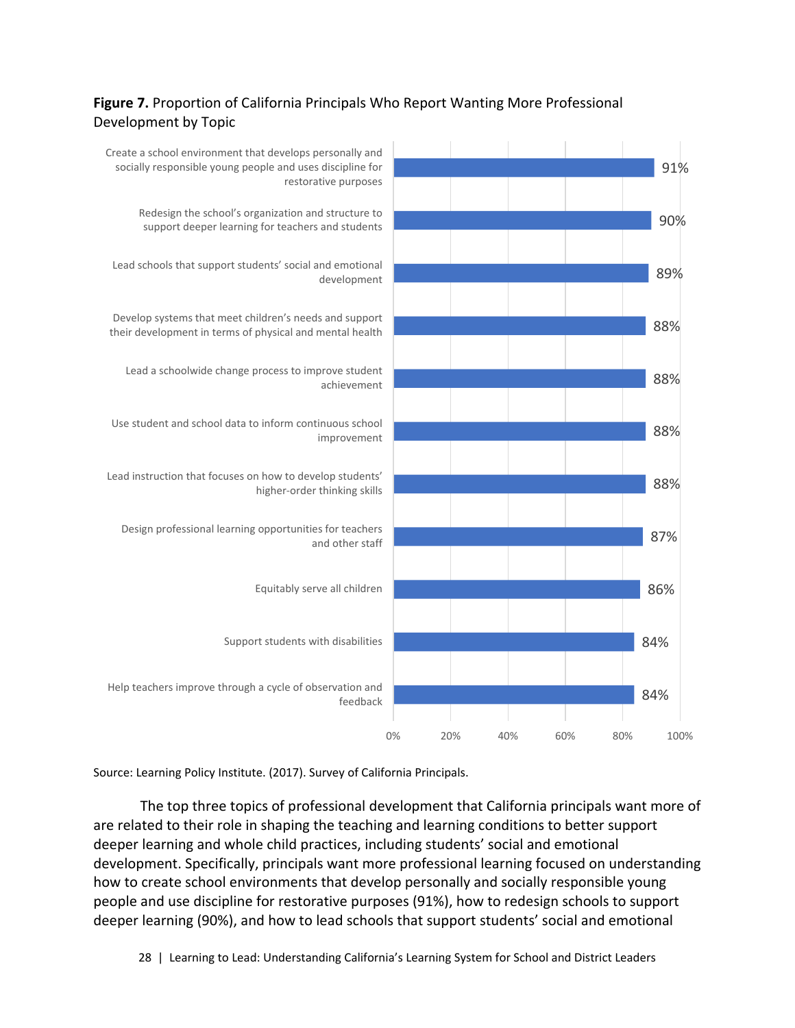**Figure 7.** Proportion of California Principals Who Report Wanting More Professional Development by Topic

| Topic | Percentage |
| --- | --- |
| Create a school environment that develops personally and socially responsible young people and uses discipline for restorative purposes | 91% |
| Redesign the school's organization and structure to support deeper learning for teachers and students | 90% |
| Lead schools that support students' social and emotional development | 89% |
| Develop systems that meet children's needs and support their development in terms of physical and mental health | 88% |
| Lead a schoolwide change process to improve student achievement | 88% |
| Use student and school data to inform continuous school improvement | 88% |
| Lead instruction that focuses on how to develop students' higher-order thinking skills | 88% |
| Design professional learning opportunities for teachers and other staff | 87% |
| Equitably serve all children | 86% |
| Support students with disabilities | 84% |
| Help teachers improve through a cycle of observation and feedback | 84% |

Source: Learning Policy Institute. (2017). Survey of California Principals.

The top three topics of professional development that California principals want more of are related to their role in shaping the teaching and learning conditions to better support deeper learning and whole child practices, including students' social and emotional development. Specifically, principals want more professional learning focused on understanding how to create school environments that develop personally and socially responsible young people and use discipline for restorative purposes (91%), how to redesign schools to support deeper learning (90%), and how to lead schools that support students' social and emotional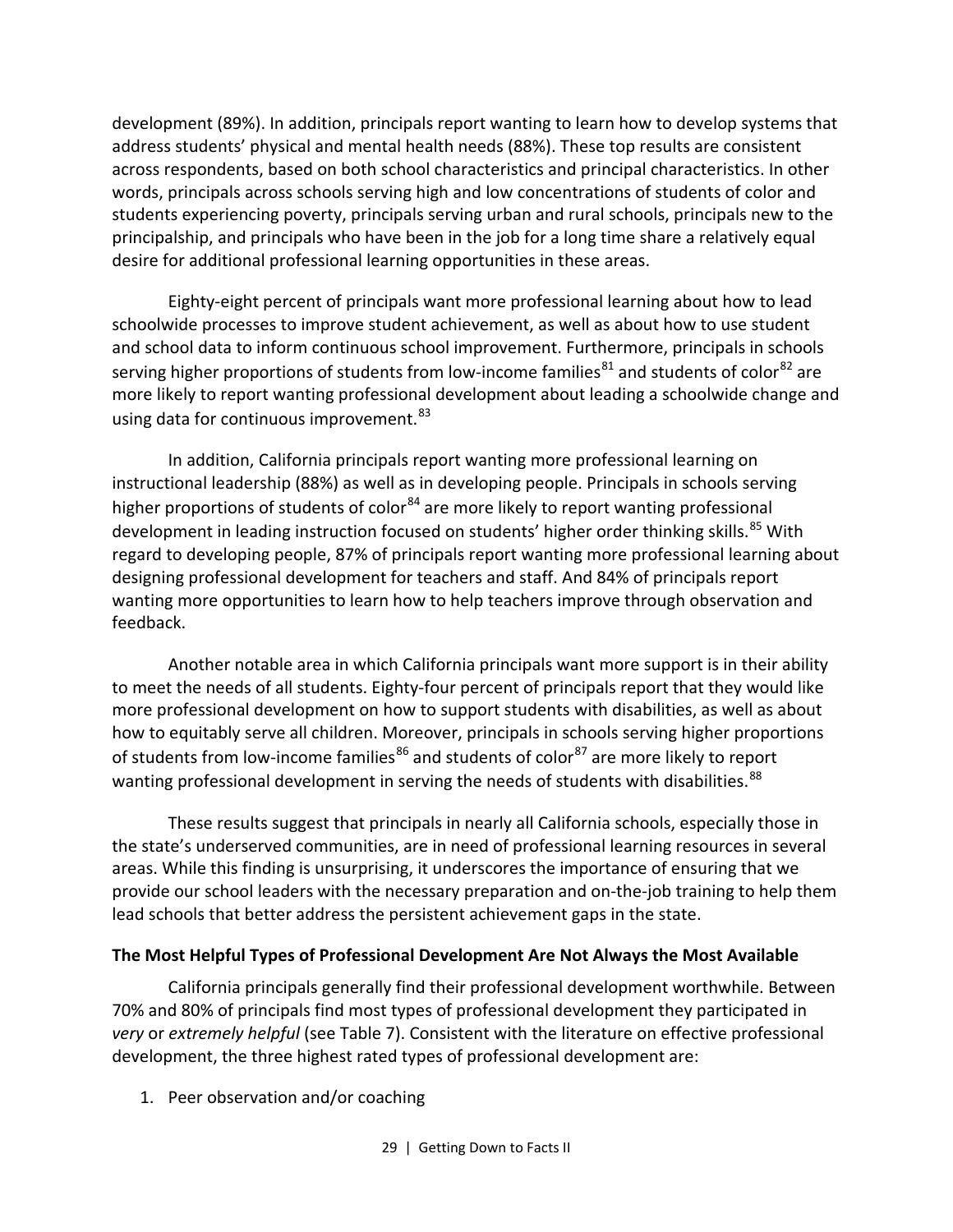development (89%). In addition, principals report wanting to learn how to develop systems that address students' physical and mental health needs (88%). These top results are consistent across respondents, based on both school characteristics and principal characteristics. In other words, principals across schools serving high and low concentrations of students of color and students experiencing poverty, principals serving urban and rural schools, principals new to the principalship, and principals who have been in the job for a long time share a relatively equal desire for additional professional learning opportunities in these areas.

Eighty-eight percent of principals want more professional learning about how to lead schoolwide processes to improve student achievement, as well as about how to use student and school data to inform continuous school improvement. Furthermore, principals in schools serving higher proportions of students from low-income families[81] and students of color[82] are more likely to report wanting professional development about leading a schoolwide change and using data for continuous improvement.[83]

In addition, California principals report wanting more professional learning on instructional leadership (88%) as well as in developing people. Principals in schools serving higher proportions of students of color[84] are more likely to report wanting professional development in leading instruction focused on students' higher order thinking skills.[85] With regard to developing people, 87% of principals report wanting more professional learning about designing professional development for teachers and staff. And 84% of principals report wanting more opportunities to learn how to help teachers improve through observation and feedback.

Another notable area in which California principals want more support is in their ability to meet the needs of all students. Eighty-four percent of principals report that they would like more professional development on how to support students with disabilities, as well as about how to equitably serve all children. Moreover, principals in schools serving higher proportions of students from low-income families[86] and students of color[87] are more likely to report wanting professional development in serving the needs of students with disabilities.[88]

These results suggest that principals in nearly all California schools, especially those in the state's underserved communities, are in need of professional learning resources in several areas. While this finding is unsurprising, it underscores the importance of ensuring that we provide our school leaders with the necessary preparation and on-the-job training to help them lead schools that better address the persistent achievement gaps in the state.

**The Most Helpful Types of Professional Development Are Not Always the Most Available**

California principals generally find their professional development worthwhile. Between 70% and 80% of principals find most types of professional development they participated in *very* or *extremely helpful* (see Table 7). Consistent with the literature on effective professional development, the three highest rated types of professional development are:

1. Peer observation and/or coaching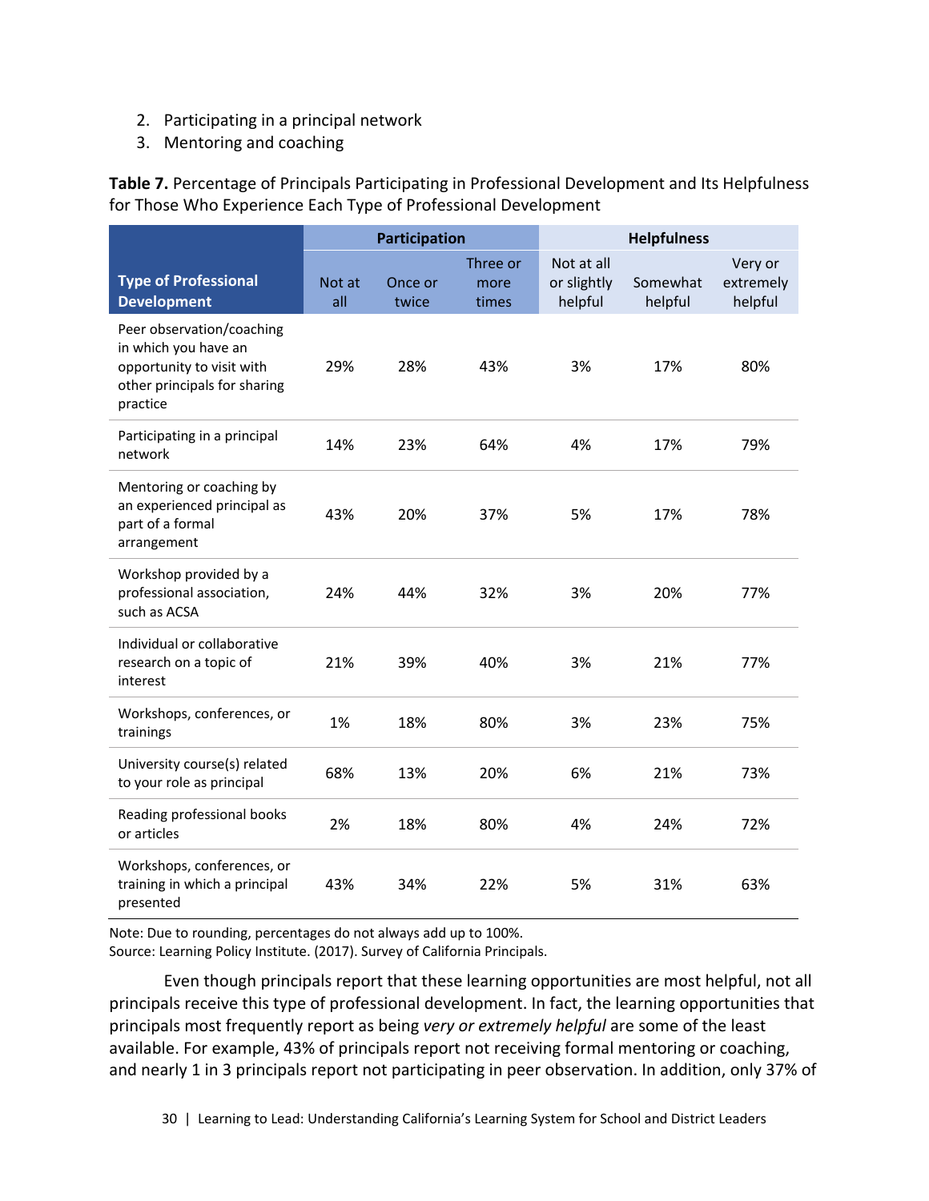2. Participating in a principal network
3. Mentoring and coaching

**Table 7.** Percentage of Principals Participating in Professional Development and Its Helpfulness for Those Who Experience Each Type of Professional Development

| Type of Professional Development | Participation | | | Helpfulness | | |
|---|---|---|---|---|---|---|
| | Not at all | Once or twice | Three or more times | Not at all or slightly helpful | Somewhat helpful | Very or extremely helpful |
| Peer observation/coaching in which you have an opportunity to visit with other principals for sharing practice | 29% | 28% | 43% | 3% | 17% | 80% |
| Participating in a principal network | 14% | 23% | 64% | 4% | 17% | 79% |
| Mentoring or coaching by an experienced principal as part of a formal arrangement | 43% | 20% | 37% | 5% | 17% | 78% |
| Workshop provided by a professional association, such as ACSA | 24% | 44% | 32% | 3% | 20% | 77% |
| Individual or collaborative research on a topic of interest | 21% | 39% | 40% | 3% | 21% | 77% |
| Workshops, conferences, or trainings | 1% | 18% | 80% | 3% | 23% | 75% |
| University course(s) related to your role as principal | 68% | 13% | 20% | 6% | 21% | 73% |
| Reading professional books or articles | 2% | 18% | 80% | 4% | 24% | 72% |
| Workshops, conferences, or training in which a principal presented | 43% | 34% | 22% | 5% | 31% | 63% |

Note: Due to rounding, percentages do not always add up to 100%.
Source: Learning Policy Institute. (2017). Survey of California Principals.

Even though principals report that these learning opportunities are most helpful, not all principals receive this type of professional development. In fact, the learning opportunities that principals most frequently report as being *very or extremely helpful* are some of the least available. For example, 43% of principals report not receiving formal mentoring or coaching, and nearly 1 in 3 principals report not participating in peer observation. In addition, only 37% of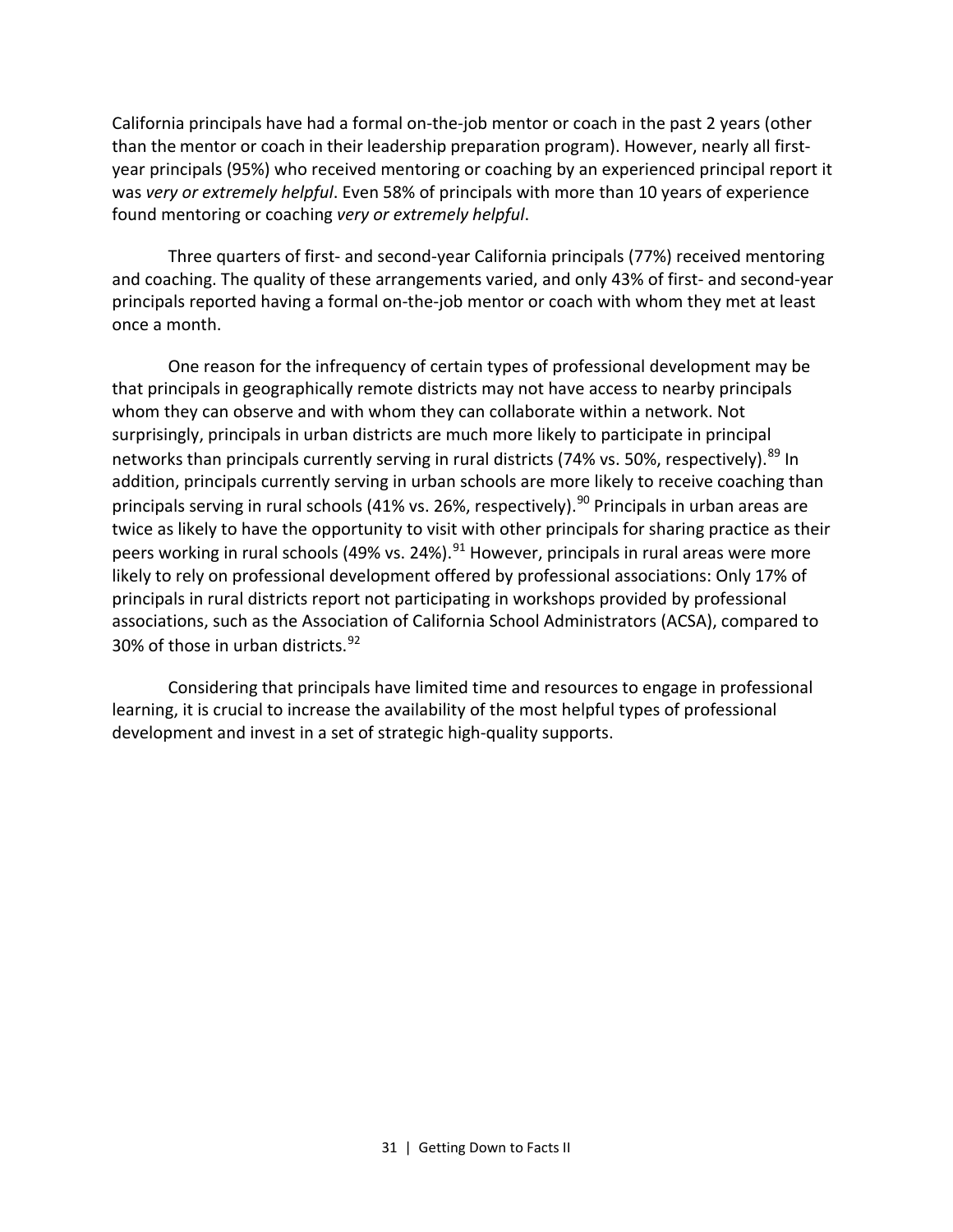California principals have had a formal on-the-job mentor or coach in the past 2 years (other than the mentor or coach in their leadership preparation program). However, nearly all first-year principals (95%) who received mentoring or coaching by an experienced principal report it was *very or extremely helpful*. Even 58% of principals with more than 10 years of experience found mentoring or coaching *very or extremely helpful*.

Three quarters of first- and second-year California principals (77%) received mentoring and coaching. The quality of these arrangements varied, and only 43% of first- and second-year principals reported having a formal on-the-job mentor or coach with whom they met at least once a month.

One reason for the infrequency of certain types of professional development may be that principals in geographically remote districts may not have access to nearby principals whom they can observe and with whom they can collaborate within a network. Not surprisingly, principals in urban districts are much more likely to participate in principal networks than principals currently serving in rural districts (74% vs. 50%, respectively).[89] In addition, principals currently serving in urban schools are more likely to receive coaching than principals serving in rural schools (41% vs. 26%, respectively).[90] Principals in urban areas are twice as likely to have the opportunity to visit with other principals for sharing practice as their peers working in rural schools (49% vs. 24%).[91] However, principals in rural areas were more likely to rely on professional development offered by professional associations: Only 17% of principals in rural districts report not participating in workshops provided by professional associations, such as the Association of California School Administrators (ACSA), compared to 30% of those in urban districts.[92]

Considering that principals have limited time and resources to engage in professional learning, it is crucial to increase the availability of the most helpful types of professional development and invest in a set of strategic high-quality supports.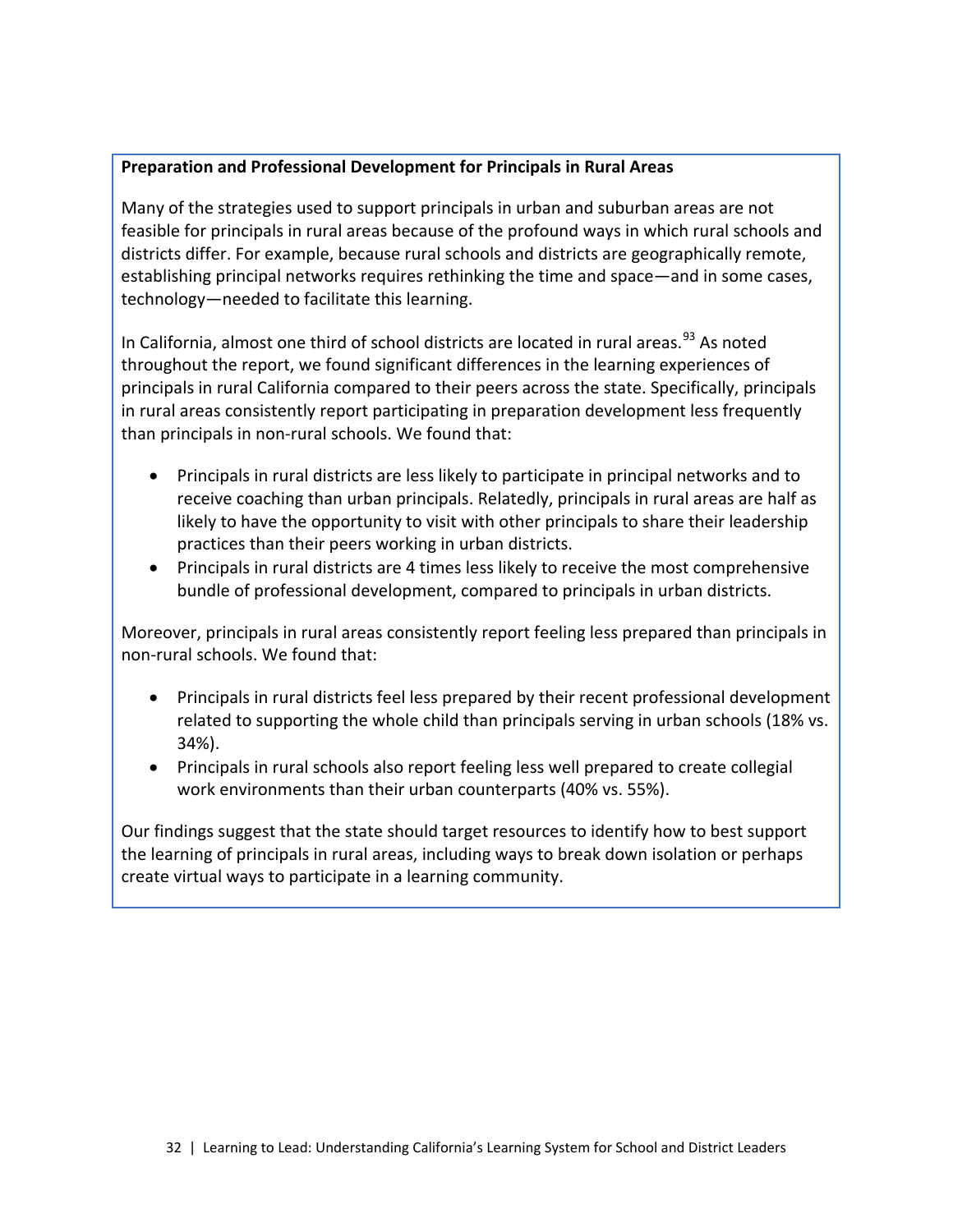**Preparation and Professional Development for Principals in Rural Areas**

Many of the strategies used to support principals in urban and suburban areas are not feasible for principals in rural areas because of the profound ways in which rural schools and districts differ. For example, because rural schools and districts are geographically remote, establishing principal networks requires rethinking the time and space—and in some cases, technology—needed to facilitate this learning.

In California, almost one third of school districts are located in rural areas.[93] As noted throughout the report, we found significant differences in the learning experiences of principals in rural California compared to their peers across the state. Specifically, principals in rural areas consistently report participating in preparation development less frequently than principals in non-rural schools. We found that:

- Principals in rural districts are less likely to participate in principal networks and to receive coaching than urban principals. Relatedly, principals in rural areas are half as likely to have the opportunity to visit with other principals to share their leadership practices than their peers working in urban districts.
- Principals in rural districts are 4 times less likely to receive the most comprehensive bundle of professional development, compared to principals in urban districts.

Moreover, principals in rural areas consistently report feeling less prepared than principals in non-rural schools. We found that:

- Principals in rural districts feel less prepared by their recent professional development related to supporting the whole child than principals serving in urban schools (18% vs. 34%).
- Principals in rural schools also report feeling less well prepared to create collegial work environments than their urban counterparts (40% vs. 55%).

Our findings suggest that the state should target resources to identify how to best support the learning of principals in rural areas, including ways to break down isolation or perhaps create virtual ways to participate in a learning community.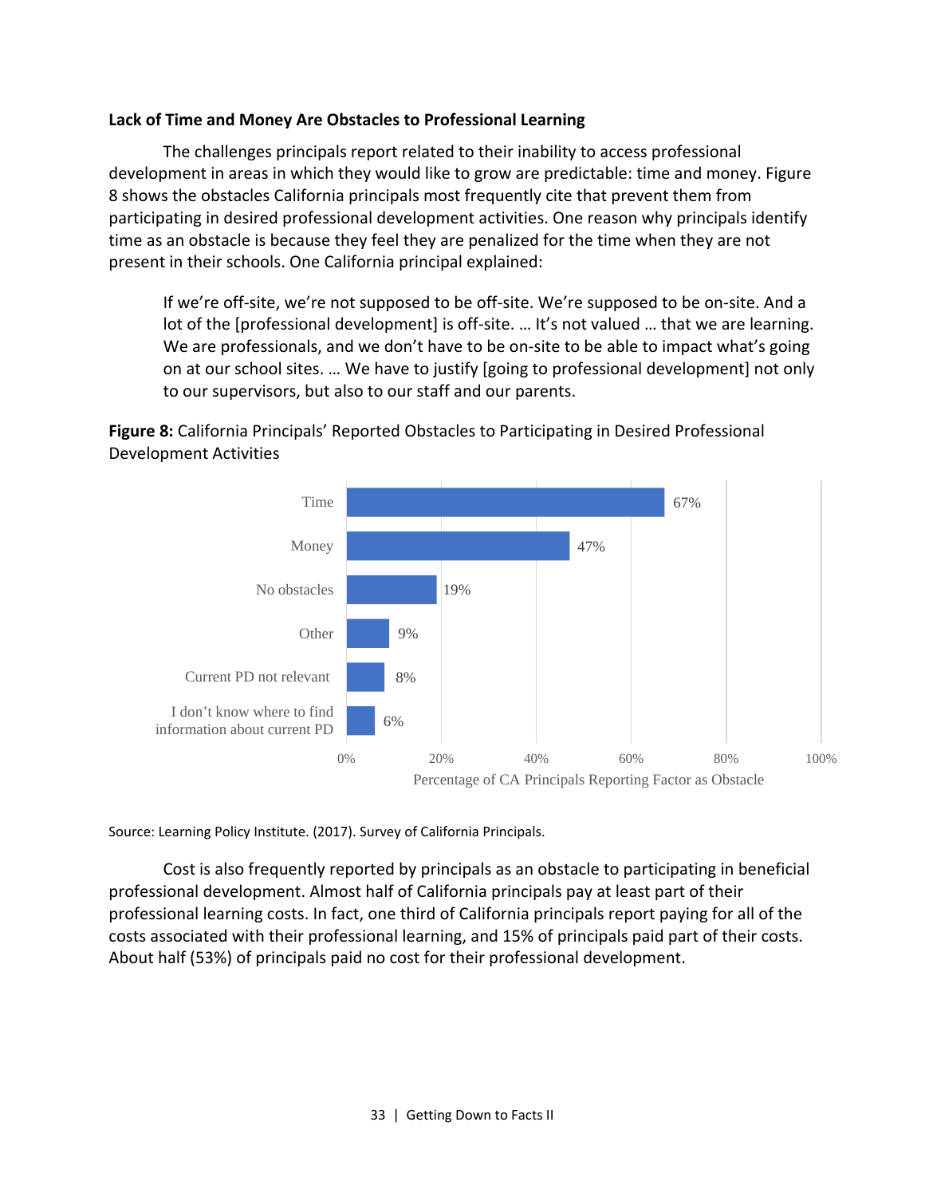### Lack of Time and Money Are Obstacles to Professional Learning

The challenges principals report related to their inability to access professional development in areas in which they would like to grow are predictable: time and money. Figure 8 shows the obstacles California principals most frequently cite that prevent them from participating in desired professional development activities. One reason why principals identify time as an obstacle is because they feel they are penalized for the time when they are not present in their schools. One California principal explained:

> If we're off-site, we're not supposed to be off-site. We're supposed to be on-site. And a lot of the [professional development] is off-site. … It's not valued … that we are learning. We are professionals, and we don't have to be on-site to be able to impact what's going on at our school sites. … We have to justify [going to professional development] not only to our supervisors, but also to our staff and our parents.

**Figure 8:** California Principals' Reported Obstacles to Participating in Desired Professional Development Activities

| Obstacle | Percentage of CA Principals Reporting Factor as Obstacle |
|---|---|
| Time | 67% |
| Money | 47% |
| No obstacles | 19% |
| Other | 9% |
| Current PD not relevant | 8% |
| I don't know where to find information about current PD | 6% |

Source: Learning Policy Institute. (2017). Survey of California Principals.

Cost is also frequently reported by principals as an obstacle to participating in beneficial professional development. Almost half of California principals pay at least part of their professional learning costs. In fact, one third of California principals report paying for all of the costs associated with their professional learning, and 15% of principals paid part of their costs. About half (53%) of principals paid no cost for their professional development.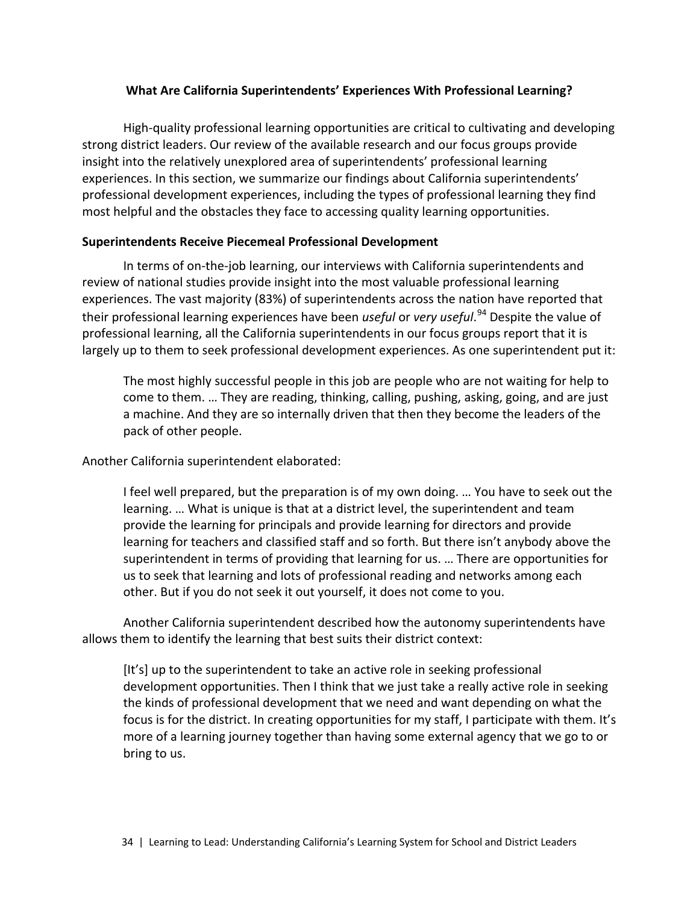### What Are California Superintendents' Experiences With Professional Learning?

High-quality professional learning opportunities are critical to cultivating and developing strong district leaders. Our review of the available research and our focus groups provide insight into the relatively unexplored area of superintendents' professional learning experiences. In this section, we summarize our findings about California superintendents' professional development experiences, including the types of professional learning they find most helpful and the obstacles they face to accessing quality learning opportunities.

**Superintendents Receive Piecemeal Professional Development**

In terms of on-the-job learning, our interviews with California superintendents and review of national studies provide insight into the most valuable professional learning experiences. The vast majority (83%) of superintendents across the nation have reported that their professional learning experiences have been *useful* or *very useful*.[94] Despite the value of professional learning, all the California superintendents in our focus groups report that it is largely up to them to seek professional development experiences. As one superintendent put it:

> The most highly successful people in this job are people who are not waiting for help to come to them. … They are reading, thinking, calling, pushing, asking, going, and are just a machine. And they are so internally driven that then they become the leaders of the pack of other people.

Another California superintendent elaborated:

> I feel well prepared, but the preparation is of my own doing. … You have to seek out the learning. … What is unique is that at a district level, the superintendent and team provide the learning for principals and provide learning for directors and provide learning for teachers and classified staff and so forth. But there isn't anybody above the superintendent in terms of providing that learning for us. … There are opportunities for us to seek that learning and lots of professional reading and networks among each other. But if you do not seek it out yourself, it does not come to you.

Another California superintendent described how the autonomy superintendents have allows them to identify the learning that best suits their district context:

> [It's] up to the superintendent to take an active role in seeking professional development opportunities. Then I think that we just take a really active role in seeking the kinds of professional development that we need and want depending on what the focus is for the district. In creating opportunities for my staff, I participate with them. It's more of a learning journey together than having some external agency that we go to or bring to us.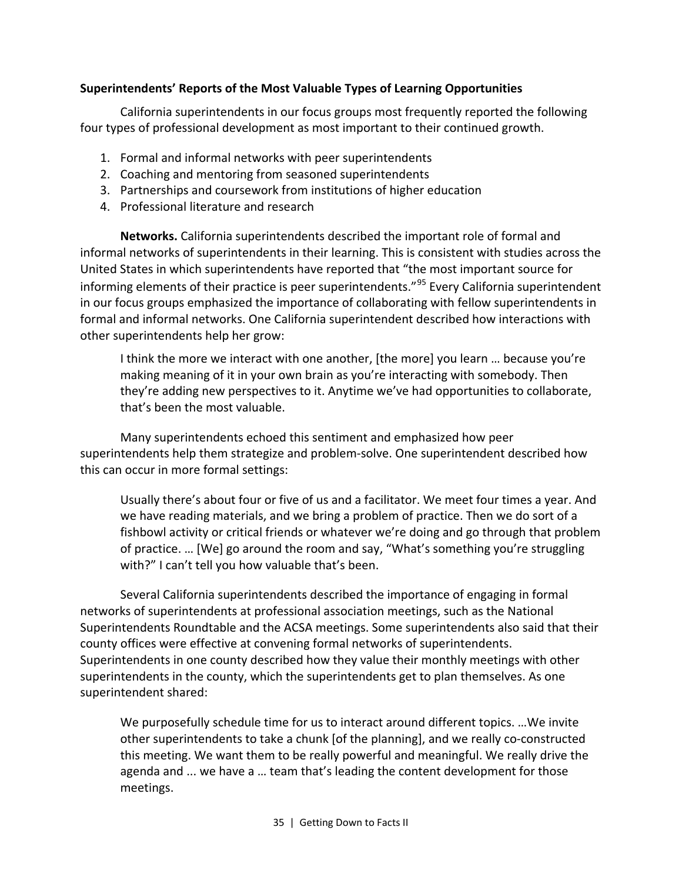### Superintendents' Reports of the Most Valuable Types of Learning Opportunities

California superintendents in our focus groups most frequently reported the following four types of professional development as most important to their continued growth.

1. Formal and informal networks with peer superintendents
2. Coaching and mentoring from seasoned superintendents
3. Partnerships and coursework from institutions of higher education
4. Professional literature and research

**Networks.** California superintendents described the important role of formal and informal networks of superintendents in their learning. This is consistent with studies across the United States in which superintendents have reported that "the most important source for informing elements of their practice is peer superintendents."[95] Every California superintendent in our focus groups emphasized the importance of collaborating with fellow superintendents in formal and informal networks. One California superintendent described how interactions with other superintendents help her grow:

> I think the more we interact with one another, [the more] you learn … because you're making meaning of it in your own brain as you're interacting with somebody. Then they're adding new perspectives to it. Anytime we've had opportunities to collaborate, that's been the most valuable.

Many superintendents echoed this sentiment and emphasized how peer superintendents help them strategize and problem-solve. One superintendent described how this can occur in more formal settings:

> Usually there's about four or five of us and a facilitator. We meet four times a year. And we have reading materials, and we bring a problem of practice. Then we do sort of a fishbowl activity or critical friends or whatever we're doing and go through that problem of practice. … [We] go around the room and say, "What's something you're struggling with?" I can't tell you how valuable that's been.

Several California superintendents described the importance of engaging in formal networks of superintendents at professional association meetings, such as the National Superintendents Roundtable and the ACSA meetings. Some superintendents also said that their county offices were effective at convening formal networks of superintendents. Superintendents in one county described how they value their monthly meetings with other superintendents in the county, which the superintendents get to plan themselves. As one superintendent shared:

> We purposefully schedule time for us to interact around different topics. …We invite other superintendents to take a chunk [of the planning], and we really co-constructed this meeting. We want them to be really powerful and meaningful. We really drive the agenda and ... we have a … team that's leading the content development for those meetings.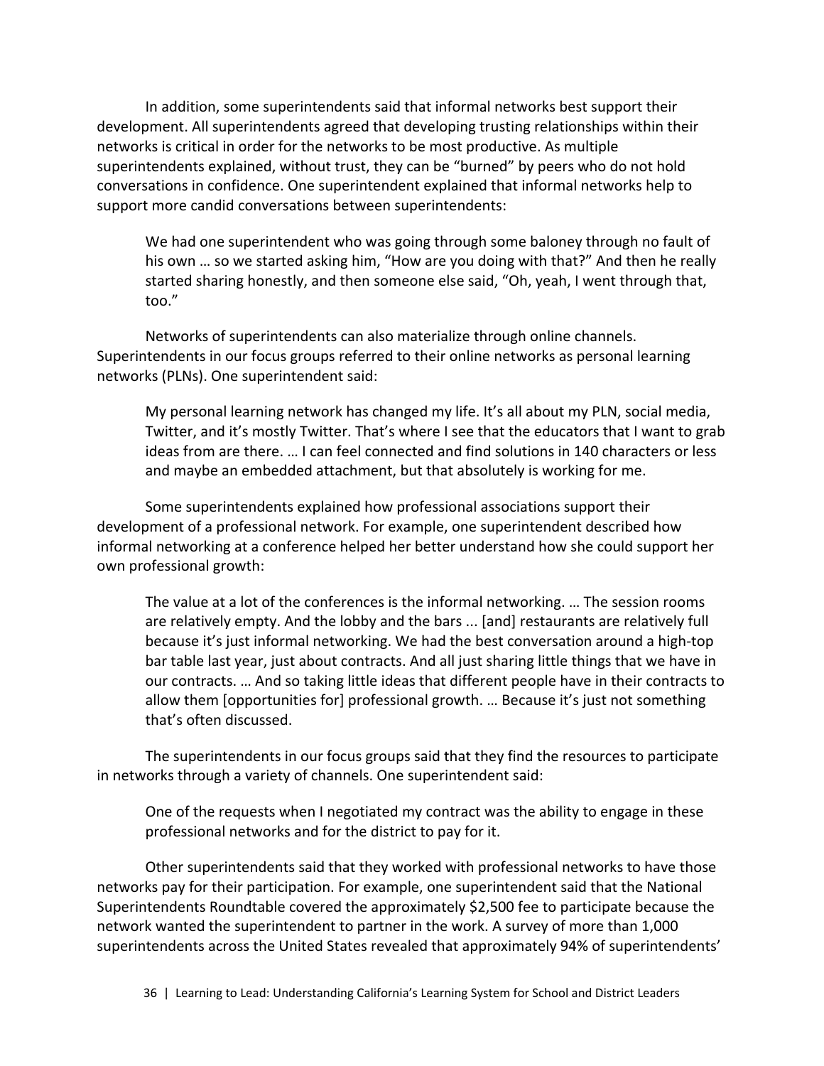In addition, some superintendents said that informal networks best support their development. All superintendents agreed that developing trusting relationships within their networks is critical in order for the networks to be most productive. As multiple superintendents explained, without trust, they can be "burned" by peers who do not hold conversations in confidence. One superintendent explained that informal networks help to support more candid conversations between superintendents:

> We had one superintendent who was going through some baloney through no fault of his own … so we started asking him, "How are you doing with that?" And then he really started sharing honestly, and then someone else said, "Oh, yeah, I went through that, too."

Networks of superintendents can also materialize through online channels. Superintendents in our focus groups referred to their online networks as personal learning networks (PLNs). One superintendent said:

> My personal learning network has changed my life. It's all about my PLN, social media, Twitter, and it's mostly Twitter. That's where I see that the educators that I want to grab ideas from are there. … I can feel connected and find solutions in 140 characters or less and maybe an embedded attachment, but that absolutely is working for me.

Some superintendents explained how professional associations support their development of a professional network. For example, one superintendent described how informal networking at a conference helped her better understand how she could support her own professional growth:

> The value at a lot of the conferences is the informal networking. … The session rooms are relatively empty. And the lobby and the bars ... [and] restaurants are relatively full because it's just informal networking. We had the best conversation around a high-top bar table last year, just about contracts. And all just sharing little things that we have in our contracts. … And so taking little ideas that different people have in their contracts to allow them [opportunities for] professional growth. … Because it's just not something that's often discussed.

The superintendents in our focus groups said that they find the resources to participate in networks through a variety of channels. One superintendent said:

> One of the requests when I negotiated my contract was the ability to engage in these professional networks and for the district to pay for it.

Other superintendents said that they worked with professional networks to have those networks pay for their participation. For example, one superintendent said that the National Superintendents Roundtable covered the approximately $2,500 fee to participate because the network wanted the superintendent to partner in the work. A survey of more than 1,000 superintendents across the United States revealed that approximately 94% of superintendents'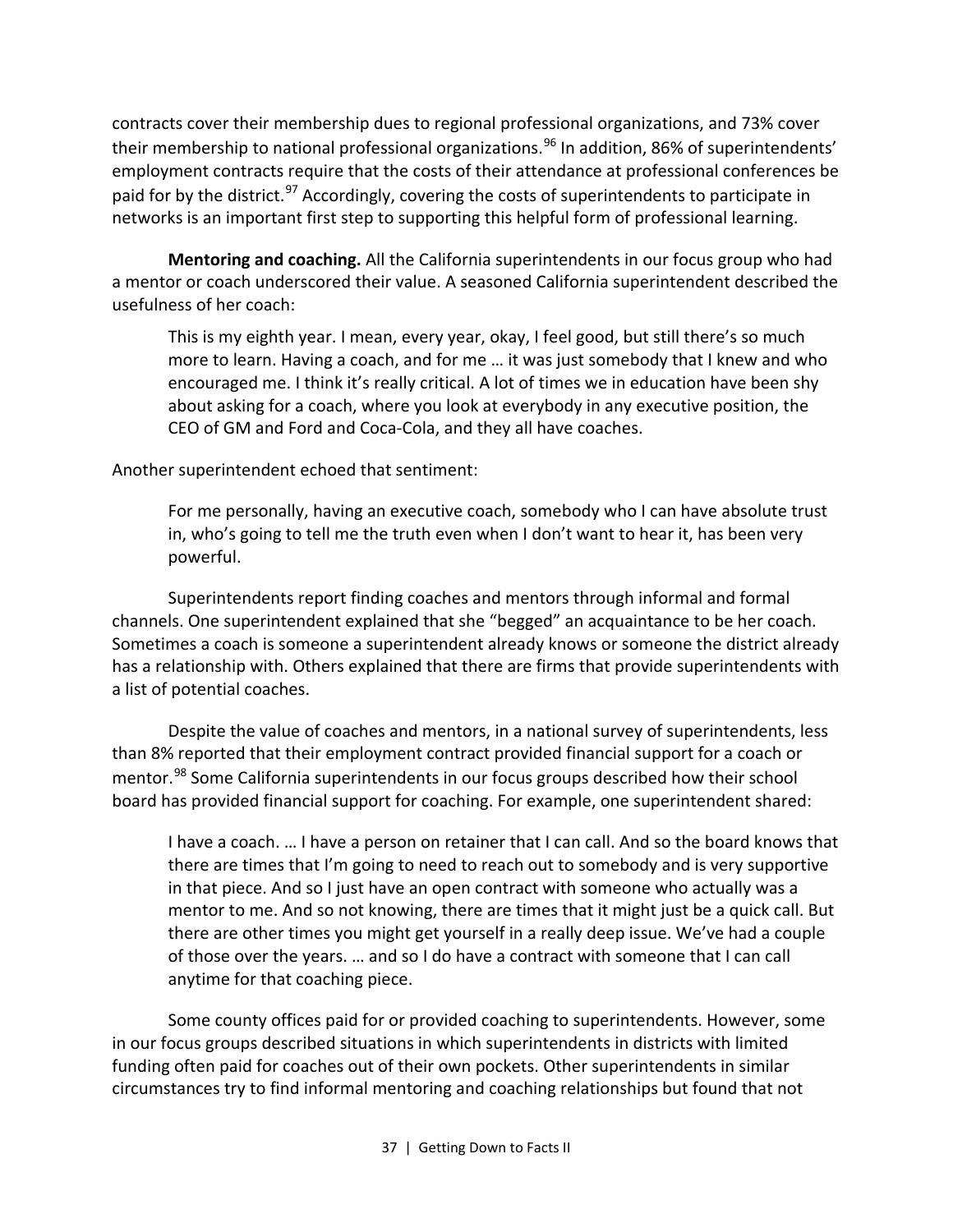contracts cover their membership dues to regional professional organizations, and 73% cover their membership to national professional organizations.[96] In addition, 86% of superintendents' employment contracts require that the costs of their attendance at professional conferences be paid for by the district.[97] Accordingly, covering the costs of superintendents to participate in networks is an important first step to supporting this helpful form of professional learning.

**Mentoring and coaching.** All the California superintendents in our focus group who had a mentor or coach underscored their value. A seasoned California superintendent described the usefulness of her coach:

> This is my eighth year. I mean, every year, okay, I feel good, but still there's so much more to learn. Having a coach, and for me … it was just somebody that I knew and who encouraged me. I think it's really critical. A lot of times we in education have been shy about asking for a coach, where you look at everybody in any executive position, the CEO of GM and Ford and Coca-Cola, and they all have coaches.

Another superintendent echoed that sentiment:

> For me personally, having an executive coach, somebody who I can have absolute trust in, who's going to tell me the truth even when I don't want to hear it, has been very powerful.

Superintendents report finding coaches and mentors through informal and formal channels. One superintendent explained that she "begged" an acquaintance to be her coach. Sometimes a coach is someone a superintendent already knows or someone the district already has a relationship with. Others explained that there are firms that provide superintendents with a list of potential coaches.

Despite the value of coaches and mentors, in a national survey of superintendents, less than 8% reported that their employment contract provided financial support for a coach or mentor.[98] Some California superintendents in our focus groups described how their school board has provided financial support for coaching. For example, one superintendent shared:

> I have a coach. … I have a person on retainer that I can call. And so the board knows that there are times that I'm going to need to reach out to somebody and is very supportive in that piece. And so I just have an open contract with someone who actually was a mentor to me. And so not knowing, there are times that it might just be a quick call. But there are other times you might get yourself in a really deep issue. We've had a couple of those over the years. … and so I do have a contract with someone that I can call anytime for that coaching piece.

Some county offices paid for or provided coaching to superintendents. However, some in our focus groups described situations in which superintendents in districts with limited funding often paid for coaches out of their own pockets. Other superintendents in similar circumstances try to find informal mentoring and coaching relationships but found that not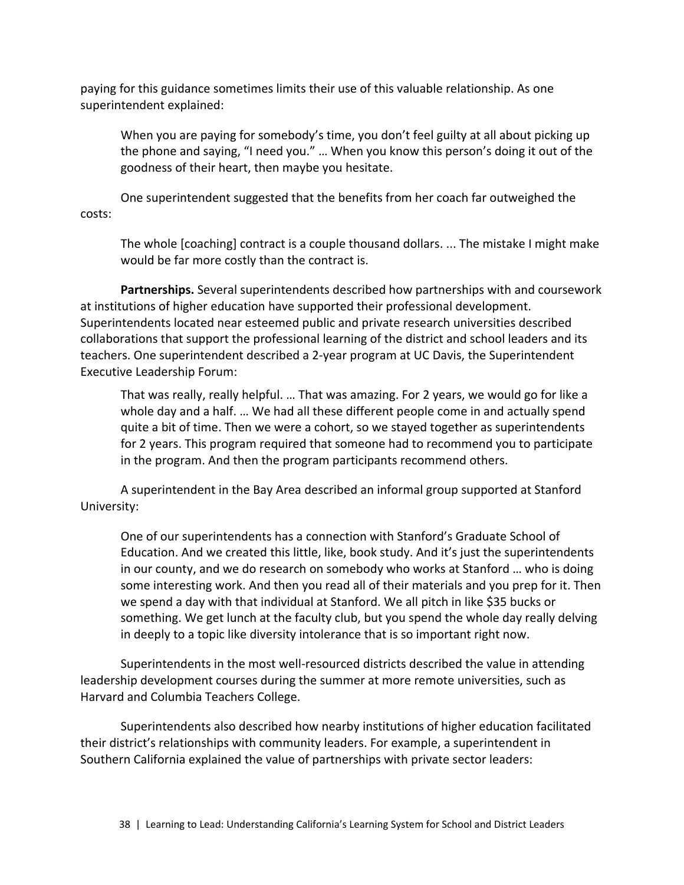paying for this guidance sometimes limits their use of this valuable relationship. As one superintendent explained:

> When you are paying for somebody's time, you don't feel guilty at all about picking up the phone and saying, "I need you." … When you know this person's doing it out of the goodness of their heart, then maybe you hesitate.

One superintendent suggested that the benefits from her coach far outweighed the costs:

> The whole [coaching] contract is a couple thousand dollars. ... The mistake I might make would be far more costly than the contract is.

**Partnerships.** Several superintendents described how partnerships with and coursework at institutions of higher education have supported their professional development. Superintendents located near esteemed public and private research universities described collaborations that support the professional learning of the district and school leaders and its teachers. One superintendent described a 2-year program at UC Davis, the Superintendent Executive Leadership Forum:

> That was really, really helpful. … That was amazing. For 2 years, we would go for like a whole day and a half. … We had all these different people come in and actually spend quite a bit of time. Then we were a cohort, so we stayed together as superintendents for 2 years. This program required that someone had to recommend you to participate in the program. And then the program participants recommend others.

A superintendent in the Bay Area described an informal group supported at Stanford University:

> One of our superintendents has a connection with Stanford's Graduate School of Education. And we created this little, like, book study. And it's just the superintendents in our county, and we do research on somebody who works at Stanford … who is doing some interesting work. And then you read all of their materials and you prep for it. Then we spend a day with that individual at Stanford. We all pitch in like $35 bucks or something. We get lunch at the faculty club, but you spend the whole day really delving in deeply to a topic like diversity intolerance that is so important right now.

Superintendents in the most well-resourced districts described the value in attending leadership development courses during the summer at more remote universities, such as Harvard and Columbia Teachers College.

Superintendents also described how nearby institutions of higher education facilitated their district's relationships with community leaders. For example, a superintendent in Southern California explained the value of partnerships with private sector leaders: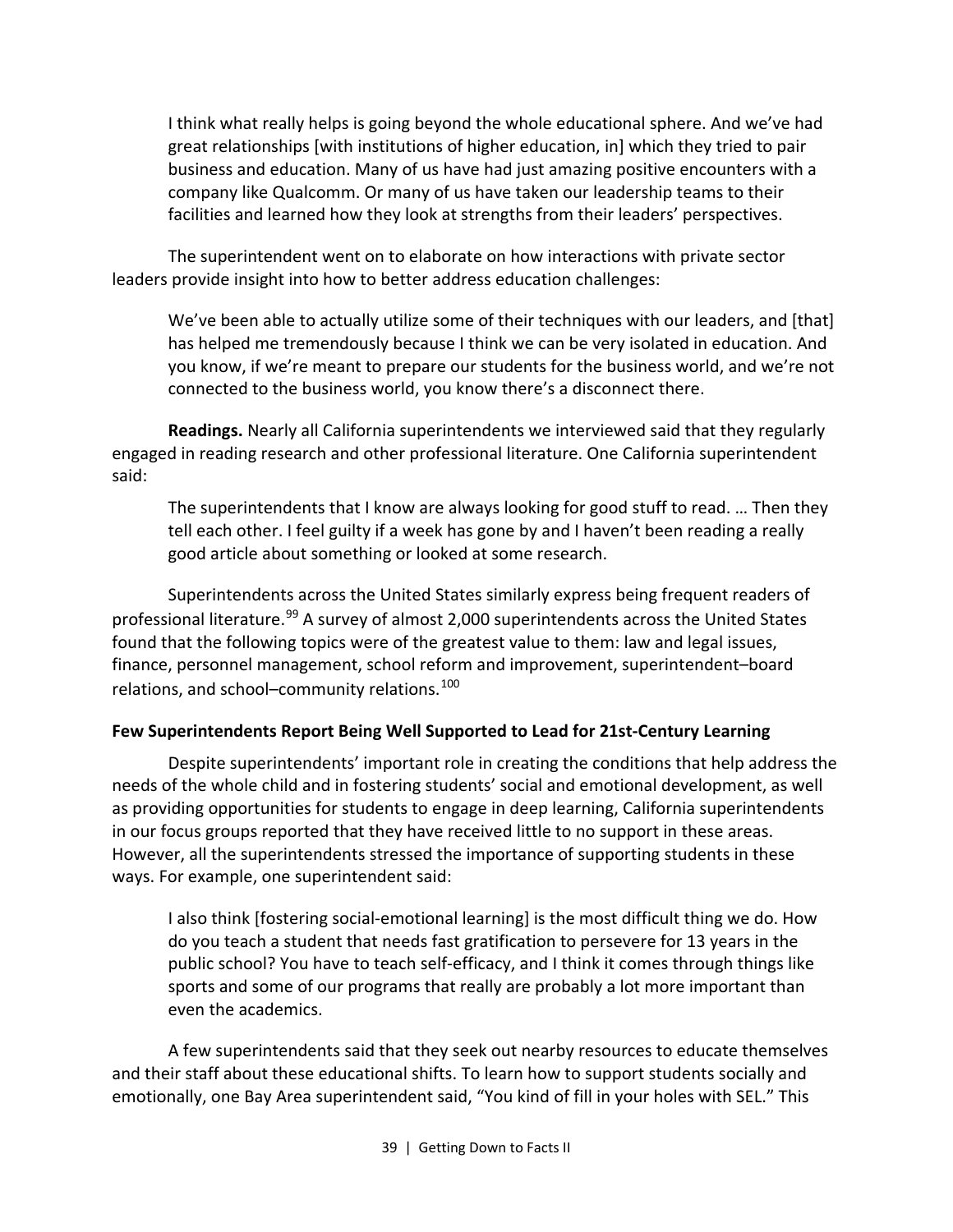> I think what really helps is going beyond the whole educational sphere. And we've had great relationships [with institutions of higher education, in] which they tried to pair business and education. Many of us have had just amazing positive encounters with a company like Qualcomm. Or many of us have taken our leadership teams to their facilities and learned how they look at strengths from their leaders' perspectives.

The superintendent went on to elaborate on how interactions with private sector leaders provide insight into how to better address education challenges:

> We've been able to actually utilize some of their techniques with our leaders, and [that] has helped me tremendously because I think we can be very isolated in education. And you know, if we're meant to prepare our students for the business world, and we're not connected to the business world, you know there's a disconnect there.

**Readings.** Nearly all California superintendents we interviewed said that they regularly engaged in reading research and other professional literature. One California superintendent said:

> The superintendents that I know are always looking for good stuff to read. … Then they tell each other. I feel guilty if a week has gone by and I haven't been reading a really good article about something or looked at some research.

Superintendents across the United States similarly express being frequent readers of professional literature.[99] A survey of almost 2,000 superintendents across the United States found that the following topics were of the greatest value to them: law and legal issues, finance, personnel management, school reform and improvement, superintendent–board relations, and school–community relations.[100]

### Few Superintendents Report Being Well Supported to Lead for 21st-Century Learning

Despite superintendents' important role in creating the conditions that help address the needs of the whole child and in fostering students' social and emotional development, as well as providing opportunities for students to engage in deep learning, California superintendents in our focus groups reported that they have received little to no support in these areas. However, all the superintendents stressed the importance of supporting students in these ways. For example, one superintendent said:

> I also think [fostering social-emotional learning] is the most difficult thing we do. How do you teach a student that needs fast gratification to persevere for 13 years in the public school? You have to teach self-efficacy, and I think it comes through things like sports and some of our programs that really are probably a lot more important than even the academics.

A few superintendents said that they seek out nearby resources to educate themselves and their staff about these educational shifts. To learn how to support students socially and emotionally, one Bay Area superintendent said, "You kind of fill in your holes with SEL." This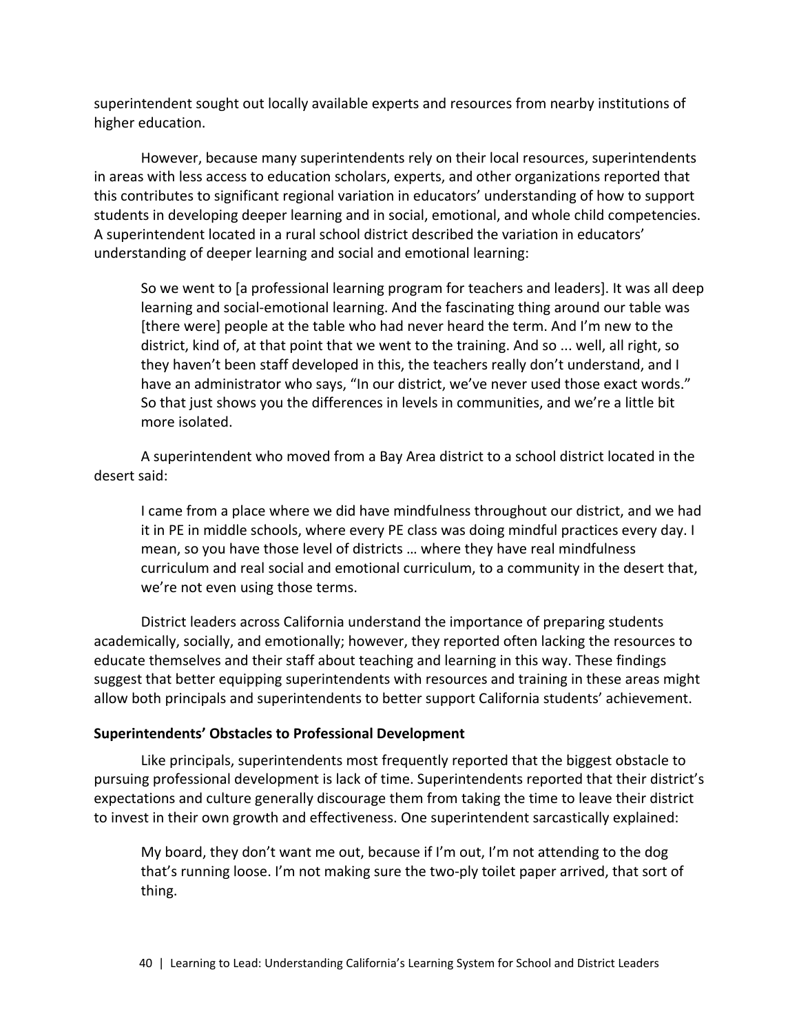superintendent sought out locally available experts and resources from nearby institutions of higher education.

However, because many superintendents rely on their local resources, superintendents in areas with less access to education scholars, experts, and other organizations reported that this contributes to significant regional variation in educators' understanding of how to support students in developing deeper learning and in social, emotional, and whole child competencies. A superintendent located in a rural school district described the variation in educators' understanding of deeper learning and social and emotional learning:

> So we went to [a professional learning program for teachers and leaders]. It was all deep learning and social-emotional learning. And the fascinating thing around our table was [there were] people at the table who had never heard the term. And I'm new to the district, kind of, at that point that we went to the training. And so ... well, all right, so they haven't been staff developed in this, the teachers really don't understand, and I have an administrator who says, "In our district, we've never used those exact words." So that just shows you the differences in levels in communities, and we're a little bit more isolated.

A superintendent who moved from a Bay Area district to a school district located in the desert said:

> I came from a place where we did have mindfulness throughout our district, and we had it in PE in middle schools, where every PE class was doing mindful practices every day. I mean, so you have those level of districts … where they have real mindfulness curriculum and real social and emotional curriculum, to a community in the desert that, we're not even using those terms.

District leaders across California understand the importance of preparing students academically, socially, and emotionally; however, they reported often lacking the resources to educate themselves and their staff about teaching and learning in this way. These findings suggest that better equipping superintendents with resources and training in these areas might allow both principals and superintendents to better support California students' achievement.

**Superintendents' Obstacles to Professional Development**

Like principals, superintendents most frequently reported that the biggest obstacle to pursuing professional development is lack of time. Superintendents reported that their district's expectations and culture generally discourage them from taking the time to leave their district to invest in their own growth and effectiveness. One superintendent sarcastically explained:

> My board, they don't want me out, because if I'm out, I'm not attending to the dog that's running loose. I'm not making sure the two-ply toilet paper arrived, that sort of thing.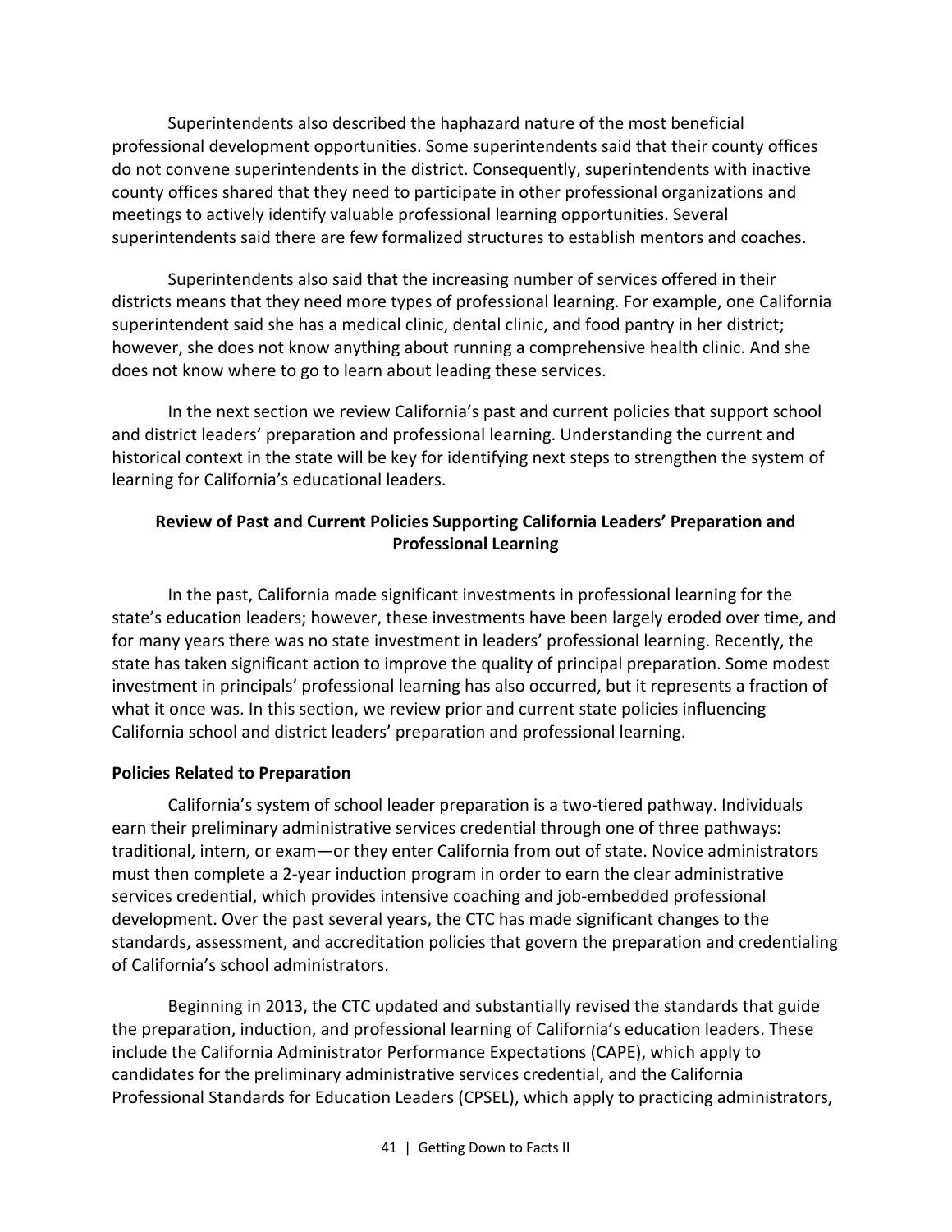Superintendents also described the haphazard nature of the most beneficial professional development opportunities. Some superintendents said that their county offices do not convene superintendents in the district. Consequently, superintendents with inactive county offices shared that they need to participate in other professional organizations and meetings to actively identify valuable professional learning opportunities. Several superintendents said there are few formalized structures to establish mentors and coaches.

Superintendents also said that the increasing number of services offered in their districts means that they need more types of professional learning. For example, one California superintendent said she has a medical clinic, dental clinic, and food pantry in her district; however, she does not know anything about running a comprehensive health clinic. And she does not know where to go to learn about leading these services.

In the next section we review California's past and current policies that support school and district leaders' preparation and professional learning. Understanding the current and historical context in the state will be key for identifying next steps to strengthen the system of learning for California's educational leaders.

## Review of Past and Current Policies Supporting California Leaders' Preparation and Professional Learning

In the past, California made significant investments in professional learning for the state's education leaders; however, these investments have been largely eroded over time, and for many years there was no state investment in leaders' professional learning. Recently, the state has taken significant action to improve the quality of principal preparation. Some modest investment in principals' professional learning has also occurred, but it represents a fraction of what it once was. In this section, we review prior and current state policies influencing California school and district leaders' preparation and professional learning.

### Policies Related to Preparation

California's system of school leader preparation is a two-tiered pathway. Individuals earn their preliminary administrative services credential through one of three pathways: traditional, intern, or exam—or they enter California from out of state. Novice administrators must then complete a 2-year induction program in order to earn the clear administrative services credential, which provides intensive coaching and job-embedded professional development. Over the past several years, the CTC has made significant changes to the standards, assessment, and accreditation policies that govern the preparation and credentialing of California's school administrators.

Beginning in 2013, the CTC updated and substantially revised the standards that guide the preparation, induction, and professional learning of California's education leaders. These include the California Administrator Performance Expectations (CAPE), which apply to candidates for the preliminary administrative services credential, and the California Professional Standards for Education Leaders (CPSEL), which apply to practicing administrators,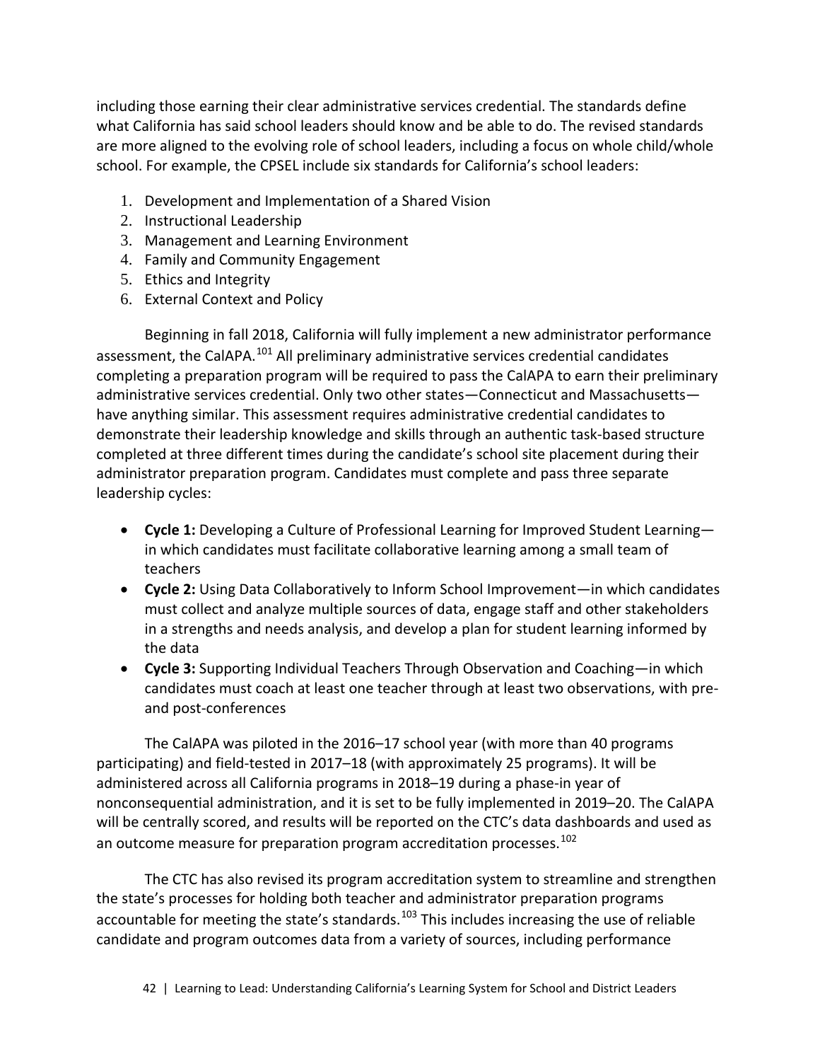including those earning their clear administrative services credential. The standards define what California has said school leaders should know and be able to do. The revised standards are more aligned to the evolving role of school leaders, including a focus on whole child/whole school. For example, the CPSEL include six standards for California's school leaders:

1. Development and Implementation of a Shared Vision
2. Instructional Leadership
3. Management and Learning Environment
4. Family and Community Engagement
5. Ethics and Integrity
6. External Context and Policy

Beginning in fall 2018, California will fully implement a new administrator performance assessment, the CalAPA.[101] All preliminary administrative services credential candidates completing a preparation program will be required to pass the CalAPA to earn their preliminary administrative services credential. Only two other states—Connecticut and Massachusetts—have anything similar. This assessment requires administrative credential candidates to demonstrate their leadership knowledge and skills through an authentic task-based structure completed at three different times during the candidate's school site placement during their administrator preparation program. Candidates must complete and pass three separate leadership cycles:

- **Cycle 1:** Developing a Culture of Professional Learning for Improved Student Learning—in which candidates must facilitate collaborative learning among a small team of teachers
- **Cycle 2:** Using Data Collaboratively to Inform School Improvement—in which candidates must collect and analyze multiple sources of data, engage staff and other stakeholders in a strengths and needs analysis, and develop a plan for student learning informed by the data
- **Cycle 3:** Supporting Individual Teachers Through Observation and Coaching—in which candidates must coach at least one teacher through at least two observations, with pre- and post-conferences

The CalAPA was piloted in the 2016–17 school year (with more than 40 programs participating) and field-tested in 2017–18 (with approximately 25 programs). It will be administered across all California programs in 2018–19 during a phase-in year of nonconsequential administration, and it is set to be fully implemented in 2019–20. The CalAPA will be centrally scored, and results will be reported on the CTC's data dashboards and used as an outcome measure for preparation program accreditation processes.[102]

The CTC has also revised its program accreditation system to streamline and strengthen the state's processes for holding both teacher and administrator preparation programs accountable for meeting the state's standards.[103] This includes increasing the use of reliable candidate and program outcomes data from a variety of sources, including performance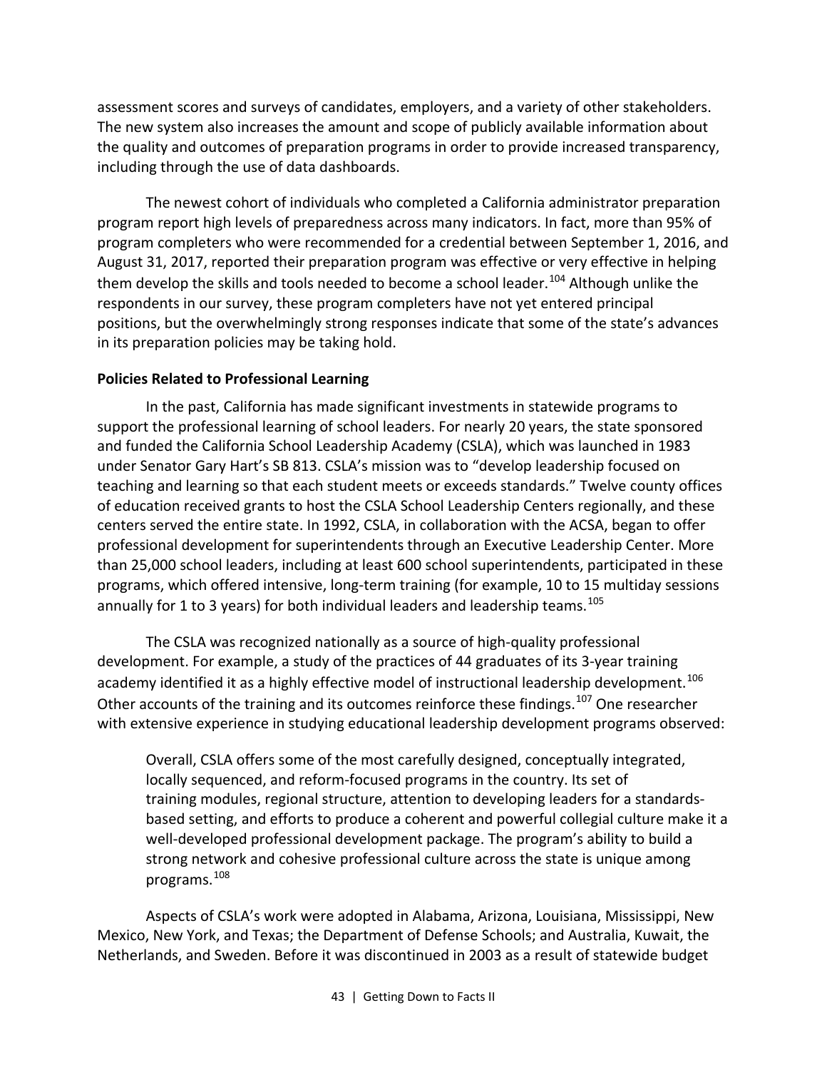assessment scores and surveys of candidates, employers, and a variety of other stakeholders. The new system also increases the amount and scope of publicly available information about the quality and outcomes of preparation programs in order to provide increased transparency, including through the use of data dashboards.

The newest cohort of individuals who completed a California administrator preparation program report high levels of preparedness across many indicators. In fact, more than 95% of program completers who were recommended for a credential between September 1, 2016, and August 31, 2017, reported their preparation program was effective or very effective in helping them develop the skills and tools needed to become a school leader.[104] Although unlike the respondents in our survey, these program completers have not yet entered principal positions, but the overwhelmingly strong responses indicate that some of the state's advances in its preparation policies may be taking hold.

**Policies Related to Professional Learning**

In the past, California has made significant investments in statewide programs to support the professional learning of school leaders. For nearly 20 years, the state sponsored and funded the California School Leadership Academy (CSLA), which was launched in 1983 under Senator Gary Hart's SB 813. CSLA's mission was to "develop leadership focused on teaching and learning so that each student meets or exceeds standards." Twelve county offices of education received grants to host the CSLA School Leadership Centers regionally, and these centers served the entire state. In 1992, CSLA, in collaboration with the ACSA, began to offer professional development for superintendents through an Executive Leadership Center. More than 25,000 school leaders, including at least 600 school superintendents, participated in these programs, which offered intensive, long-term training (for example, 10 to 15 multiday sessions annually for 1 to 3 years) for both individual leaders and leadership teams.[105]

The CSLA was recognized nationally as a source of high-quality professional development. For example, a study of the practices of 44 graduates of its 3-year training academy identified it as a highly effective model of instructional leadership development.[106] Other accounts of the training and its outcomes reinforce these findings.[107] One researcher with extensive experience in studying educational leadership development programs observed:

> Overall, CSLA offers some of the most carefully designed, conceptually integrated, locally sequenced, and reform-focused programs in the country. Its set of training modules, regional structure, attention to developing leaders for a standards-based setting, and efforts to produce a coherent and powerful collegial culture make it a well-developed professional development package. The program's ability to build a strong network and cohesive professional culture across the state is unique among programs.[108]

Aspects of CSLA's work were adopted in Alabama, Arizona, Louisiana, Mississippi, New Mexico, New York, and Texas; the Department of Defense Schools; and Australia, Kuwait, the Netherlands, and Sweden. Before it was discontinued in 2003 as a result of statewide budget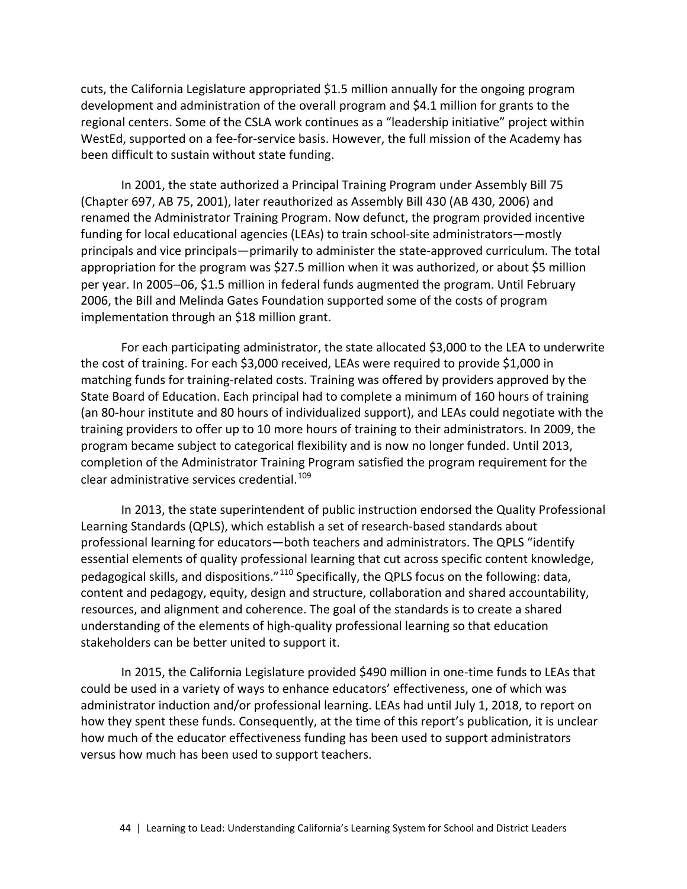cuts, the California Legislature appropriated $1.5 million annually for the ongoing program development and administration of the overall program and $4.1 million for grants to the regional centers. Some of the CSLA work continues as a “leadership initiative” project within WestEd, supported on a fee-for-service basis. However, the full mission of the Academy has been difficult to sustain without state funding.

In 2001, the state authorized a Principal Training Program under Assembly Bill 75 (Chapter 697, AB 75, 2001), later reauthorized as Assembly Bill 430 (AB 430, 2006) and renamed the Administrator Training Program. Now defunct, the program provided incentive funding for local educational agencies (LEAs) to train school-site administrators—mostly principals and vice principals—primarily to administer the state-approved curriculum. The total appropriation for the program was $27.5 million when it was authorized, or about $5 million per year. In 2005–06, $1.5 million in federal funds augmented the program. Until February 2006, the Bill and Melinda Gates Foundation supported some of the costs of program implementation through an $18 million grant.

For each participating administrator, the state allocated $3,000 to the LEA to underwrite the cost of training. For each $3,000 received, LEAs were required to provide $1,000 in matching funds for training-related costs. Training was offered by providers approved by the State Board of Education. Each principal had to complete a minimum of 160 hours of training (an 80-hour institute and 80 hours of individualized support), and LEAs could negotiate with the training providers to offer up to 10 more hours of training to their administrators. In 2009, the program became subject to categorical flexibility and is now no longer funded. Until 2013, completion of the Administrator Training Program satisfied the program requirement for the clear administrative services credential.[109]

In 2013, the state superintendent of public instruction endorsed the Quality Professional Learning Standards (QPLS), which establish a set of research-based standards about professional learning for educators—both teachers and administrators. The QPLS “identify essential elements of quality professional learning that cut across specific content knowledge, pedagogical skills, and dispositions.”[110] Specifically, the QPLS focus on the following: data, content and pedagogy, equity, design and structure, collaboration and shared accountability, resources, and alignment and coherence. The goal of the standards is to create a shared understanding of the elements of high-quality professional learning so that education stakeholders can be better united to support it.

In 2015, the California Legislature provided $490 million in one-time funds to LEAs that could be used in a variety of ways to enhance educators’ effectiveness, one of which was administrator induction and/or professional learning. LEAs had until July 1, 2018, to report on how they spent these funds. Consequently, at the time of this report’s publication, it is unclear how much of the educator effectiveness funding has been used to support administrators versus how much has been used to support teachers.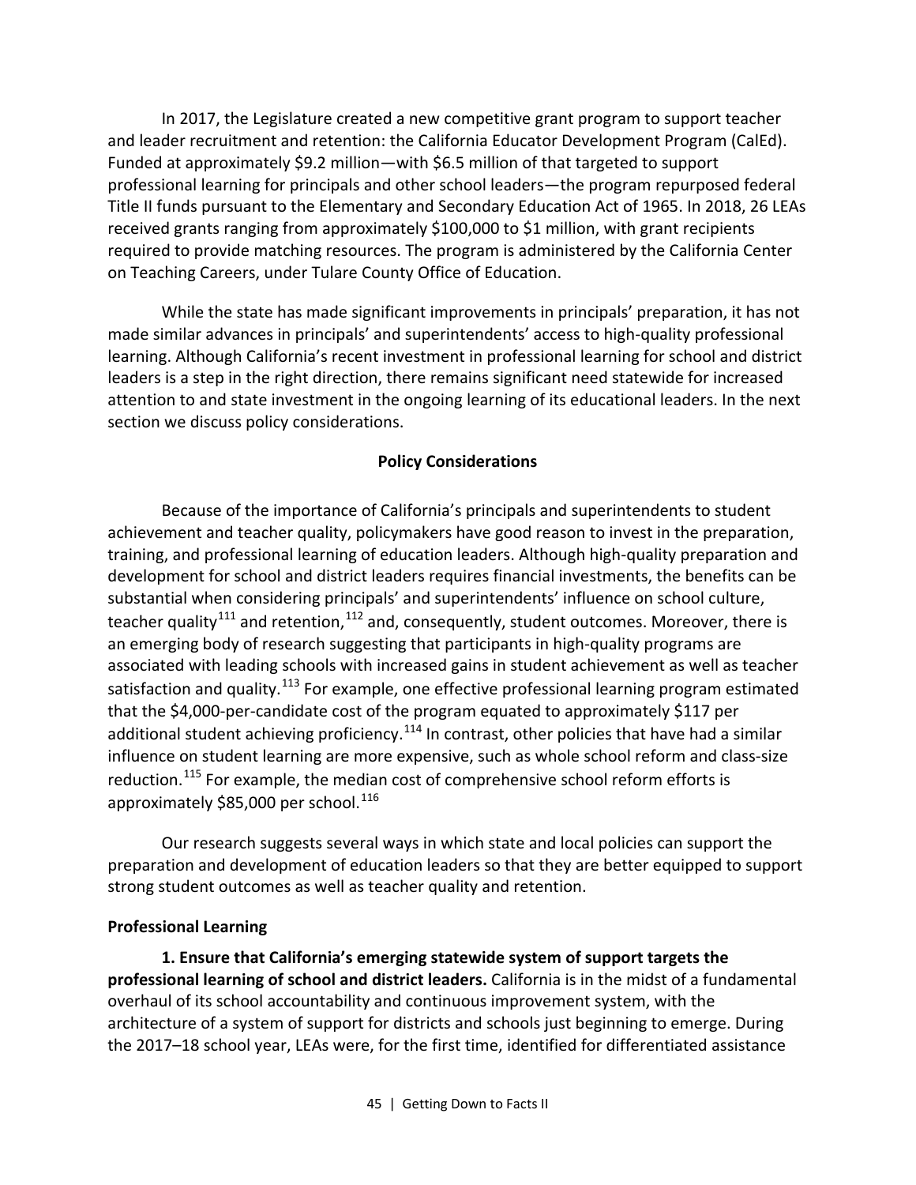In 2017, the Legislature created a new competitive grant program to support teacher and leader recruitment and retention: the California Educator Development Program (CalEd). Funded at approximately $9.2 million—with $6.5 million of that targeted to support professional learning for principals and other school leaders—the program repurposed federal Title II funds pursuant to the Elementary and Secondary Education Act of 1965. In 2018, 26 LEAs received grants ranging from approximately $100,000 to $1 million, with grant recipients required to provide matching resources. The program is administered by the California Center on Teaching Careers, under Tulare County Office of Education.

While the state has made significant improvements in principals' preparation, it has not made similar advances in principals' and superintendents' access to high-quality professional learning. Although California's recent investment in professional learning for school and district leaders is a step in the right direction, there remains significant need statewide for increased attention to and state investment in the ongoing learning of its educational leaders. In the next section we discuss policy considerations.

## Policy Considerations

Because of the importance of California's principals and superintendents to student achievement and teacher quality, policymakers have good reason to invest in the preparation, training, and professional learning of education leaders. Although high-quality preparation and development for school and district leaders requires financial investments, the benefits can be substantial when considering principals' and superintendents' influence on school culture, teacher quality[111] and retention,[112] and, consequently, student outcomes. Moreover, there is an emerging body of research suggesting that participants in high-quality programs are associated with leading schools with increased gains in student achievement as well as teacher satisfaction and quality.[113] For example, one effective professional learning program estimated that the $4,000-per-candidate cost of the program equated to approximately $117 per additional student achieving proficiency.[114] In contrast, other policies that have had a similar influence on student learning are more expensive, such as whole school reform and class-size reduction.[115] For example, the median cost of comprehensive school reform efforts is approximately $85,000 per school.[116]

Our research suggests several ways in which state and local policies can support the preparation and development of education leaders so that they are better equipped to support strong student outcomes as well as teacher quality and retention.

### Professional Learning

**1. Ensure that California's emerging statewide system of support targets the professional learning of school and district leaders.** California is in the midst of a fundamental overhaul of its school accountability and continuous improvement system, with the architecture of a system of support for districts and schools just beginning to emerge. During the 2017–18 school year, LEAs were, for the first time, identified for differentiated assistance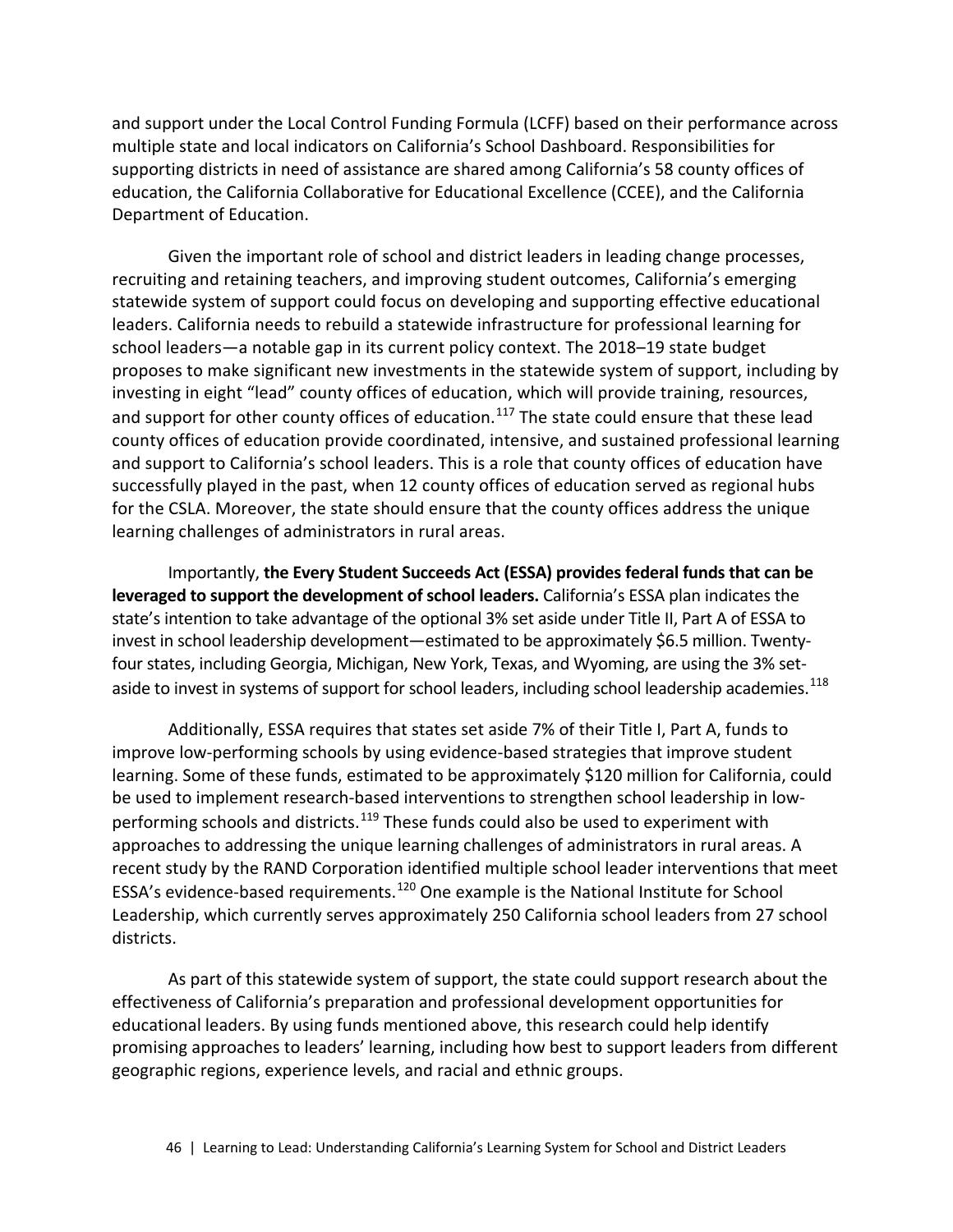and support under the Local Control Funding Formula (LCFF) based on their performance across multiple state and local indicators on California's School Dashboard. Responsibilities for supporting districts in need of assistance are shared among California's 58 county offices of education, the California Collaborative for Educational Excellence (CCEE), and the California Department of Education.

Given the important role of school and district leaders in leading change processes, recruiting and retaining teachers, and improving student outcomes, California's emerging statewide system of support could focus on developing and supporting effective educational leaders. California needs to rebuild a statewide infrastructure for professional learning for school leaders—a notable gap in its current policy context. The 2018–19 state budget proposes to make significant new investments in the statewide system of support, including by investing in eight "lead" county offices of education, which will provide training, resources, and support for other county offices of education.[117] The state could ensure that these lead county offices of education provide coordinated, intensive, and sustained professional learning and support to California's school leaders. This is a role that county offices of education have successfully played in the past, when 12 county offices of education served as regional hubs for the CSLA. Moreover, the state should ensure that the county offices address the unique learning challenges of administrators in rural areas.

Importantly, **the Every Student Succeeds Act (ESSA) provides federal funds that can be leveraged to support the development of school leaders.** California's ESSA plan indicates the state's intention to take advantage of the optional 3% set aside under Title II, Part A of ESSA to invest in school leadership development—estimated to be approximately $6.5 million. Twenty-four states, including Georgia, Michigan, New York, Texas, and Wyoming, are using the 3% set-aside to invest in systems of support for school leaders, including school leadership academies.[118]

Additionally, ESSA requires that states set aside 7% of their Title I, Part A, funds to improve low-performing schools by using evidence-based strategies that improve student learning. Some of these funds, estimated to be approximately $120 million for California, could be used to implement research-based interventions to strengthen school leadership in low-performing schools and districts.[119] These funds could also be used to experiment with approaches to addressing the unique learning challenges of administrators in rural areas. A recent study by the RAND Corporation identified multiple school leader interventions that meet ESSA's evidence-based requirements.[120] One example is the National Institute for School Leadership, which currently serves approximately 250 California school leaders from 27 school districts.

As part of this statewide system of support, the state could support research about the effectiveness of California's preparation and professional development opportunities for educational leaders. By using funds mentioned above, this research could help identify promising approaches to leaders' learning, including how best to support leaders from different geographic regions, experience levels, and racial and ethnic groups.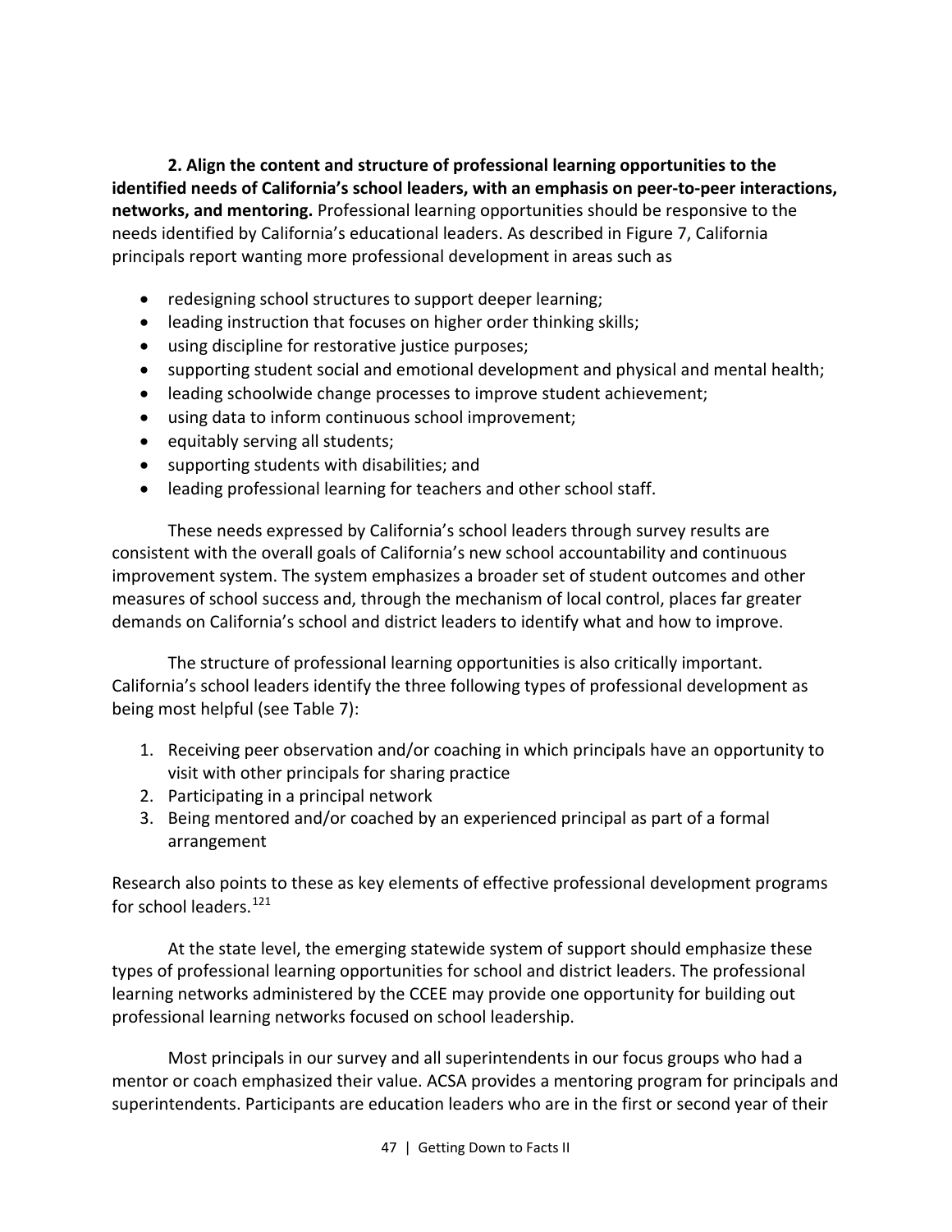**2. Align the content and structure of professional learning opportunities to the identified needs of California's school leaders, with an emphasis on peer-to-peer interactions, networks, and mentoring.** Professional learning opportunities should be responsive to the needs identified by California's educational leaders. As described in Figure 7, California principals report wanting more professional development in areas such as

- redesigning school structures to support deeper learning;
- leading instruction that focuses on higher order thinking skills;
- using discipline for restorative justice purposes;
- supporting student social and emotional development and physical and mental health;
- leading schoolwide change processes to improve student achievement;
- using data to inform continuous school improvement;
- equitably serving all students;
- supporting students with disabilities; and
- leading professional learning for teachers and other school staff.

These needs expressed by California's school leaders through survey results are consistent with the overall goals of California's new school accountability and continuous improvement system. The system emphasizes a broader set of student outcomes and other measures of school success and, through the mechanism of local control, places far greater demands on California's school and district leaders to identify what and how to improve.

The structure of professional learning opportunities is also critically important. California's school leaders identify the three following types of professional development as being most helpful (see Table 7):

1. Receiving peer observation and/or coaching in which principals have an opportunity to visit with other principals for sharing practice
2. Participating in a principal network
3. Being mentored and/or coached by an experienced principal as part of a formal arrangement

Research also points to these as key elements of effective professional development programs for school leaders.[121]

At the state level, the emerging statewide system of support should emphasize these types of professional learning opportunities for school and district leaders. The professional learning networks administered by the CCEE may provide one opportunity for building out professional learning networks focused on school leadership.

Most principals in our survey and all superintendents in our focus groups who had a mentor or coach emphasized their value. ACSA provides a mentoring program for principals and superintendents. Participants are education leaders who are in the first or second year of their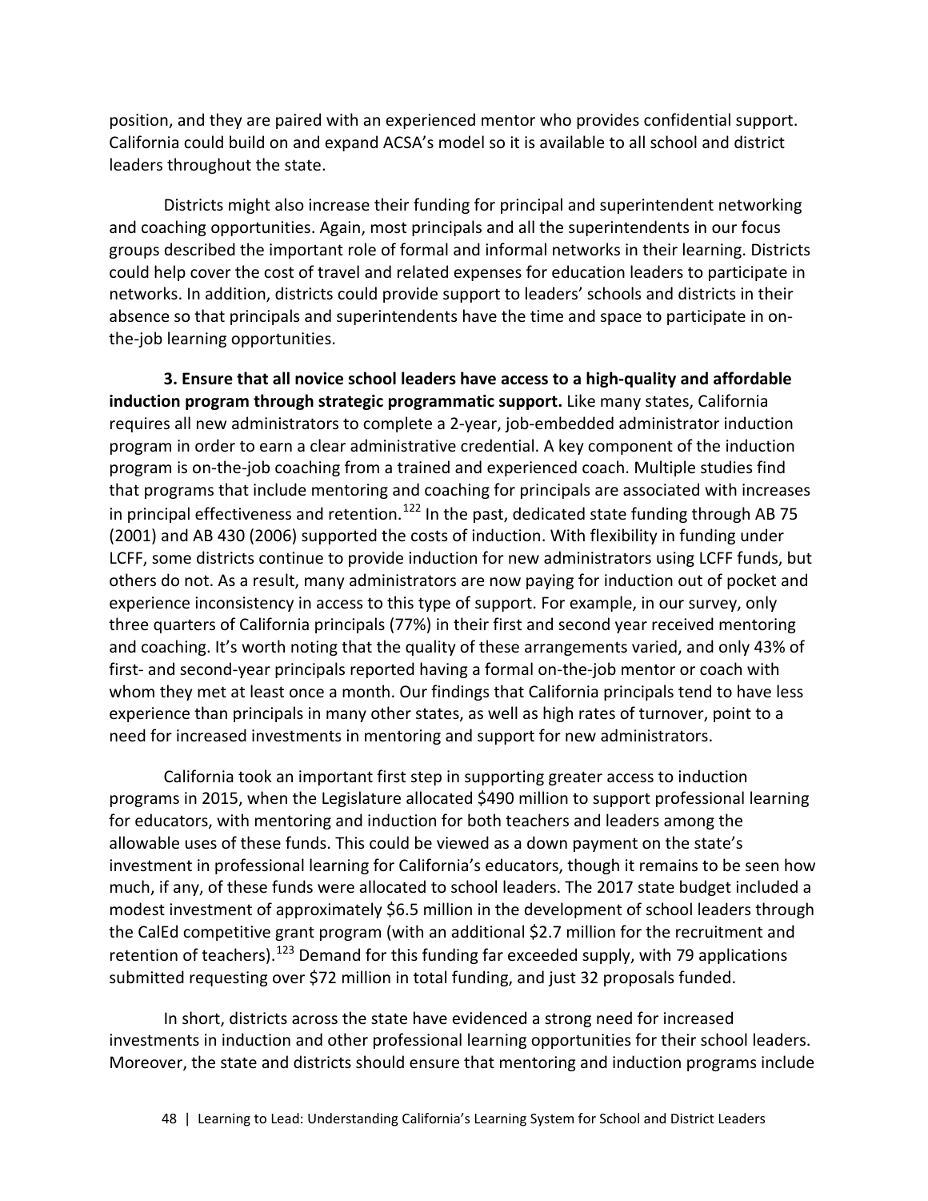position, and they are paired with an experienced mentor who provides confidential support. California could build on and expand ACSA's model so it is available to all school and district leaders throughout the state.

Districts might also increase their funding for principal and superintendent networking and coaching opportunities. Again, most principals and all the superintendents in our focus groups described the important role of formal and informal networks in their learning. Districts could help cover the cost of travel and related expenses for education leaders to participate in networks. In addition, districts could provide support to leaders' schools and districts in their absence so that principals and superintendents have the time and space to participate in on-the-job learning opportunities.

**3. Ensure that all novice school leaders have access to a high-quality and affordable induction program through strategic programmatic support.** Like many states, California requires all new administrators to complete a 2-year, job-embedded administrator induction program in order to earn a clear administrative credential. A key component of the induction program is on-the-job coaching from a trained and experienced coach. Multiple studies find that programs that include mentoring and coaching for principals are associated with increases in principal effectiveness and retention.[122] In the past, dedicated state funding through AB 75 (2001) and AB 430 (2006) supported the costs of induction. With flexibility in funding under LCFF, some districts continue to provide induction for new administrators using LCFF funds, but others do not. As a result, many administrators are now paying for induction out of pocket and experience inconsistency in access to this type of support. For example, in our survey, only three quarters of California principals (77%) in their first and second year received mentoring and coaching. It's worth noting that the quality of these arrangements varied, and only 43% of first- and second-year principals reported having a formal on-the-job mentor or coach with whom they met at least once a month. Our findings that California principals tend to have less experience than principals in many other states, as well as high rates of turnover, point to a need for increased investments in mentoring and support for new administrators.

California took an important first step in supporting greater access to induction programs in 2015, when the Legislature allocated $490 million to support professional learning for educators, with mentoring and induction for both teachers and leaders among the allowable uses of these funds. This could be viewed as a down payment on the state's investment in professional learning for California's educators, though it remains to be seen how much, if any, of these funds were allocated to school leaders. The 2017 state budget included a modest investment of approximately $6.5 million in the development of school leaders through the CalEd competitive grant program (with an additional $2.7 million for the recruitment and retention of teachers).[123] Demand for this funding far exceeded supply, with 79 applications submitted requesting over $72 million in total funding, and just 32 proposals funded.

In short, districts across the state have evidenced a strong need for increased investments in induction and other professional learning opportunities for their school leaders. Moreover, the state and districts should ensure that mentoring and induction programs include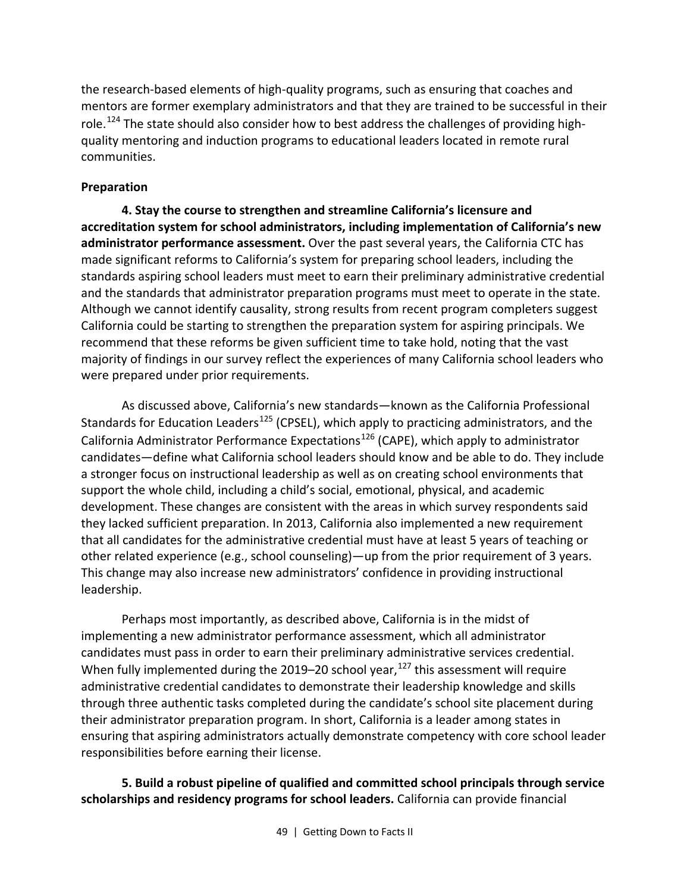the research-based elements of high-quality programs, such as ensuring that coaches and mentors are former exemplary administrators and that they are trained to be successful in their role.[124] The state should also consider how to best address the challenges of providing high-quality mentoring and induction programs to educational leaders located in remote rural communities.

**Preparation**

**4. Stay the course to strengthen and streamline California's licensure and accreditation system for school administrators, including implementation of California's new administrator performance assessment.** Over the past several years, the California CTC has made significant reforms to California's system for preparing school leaders, including the standards aspiring school leaders must meet to earn their preliminary administrative credential and the standards that administrator preparation programs must meet to operate in the state. Although we cannot identify causality, strong results from recent program completers suggest California could be starting to strengthen the preparation system for aspiring principals. We recommend that these reforms be given sufficient time to take hold, noting that the vast majority of findings in our survey reflect the experiences of many California school leaders who were prepared under prior requirements.

As discussed above, California's new standards—known as the California Professional Standards for Education Leaders[125] (CPSEL), which apply to practicing administrators, and the California Administrator Performance Expectations[126] (CAPE), which apply to administrator candidates—define what California school leaders should know and be able to do. They include a stronger focus on instructional leadership as well as on creating school environments that support the whole child, including a child's social, emotional, physical, and academic development. These changes are consistent with the areas in which survey respondents said they lacked sufficient preparation. In 2013, California also implemented a new requirement that all candidates for the administrative credential must have at least 5 years of teaching or other related experience (e.g., school counseling)—up from the prior requirement of 3 years. This change may also increase new administrators' confidence in providing instructional leadership.

Perhaps most importantly, as described above, California is in the midst of implementing a new administrator performance assessment, which all administrator candidates must pass in order to earn their preliminary administrative services credential. When fully implemented during the 2019–20 school year,[127] this assessment will require administrative credential candidates to demonstrate their leadership knowledge and skills through three authentic tasks completed during the candidate's school site placement during their administrator preparation program. In short, California is a leader among states in ensuring that aspiring administrators actually demonstrate competency with core school leader responsibilities before earning their license.

**5. Build a robust pipeline of qualified and committed school principals through service scholarships and residency programs for school leaders.** California can provide financial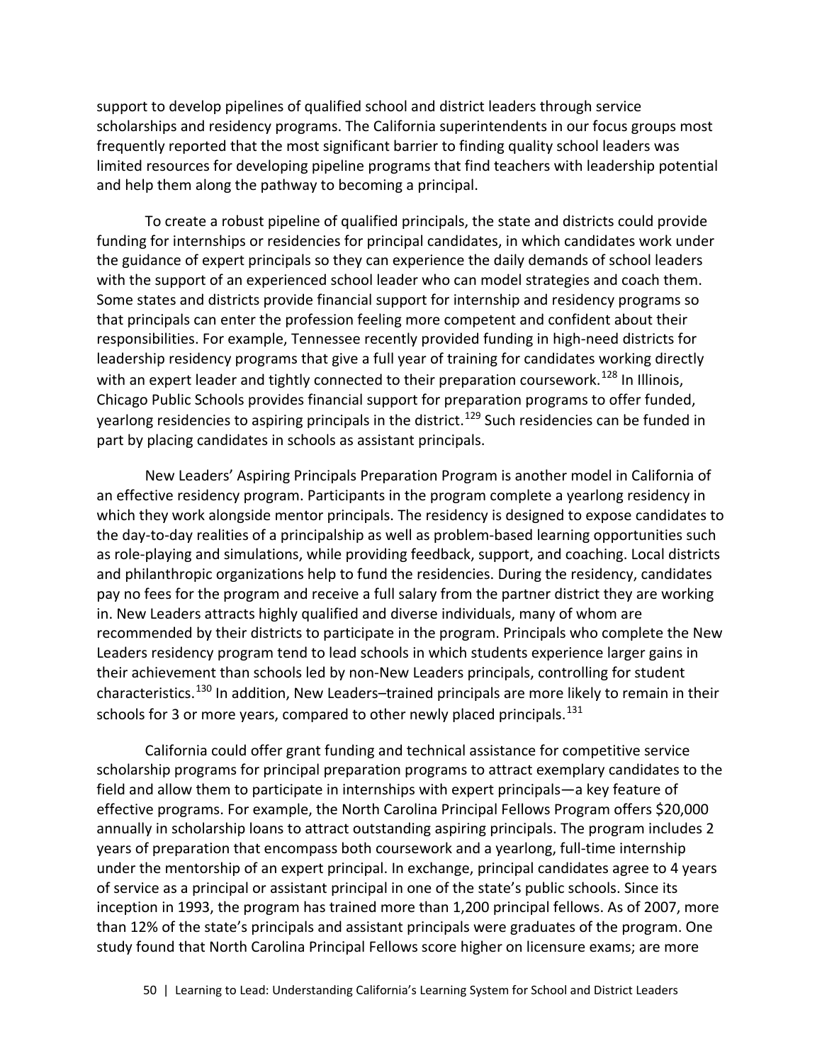support to develop pipelines of qualified school and district leaders through service scholarships and residency programs. The California superintendents in our focus groups most frequently reported that the most significant barrier to finding quality school leaders was limited resources for developing pipeline programs that find teachers with leadership potential and help them along the pathway to becoming a principal.

To create a robust pipeline of qualified principals, the state and districts could provide funding for internships or residencies for principal candidates, in which candidates work under the guidance of expert principals so they can experience the daily demands of school leaders with the support of an experienced school leader who can model strategies and coach them. Some states and districts provide financial support for internship and residency programs so that principals can enter the profession feeling more competent and confident about their responsibilities. For example, Tennessee recently provided funding in high-need districts for leadership residency programs that give a full year of training for candidates working directly with an expert leader and tightly connected to their preparation coursework.[128] In Illinois, Chicago Public Schools provides financial support for preparation programs to offer funded, yearlong residencies to aspiring principals in the district.[129] Such residencies can be funded in part by placing candidates in schools as assistant principals.

New Leaders' Aspiring Principals Preparation Program is another model in California of an effective residency program. Participants in the program complete a yearlong residency in which they work alongside mentor principals. The residency is designed to expose candidates to the day-to-day realities of a principalship as well as problem-based learning opportunities such as role-playing and simulations, while providing feedback, support, and coaching. Local districts and philanthropic organizations help to fund the residencies. During the residency, candidates pay no fees for the program and receive a full salary from the partner district they are working in. New Leaders attracts highly qualified and diverse individuals, many of whom are recommended by their districts to participate in the program. Principals who complete the New Leaders residency program tend to lead schools in which students experience larger gains in their achievement than schools led by non-New Leaders principals, controlling for student characteristics.[130] In addition, New Leaders–trained principals are more likely to remain in their schools for 3 or more years, compared to other newly placed principals.[131]

California could offer grant funding and technical assistance for competitive service scholarship programs for principal preparation programs to attract exemplary candidates to the field and allow them to participate in internships with expert principals—a key feature of effective programs. For example, the North Carolina Principal Fellows Program offers $20,000 annually in scholarship loans to attract outstanding aspiring principals. The program includes 2 years of preparation that encompass both coursework and a yearlong, full-time internship under the mentorship of an expert principal. In exchange, principal candidates agree to 4 years of service as a principal or assistant principal in one of the state's public schools. Since its inception in 1993, the program has trained more than 1,200 principal fellows. As of 2007, more than 12% of the state's principals and assistant principals were graduates of the program. One study found that North Carolina Principal Fellows score higher on licensure exams; are more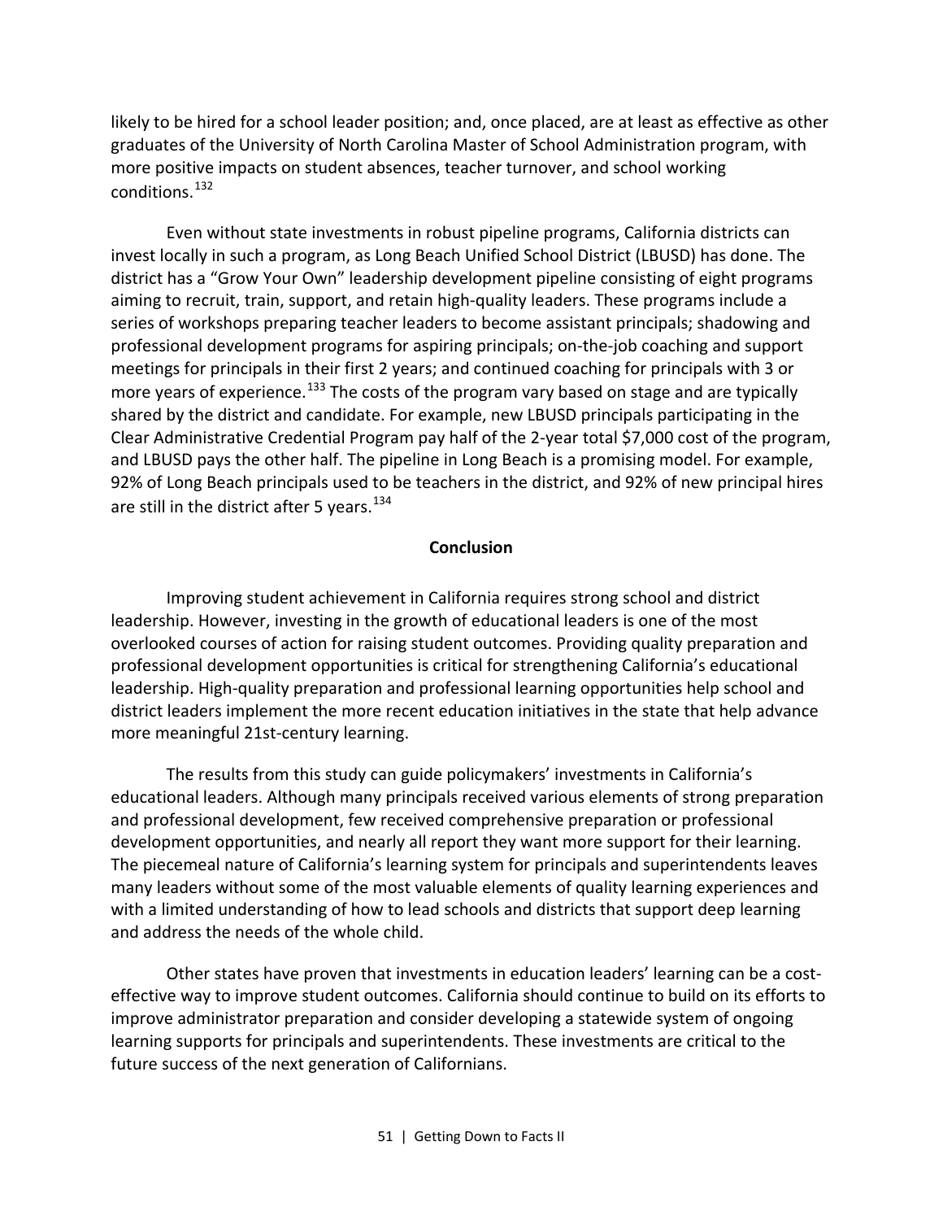likely to be hired for a school leader position; and, once placed, are at least as effective as other graduates of the University of North Carolina Master of School Administration program, with more positive impacts on student absences, teacher turnover, and school working conditions.[132]

Even without state investments in robust pipeline programs, California districts can invest locally in such a program, as Long Beach Unified School District (LBUSD) has done. The district has a "Grow Your Own" leadership development pipeline consisting of eight programs aiming to recruit, train, support, and retain high-quality leaders. These programs include a series of workshops preparing teacher leaders to become assistant principals; shadowing and professional development programs for aspiring principals; on-the-job coaching and support meetings for principals in their first 2 years; and continued coaching for principals with 3 or more years of experience.[133] The costs of the program vary based on stage and are typically shared by the district and candidate. For example, new LBUSD principals participating in the Clear Administrative Credential Program pay half of the 2-year total $7,000 cost of the program, and LBUSD pays the other half. The pipeline in Long Beach is a promising model. For example, 92% of Long Beach principals used to be teachers in the district, and 92% of new principal hires are still in the district after 5 years.[134]

## Conclusion

Improving student achievement in California requires strong school and district leadership. However, investing in the growth of educational leaders is one of the most overlooked courses of action for raising student outcomes. Providing quality preparation and professional development opportunities is critical for strengthening California's educational leadership. High-quality preparation and professional learning opportunities help school and district leaders implement the more recent education initiatives in the state that help advance more meaningful 21st-century learning.

The results from this study can guide policymakers' investments in California's educational leaders. Although many principals received various elements of strong preparation and professional development, few received comprehensive preparation or professional development opportunities, and nearly all report they want more support for their learning. The piecemeal nature of California's learning system for principals and superintendents leaves many leaders without some of the most valuable elements of quality learning experiences and with a limited understanding of how to lead schools and districts that support deep learning and address the needs of the whole child.

Other states have proven that investments in education leaders' learning can be a cost-effective way to improve student outcomes. California should continue to build on its efforts to improve administrator preparation and consider developing a statewide system of ongoing learning supports for principals and superintendents. These investments are critical to the future success of the next generation of Californians.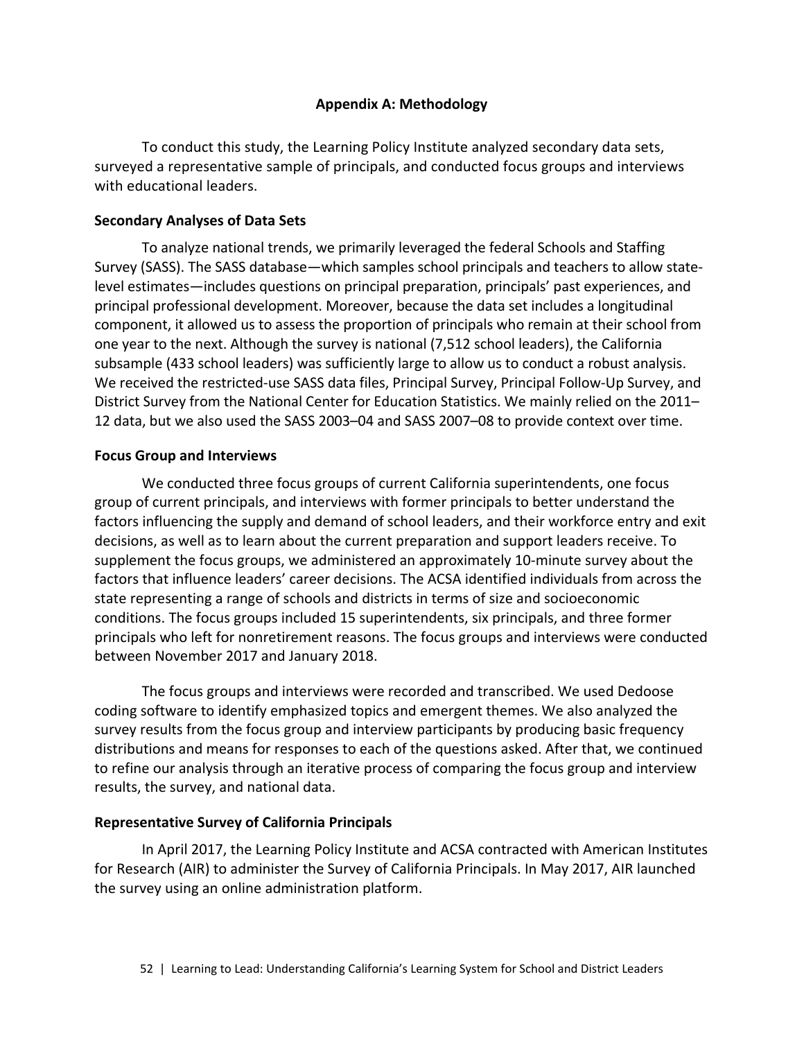## Appendix A: Methodology

To conduct this study, the Learning Policy Institute analyzed secondary data sets, surveyed a representative sample of principals, and conducted focus groups and interviews with educational leaders.

### Secondary Analyses of Data Sets

To analyze national trends, we primarily leveraged the federal Schools and Staffing Survey (SASS). The SASS database—which samples school principals and teachers to allow state-level estimates—includes questions on principal preparation, principals' past experiences, and principal professional development. Moreover, because the data set includes a longitudinal component, it allowed us to assess the proportion of principals who remain at their school from one year to the next. Although the survey is national (7,512 school leaders), the California subsample (433 school leaders) was sufficiently large to allow us to conduct a robust analysis. We received the restricted-use SASS data files, Principal Survey, Principal Follow-Up Survey, and District Survey from the National Center for Education Statistics. We mainly relied on the 2011–12 data, but we also used the SASS 2003–04 and SASS 2007–08 to provide context over time.

### Focus Group and Interviews

We conducted three focus groups of current California superintendents, one focus group of current principals, and interviews with former principals to better understand the factors influencing the supply and demand of school leaders, and their workforce entry and exit decisions, as well as to learn about the current preparation and support leaders receive. To supplement the focus groups, we administered an approximately 10-minute survey about the factors that influence leaders' career decisions. The ACSA identified individuals from across the state representing a range of schools and districts in terms of size and socioeconomic conditions. The focus groups included 15 superintendents, six principals, and three former principals who left for nonretirement reasons. The focus groups and interviews were conducted between November 2017 and January 2018.

The focus groups and interviews were recorded and transcribed. We used Dedoose coding software to identify emphasized topics and emergent themes. We also analyzed the survey results from the focus group and interview participants by producing basic frequency distributions and means for responses to each of the questions asked. After that, we continued to refine our analysis through an iterative process of comparing the focus group and interview results, the survey, and national data.

### Representative Survey of California Principals

In April 2017, the Learning Policy Institute and ACSA contracted with American Institutes for Research (AIR) to administer the Survey of California Principals. In May 2017, AIR launched the survey using an online administration platform.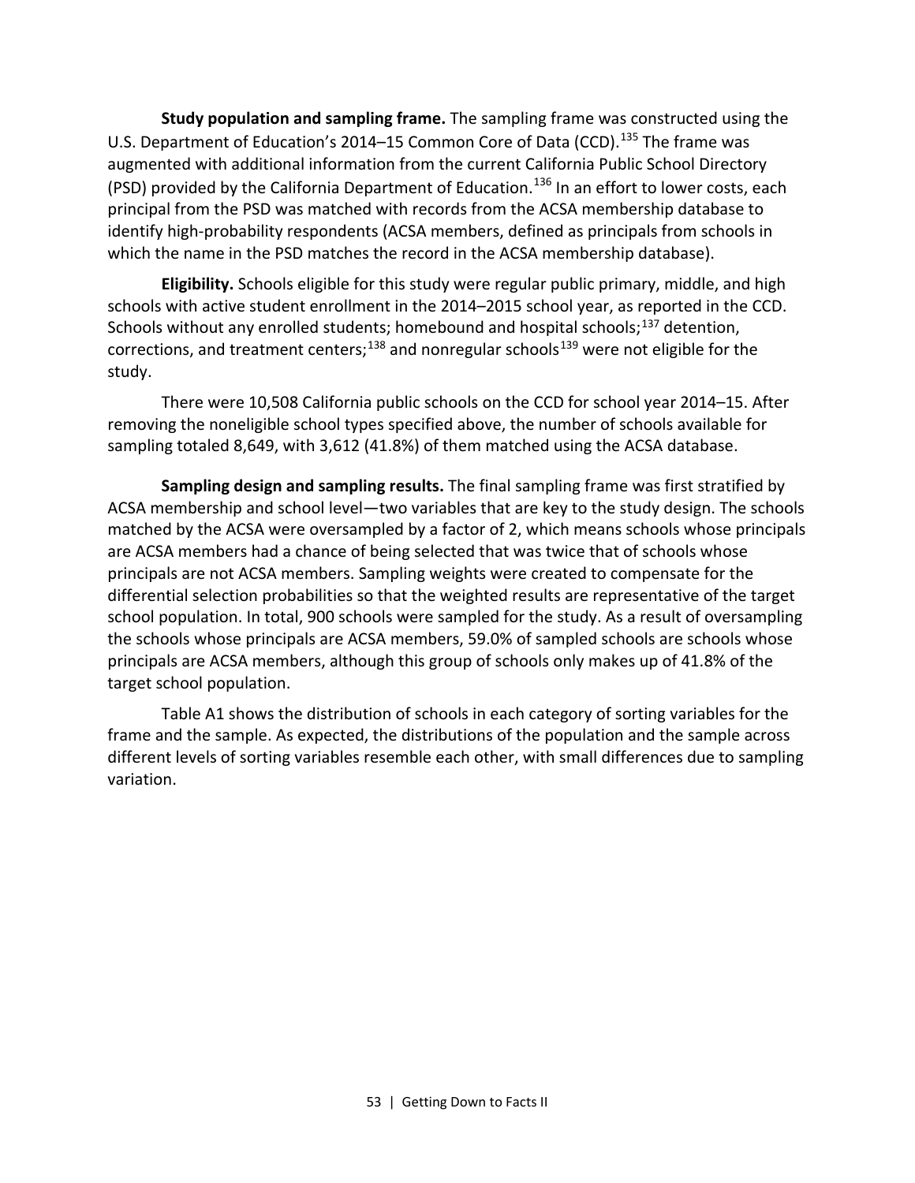**Study population and sampling frame.** The sampling frame was constructed using the U.S. Department of Education's 2014–15 Common Core of Data (CCD).[135] The frame was augmented with additional information from the current California Public School Directory (PSD) provided by the California Department of Education.[136] In an effort to lower costs, each principal from the PSD was matched with records from the ACSA membership database to identify high-probability respondents (ACSA members, defined as principals from schools in which the name in the PSD matches the record in the ACSA membership database).

**Eligibility.** Schools eligible for this study were regular public primary, middle, and high schools with active student enrollment in the 2014–2015 school year, as reported in the CCD. Schools without any enrolled students; homebound and hospital schools;[137] detention, corrections, and treatment centers;[138] and nonregular schools[139] were not eligible for the study.

There were 10,508 California public schools on the CCD for school year 2014–15. After removing the noneligible school types specified above, the number of schools available for sampling totaled 8,649, with 3,612 (41.8%) of them matched using the ACSA database.

**Sampling design and sampling results.** The final sampling frame was first stratified by ACSA membership and school level—two variables that are key to the study design. The schools matched by the ACSA were oversampled by a factor of 2, which means schools whose principals are ACSA members had a chance of being selected that was twice that of schools whose principals are not ACSA members. Sampling weights were created to compensate for the differential selection probabilities so that the weighted results are representative of the target school population. In total, 900 schools were sampled for the study. As a result of oversampling the schools whose principals are ACSA members, 59.0% of sampled schools are schools whose principals are ACSA members, although this group of schools only makes up of 41.8% of the target school population.

Table A1 shows the distribution of schools in each category of sorting variables for the frame and the sample. As expected, the distributions of the population and the sample across different levels of sorting variables resemble each other, with small differences due to sampling variation.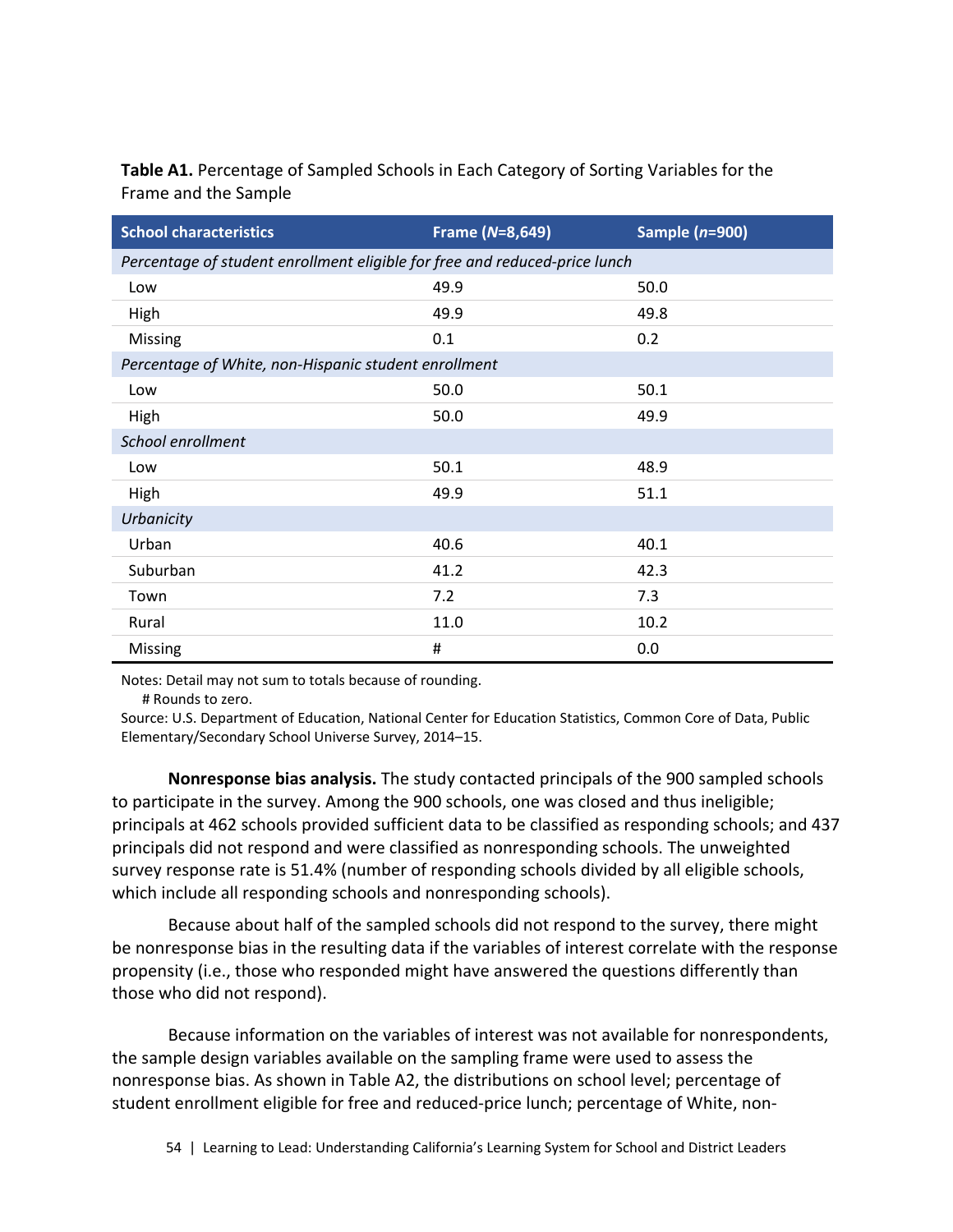**Table A1.** Percentage of Sampled Schools in Each Category of Sorting Variables for the Frame and the Sample

| School characteristics | Frame (*N*=8,649) | Sample (*n*=900) |
|---|---|---|
| *Percentage of student enrollment eligible for free and reduced-price lunch* | | |
| Low | 49.9 | 50.0 |
| High | 49.9 | 49.8 |
| Missing | 0.1 | 0.2 |
| *Percentage of White, non-Hispanic student enrollment* | | |
| Low | 50.0 | 50.1 |
| High | 50.0 | 49.9 |
| *School enrollment* | | |
| Low | 50.1 | 48.9 |
| High | 49.9 | 51.1 |
| *Urbanicity* | | |
| Urban | 40.6 | 40.1 |
| Suburban | 41.2 | 42.3 |
| Town | 7.2 | 7.3 |
| Rural | 11.0 | 10.2 |
| Missing | # | 0.0 |

Notes: Detail may not sum to totals because of rounding.
# Rounds to zero.
Source: U.S. Department of Education, National Center for Education Statistics, Common Core of Data, Public Elementary/Secondary School Universe Survey, 2014–15.

**Nonresponse bias analysis.** The study contacted principals of the 900 sampled schools to participate in the survey. Among the 900 schools, one was closed and thus ineligible; principals at 462 schools provided sufficient data to be classified as responding schools; and 437 principals did not respond and were classified as nonresponding schools. The unweighted survey response rate is 51.4% (number of responding schools divided by all eligible schools, which include all responding schools and nonresponding schools).

Because about half of the sampled schools did not respond to the survey, there might be nonresponse bias in the resulting data if the variables of interest correlate with the response propensity (i.e., those who responded might have answered the questions differently than those who did not respond).

Because information on the variables of interest was not available for nonrespondents, the sample design variables available on the sampling frame were used to assess the nonresponse bias. As shown in Table A2, the distributions on school level; percentage of student enrollment eligible for free and reduced-price lunch; percentage of White, non-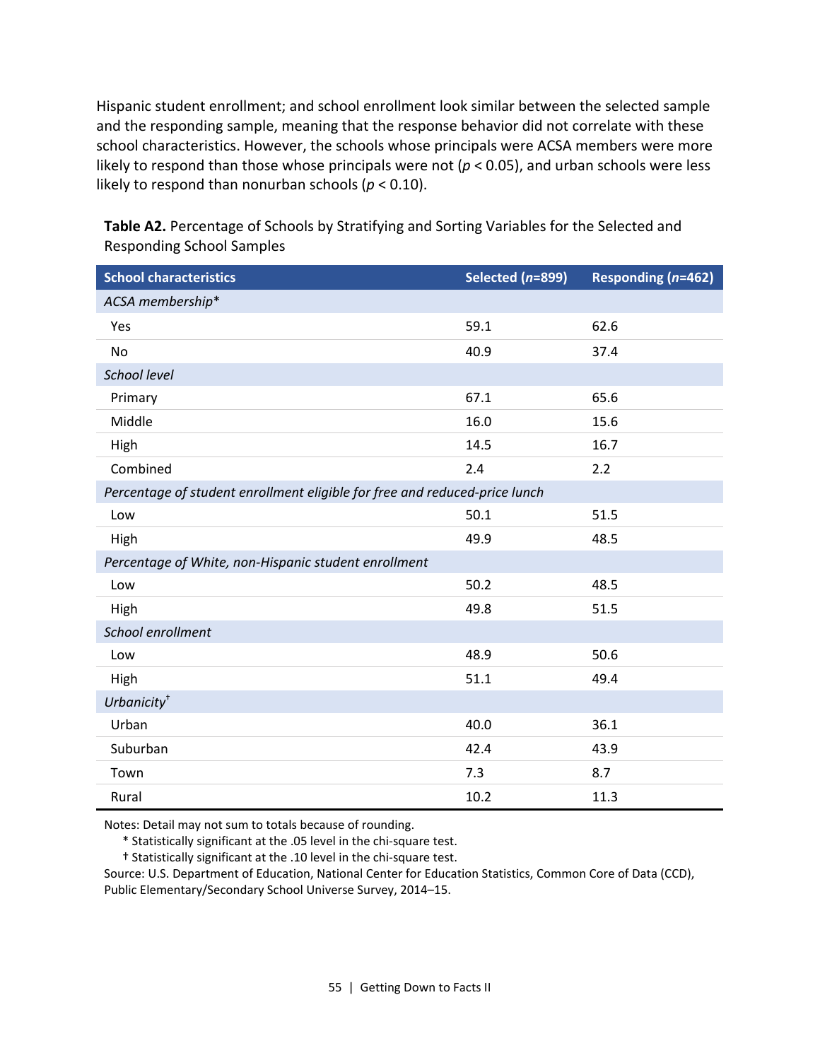Hispanic student enrollment; and school enrollment look similar between the selected sample and the responding sample, meaning that the response behavior did not correlate with these school characteristics. However, the schools whose principals were ACSA members were more likely to respond than those whose principals were not ($p < 0.05$), and urban schools were less likely to respond than nonurban schools ($p < 0.10$).

**Table A2.** Percentage of Schools by Stratifying and Sorting Variables for the Selected and Responding School Samples

| School characteristics | Selected ($n$=899) | Responding ($n$=462) |
|---|---|---|
| *ACSA membership** | | |
| Yes | 59.1 | 62.6 |
| No | 40.9 | 37.4 |
| *School level* | | |
| Primary | 67.1 | 65.6 |
| Middle | 16.0 | 15.6 |
| High | 14.5 | 16.7 |
| Combined | 2.4 | 2.2 |
| *Percentage of student enrollment eligible for free and reduced-price lunch* | | |
| Low | 50.1 | 51.5 |
| High | 49.9 | 48.5 |
| *Percentage of White, non-Hispanic student enrollment* | | |
| Low | 50.2 | 48.5 |
| High | 49.8 | 51.5 |
| *School enrollment* | | |
| Low | 48.9 | 50.6 |
| High | 51.1 | 49.4 |
| *Urbanicity*† | | |
| Urban | 40.0 | 36.1 |
| Suburban | 42.4 | 43.9 |
| Town | 7.3 | 8.7 |
| Rural | 10.2 | 11.3 |

Notes: Detail may not sum to totals because of rounding.
* Statistically significant at the .05 level in the chi-square test.
† Statistically significant at the .10 level in the chi-square test.
Source: U.S. Department of Education, National Center for Education Statistics, Common Core of Data (CCD), Public Elementary/Secondary School Universe Survey, 2014–15.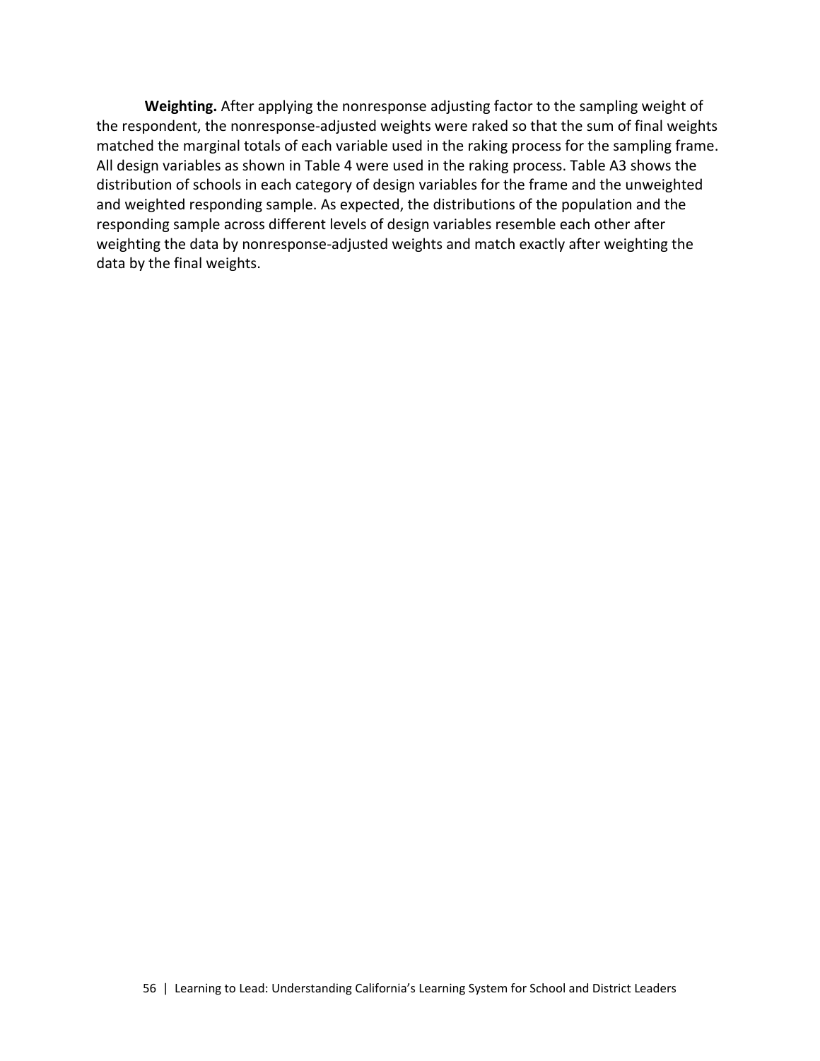**Weighting.** After applying the nonresponse adjusting factor to the sampling weight of the respondent, the nonresponse-adjusted weights were raked so that the sum of final weights matched the marginal totals of each variable used in the raking process for the sampling frame. All design variables as shown in Table 4 were used in the raking process. Table A3 shows the distribution of schools in each category of design variables for the frame and the unweighted and weighted responding sample. As expected, the distributions of the population and the responding sample across different levels of design variables resemble each other after weighting the data by nonresponse-adjusted weights and match exactly after weighting the data by the final weights.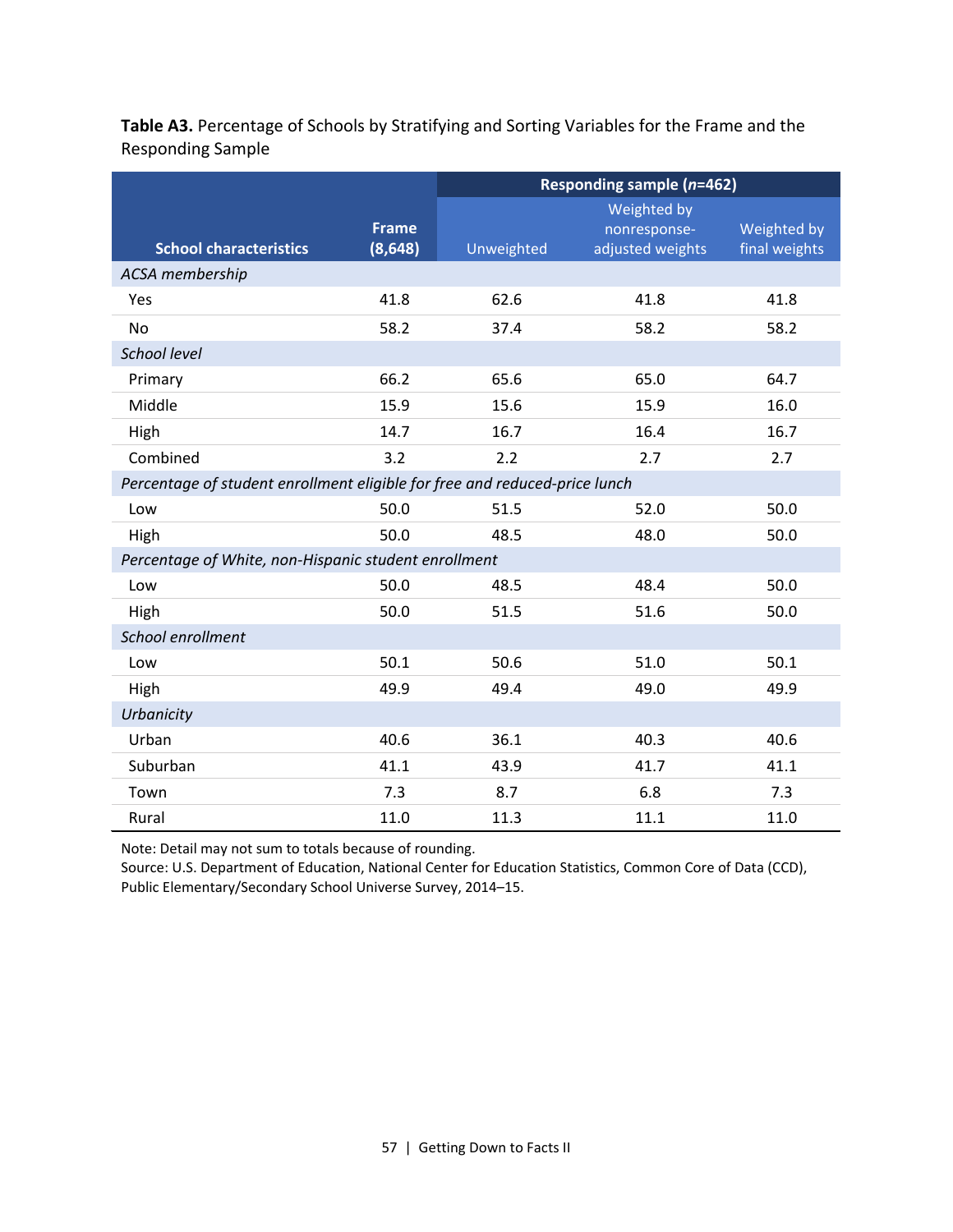**Table A3.** Percentage of Schools by Stratifying and Sorting Variables for the Frame and the Responding Sample

| School characteristics | Frame (8,648) | Responding sample (*n*=462) | | |
|---|---|---|---|---|
| | | Unweighted | Weighted by nonresponse-adjusted weights | Weighted by final weights |
| *ACSA membership* | | | | |
| Yes | 41.8 | 62.6 | 41.8 | 41.8 |
| No | 58.2 | 37.4 | 58.2 | 58.2 |
| *School level* | | | | |
| Primary | 66.2 | 65.6 | 65.0 | 64.7 |
| Middle | 15.9 | 15.6 | 15.9 | 16.0 |
| High | 14.7 | 16.7 | 16.4 | 16.7 |
| Combined | 3.2 | 2.2 | 2.7 | 2.7 |
| *Percentage of student enrollment eligible for free and reduced-price lunch* | | | | |
| Low | 50.0 | 51.5 | 52.0 | 50.0 |
| High | 50.0 | 48.5 | 48.0 | 50.0 |
| *Percentage of White, non-Hispanic student enrollment* | | | | |
| Low | 50.0 | 48.5 | 48.4 | 50.0 |
| High | 50.0 | 51.5 | 51.6 | 50.0 |
| *School enrollment* | | | | |
| Low | 50.1 | 50.6 | 51.0 | 50.1 |
| High | 49.9 | 49.4 | 49.0 | 49.9 |
| *Urbanicity* | | | | |
| Urban | 40.6 | 36.1 | 40.3 | 40.6 |
| Suburban | 41.1 | 43.9 | 41.7 | 41.1 |
| Town | 7.3 | 8.7 | 6.8 | 7.3 |
| Rural | 11.0 | 11.3 | 11.1 | 11.0 |

Note: Detail may not sum to totals because of rounding.
Source: U.S. Department of Education, National Center for Education Statistics, Common Core of Data (CCD), Public Elementary/Secondary School Universe Survey, 2014–15.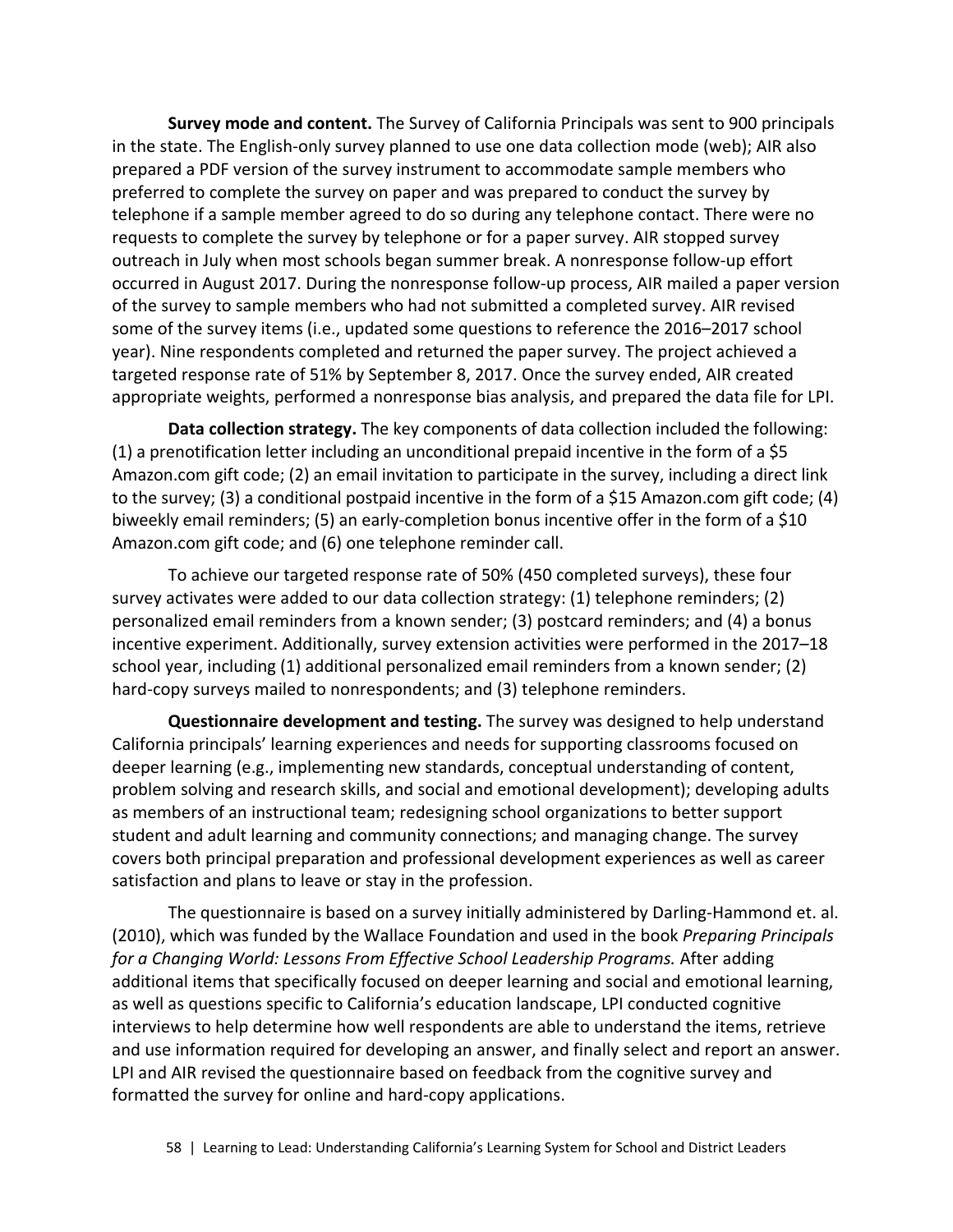**Survey mode and content.** The Survey of California Principals was sent to 900 principals in the state. The English-only survey planned to use one data collection mode (web); AIR also prepared a PDF version of the survey instrument to accommodate sample members who preferred to complete the survey on paper and was prepared to conduct the survey by telephone if a sample member agreed to do so during any telephone contact. There were no requests to complete the survey by telephone or for a paper survey. AIR stopped survey outreach in July when most schools began summer break. A nonresponse follow-up effort occurred in August 2017. During the nonresponse follow-up process, AIR mailed a paper version of the survey to sample members who had not submitted a completed survey. AIR revised some of the survey items (i.e., updated some questions to reference the 2016–2017 school year). Nine respondents completed and returned the paper survey. The project achieved a targeted response rate of 51% by September 8, 2017. Once the survey ended, AIR created appropriate weights, performed a nonresponse bias analysis, and prepared the data file for LPI.

**Data collection strategy.** The key components of data collection included the following: (1) a prenotification letter including an unconditional prepaid incentive in the form of a $5 Amazon.com gift code; (2) an email invitation to participate in the survey, including a direct link to the survey; (3) a conditional postpaid incentive in the form of a $15 Amazon.com gift code; (4) biweekly email reminders; (5) an early-completion bonus incentive offer in the form of a $10 Amazon.com gift code; and (6) one telephone reminder call.

To achieve our targeted response rate of 50% (450 completed surveys), these four survey activates were added to our data collection strategy: (1) telephone reminders; (2) personalized email reminders from a known sender; (3) postcard reminders; and (4) a bonus incentive experiment. Additionally, survey extension activities were performed in the 2017–18 school year, including (1) additional personalized email reminders from a known sender; (2) hard-copy surveys mailed to nonrespondents; and (3) telephone reminders.

**Questionnaire development and testing.** The survey was designed to help understand California principals' learning experiences and needs for supporting classrooms focused on deeper learning (e.g., implementing new standards, conceptual understanding of content, problem solving and research skills, and social and emotional development); developing adults as members of an instructional team; redesigning school organizations to better support student and adult learning and community connections; and managing change. The survey covers both principal preparation and professional development experiences as well as career satisfaction and plans to leave or stay in the profession.

The questionnaire is based on a survey initially administered by Darling-Hammond et. al. (2010), which was funded by the Wallace Foundation and used in the book *Preparing Principals for a Changing World: Lessons From Effective School Leadership Programs.* After adding additional items that specifically focused on deeper learning and social and emotional learning, as well as questions specific to California's education landscape, LPI conducted cognitive interviews to help determine how well respondents are able to understand the items, retrieve and use information required for developing an answer, and finally select and report an answer. LPI and AIR revised the questionnaire based on feedback from the cognitive survey and formatted the survey for online and hard-copy applications.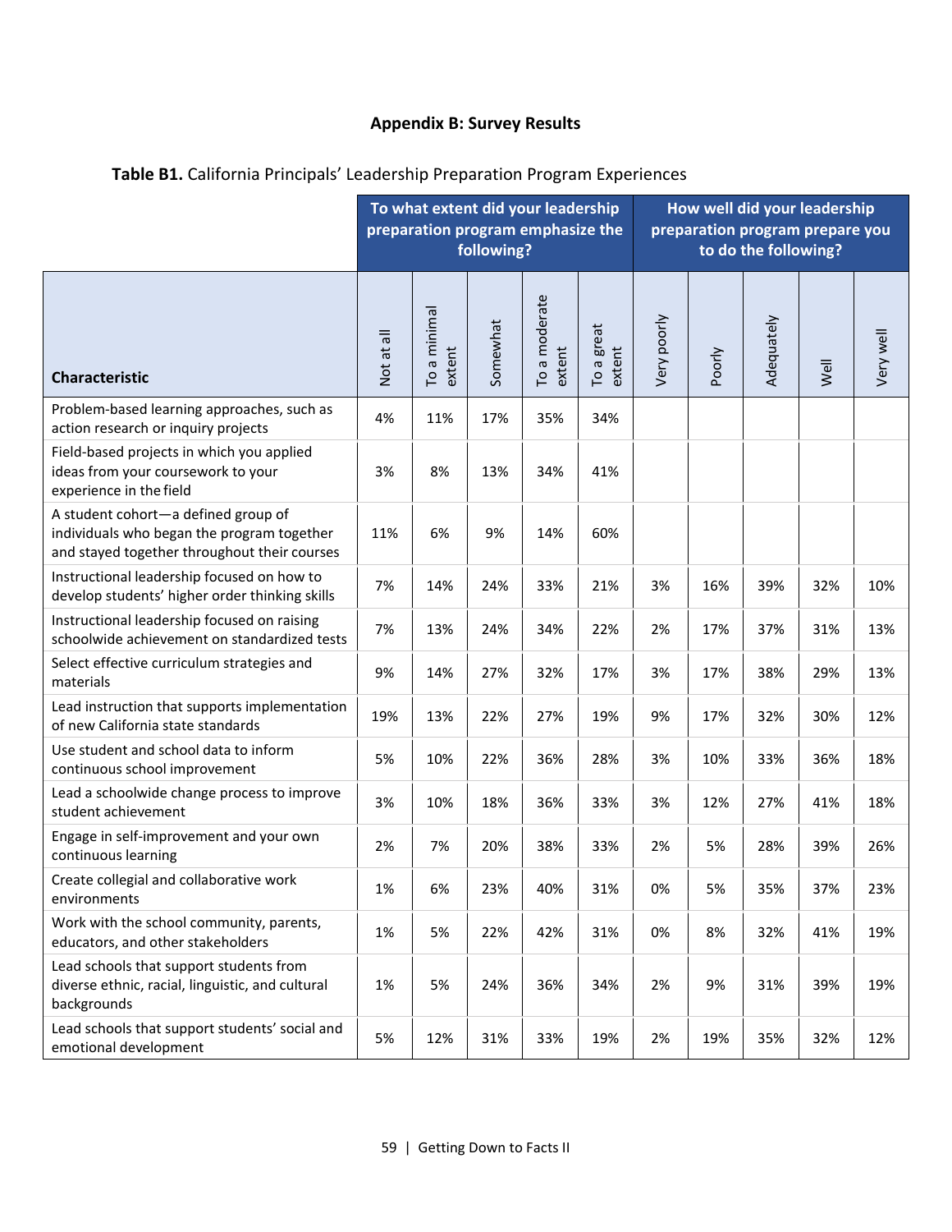## Appendix B: Survey Results

**Table B1.** California Principals' Leadership Preparation Program Experiences

| | To what extent did your leadership preparation program emphasize the following? | | | | | How well did your leadership preparation program prepare you to do the following? | | | | |
|---|---|---|---|---|---|---|---|---|---|---|
| **Characteristic** | Not at all | To a minimal extent | Somewhat | To a moderate extent | To a great extent | Very poorly | Poorly | Adequately | Well | Very well |
| Problem-based learning approaches, such as action research or inquiry projects | 4% | 11% | 17% | 35% | 34% | | | | | |
| Field-based projects in which you applied ideas from your coursework to your experience in the field | 3% | 8% | 13% | 34% | 41% | | | | | |
| A student cohort—a defined group of individuals who began the program together and stayed together throughout their courses | 11% | 6% | 9% | 14% | 60% | | | | | |
| Instructional leadership focused on how to develop students' higher order thinking skills | 7% | 14% | 24% | 33% | 21% | 3% | 16% | 39% | 32% | 10% |
| Instructional leadership focused on raising schoolwide achievement on standardized tests | 7% | 13% | 24% | 34% | 22% | 2% | 17% | 37% | 31% | 13% |
| Select effective curriculum strategies and materials | 9% | 14% | 27% | 32% | 17% | 3% | 17% | 38% | 29% | 13% |
| Lead instruction that supports implementation of new California state standards | 19% | 13% | 22% | 27% | 19% | 9% | 17% | 32% | 30% | 12% |
| Use student and school data to inform continuous school improvement | 5% | 10% | 22% | 36% | 28% | 3% | 10% | 33% | 36% | 18% |
| Lead a schoolwide change process to improve student achievement | 3% | 10% | 18% | 36% | 33% | 3% | 12% | 27% | 41% | 18% |
| Engage in self-improvement and your own continuous learning | 2% | 7% | 20% | 38% | 33% | 2% | 5% | 28% | 39% | 26% |
| Create collegial and collaborative work environments | 1% | 6% | 23% | 40% | 31% | 0% | 5% | 35% | 37% | 23% |
| Work with the school community, parents, educators, and other stakeholders | 1% | 5% | 22% | 42% | 31% | 0% | 8% | 32% | 41% | 19% |
| Lead schools that support students from diverse ethnic, racial, linguistic, and cultural backgrounds | 1% | 5% | 24% | 36% | 34% | 2% | 9% | 31% | 39% | 19% |
| Lead schools that support students' social and emotional development | 5% | 12% | 31% | 33% | 19% | 2% | 19% | 35% | 32% | 12% |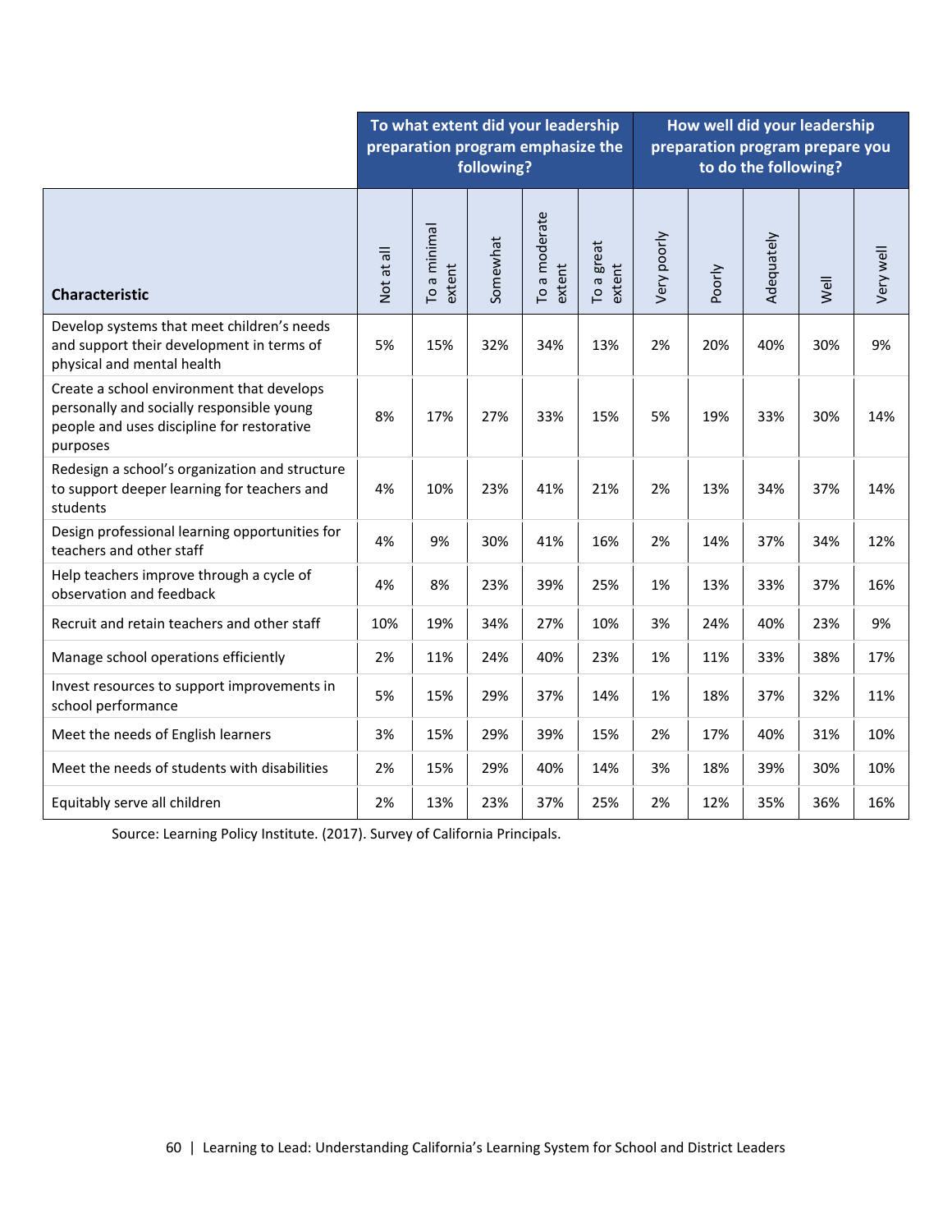| | To what extent did your leadership preparation program emphasize the following? | | | | | How well did your leadership preparation program prepare you to do the following? | | | | |
|---|---|---|---|---|---|---|---|---|---|---|
| **Characteristic** | Not at all | To a minimal extent | Somewhat | To a moderate extent | To a great extent | Very poorly | Poorly | Adequately | Well | Very well |
| Develop systems that meet children's needs and support their development in terms of physical and mental health | 5% | 15% | 32% | 34% | 13% | 2% | 20% | 40% | 30% | 9% |
| Create a school environment that develops personally and socially responsible young people and uses discipline for restorative purposes | 8% | 17% | 27% | 33% | 15% | 5% | 19% | 33% | 30% | 14% |
| Redesign a school's organization and structure to support deeper learning for teachers and students | 4% | 10% | 23% | 41% | 21% | 2% | 13% | 34% | 37% | 14% |
| Design professional learning opportunities for teachers and other staff | 4% | 9% | 30% | 41% | 16% | 2% | 14% | 37% | 34% | 12% |
| Help teachers improve through a cycle of observation and feedback | 4% | 8% | 23% | 39% | 25% | 1% | 13% | 33% | 37% | 16% |
| Recruit and retain teachers and other staff | 10% | 19% | 34% | 27% | 10% | 3% | 24% | 40% | 23% | 9% |
| Manage school operations efficiently | 2% | 11% | 24% | 40% | 23% | 1% | 11% | 33% | 38% | 17% |
| Invest resources to support improvements in school performance | 5% | 15% | 29% | 37% | 14% | 1% | 18% | 37% | 32% | 11% |
| Meet the needs of English learners | 3% | 15% | 29% | 39% | 15% | 2% | 17% | 40% | 31% | 10% |
| Meet the needs of students with disabilities | 2% | 15% | 29% | 40% | 14% | 3% | 18% | 39% | 30% | 10% |
| Equitably serve all children | 2% | 13% | 23% | 37% | 25% | 2% | 12% | 35% | 36% | 16% |

Source: Learning Policy Institute. (2017). Survey of California Principals.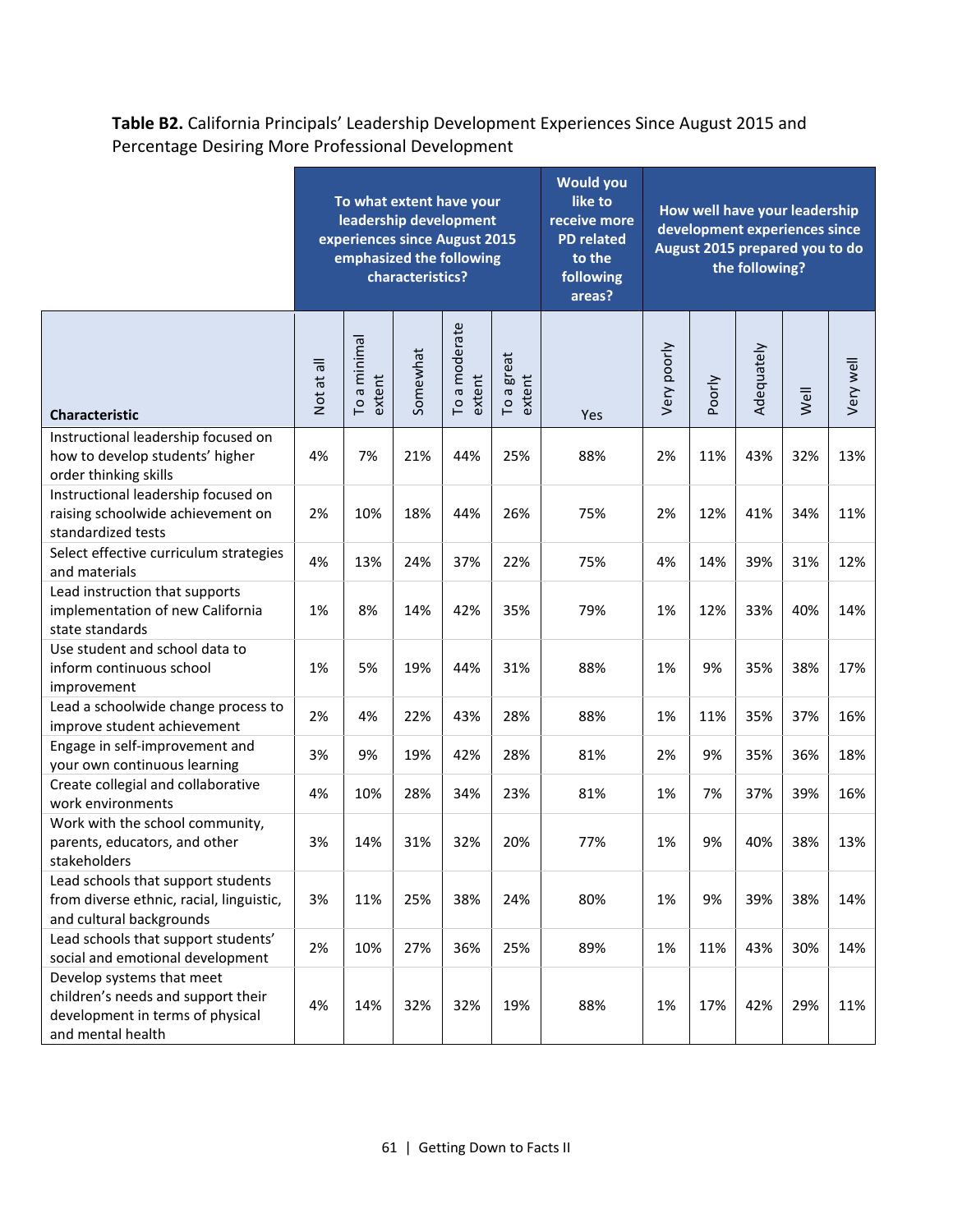**Table B2.** California Principals' Leadership Development Experiences Since August 2015 and Percentage Desiring More Professional Development

| | To what extent have your leadership development experiences since August 2015 emphasized the following characteristics? | | | | | Would you like to receive more PD related to the following areas? | How well have your leadership development experiences since August 2015 prepared you to do the following? | | | | |
|---|---|---|---|---|---|---|---|---|---|---|---|
| Characteristic | Not at all | To a minimal extent | Somewhat | To a moderate extent | To a great extent | Yes | Very poorly | Poorly | Adequately | Well | Very well |
| Instructional leadership focused on how to develop students' higher order thinking skills | 4% | 7% | 21% | 44% | 25% | 88% | 2% | 11% | 43% | 32% | 13% |
| Instructional leadership focused on raising schoolwide achievement on standardized tests | 2% | 10% | 18% | 44% | 26% | 75% | 2% | 12% | 41% | 34% | 11% |
| Select effective curriculum strategies and materials | 4% | 13% | 24% | 37% | 22% | 75% | 4% | 14% | 39% | 31% | 12% |
| Lead instruction that supports implementation of new California state standards | 1% | 8% | 14% | 42% | 35% | 79% | 1% | 12% | 33% | 40% | 14% |
| Use student and school data to inform continuous school improvement | 1% | 5% | 19% | 44% | 31% | 88% | 1% | 9% | 35% | 38% | 17% |
| Lead a schoolwide change process to improve student achievement | 2% | 4% | 22% | 43% | 28% | 88% | 1% | 11% | 35% | 37% | 16% |
| Engage in self-improvement and your own continuous learning | 3% | 9% | 19% | 42% | 28% | 81% | 2% | 9% | 35% | 36% | 18% |
| Create collegial and collaborative work environments | 4% | 10% | 28% | 34% | 23% | 81% | 1% | 7% | 37% | 39% | 16% |
| Work with the school community, parents, educators, and other stakeholders | 3% | 14% | 31% | 32% | 20% | 77% | 1% | 9% | 40% | 38% | 13% |
| Lead schools that support students from diverse ethnic, racial, linguistic, and cultural backgrounds | 3% | 11% | 25% | 38% | 24% | 80% | 1% | 9% | 39% | 38% | 14% |
| Lead schools that support students' social and emotional development | 2% | 10% | 27% | 36% | 25% | 89% | 1% | 11% | 43% | 30% | 14% |
| Develop systems that meet children's needs and support their development in terms of physical and mental health | 4% | 14% | 32% | 32% | 19% | 88% | 1% | 17% | 42% | 29% | 11% |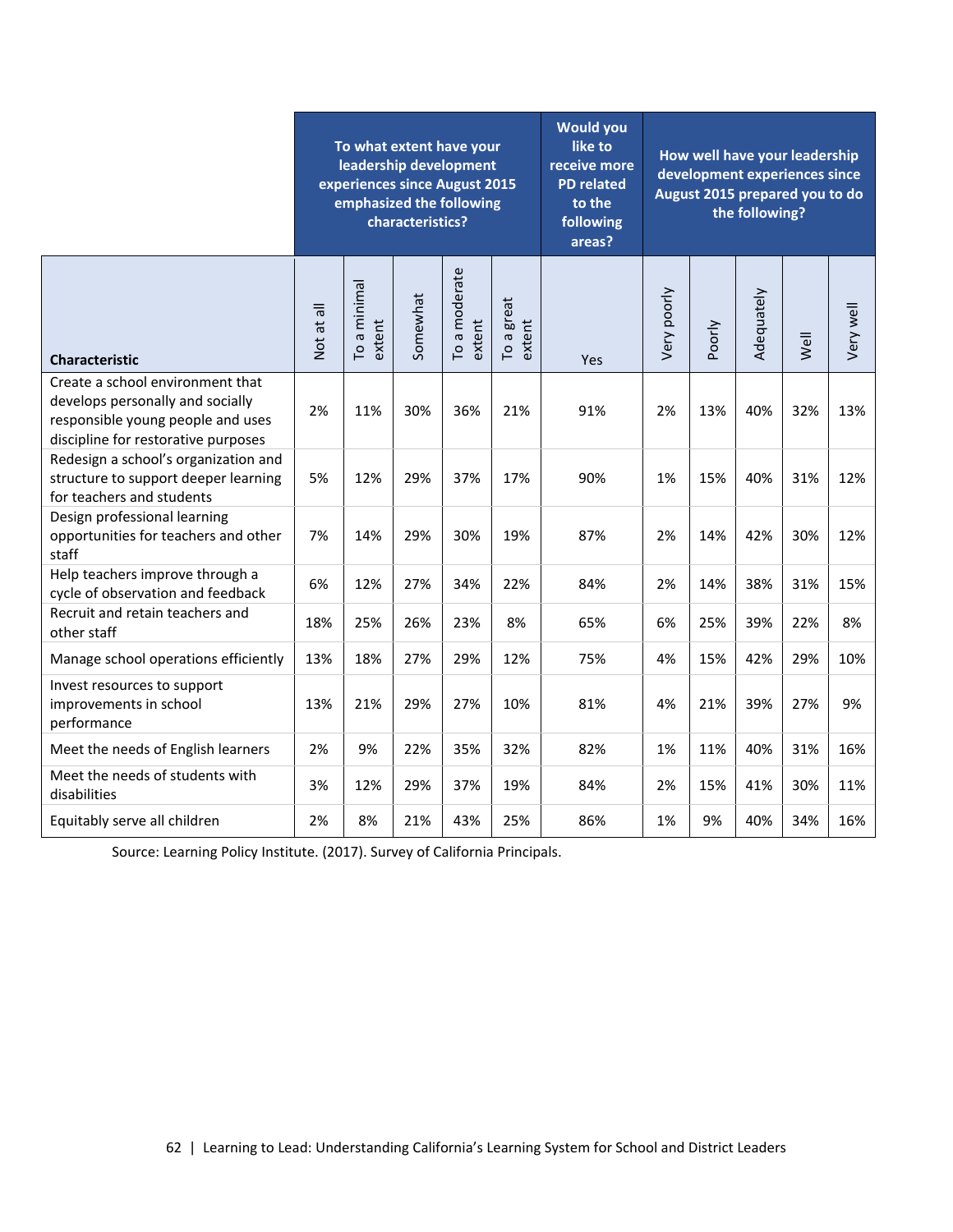| Characteristic | To what extent have your leadership development experiences since August 2015 emphasized the following characteristics? | | | | | Would you like to receive more PD related to the following areas? | How well have your leadership development experiences since August 2015 prepared you to do the following? | | | | |
|---|---|---|---|---|---|---|---|---|---|---|---|
| | Not at all | To a minimal extent | Somewhat | To a moderate extent | To a great extent | Yes | Very poorly | Poorly | Adequately | Well | Very well |
| Create a school environment that develops personally and socially responsible young people and uses discipline for restorative purposes | 2% | 11% | 30% | 36% | 21% | 91% | 2% | 13% | 40% | 32% | 13% |
| Redesign a school's organization and structure to support deeper learning for teachers and students | 5% | 12% | 29% | 37% | 17% | 90% | 1% | 15% | 40% | 31% | 12% |
| Design professional learning opportunities for teachers and other staff | 7% | 14% | 29% | 30% | 19% | 87% | 2% | 14% | 42% | 30% | 12% |
| Help teachers improve through a cycle of observation and feedback | 6% | 12% | 27% | 34% | 22% | 84% | 2% | 14% | 38% | 31% | 15% |
| Recruit and retain teachers and other staff | 18% | 25% | 26% | 23% | 8% | 65% | 6% | 25% | 39% | 22% | 8% |
| Manage school operations efficiently | 13% | 18% | 27% | 29% | 12% | 75% | 4% | 15% | 42% | 29% | 10% |
| Invest resources to support improvements in school performance | 13% | 21% | 29% | 27% | 10% | 81% | 4% | 21% | 39% | 27% | 9% |
| Meet the needs of English learners | 2% | 9% | 22% | 35% | 32% | 82% | 1% | 11% | 40% | 31% | 16% |
| Meet the needs of students with disabilities | 3% | 12% | 29% | 37% | 19% | 84% | 2% | 15% | 41% | 30% | 11% |
| Equitably serve all children | 2% | 8% | 21% | 43% | 25% | 86% | 1% | 9% | 40% | 34% | 16% |

Source: Learning Policy Institute. (2017). Survey of California Principals.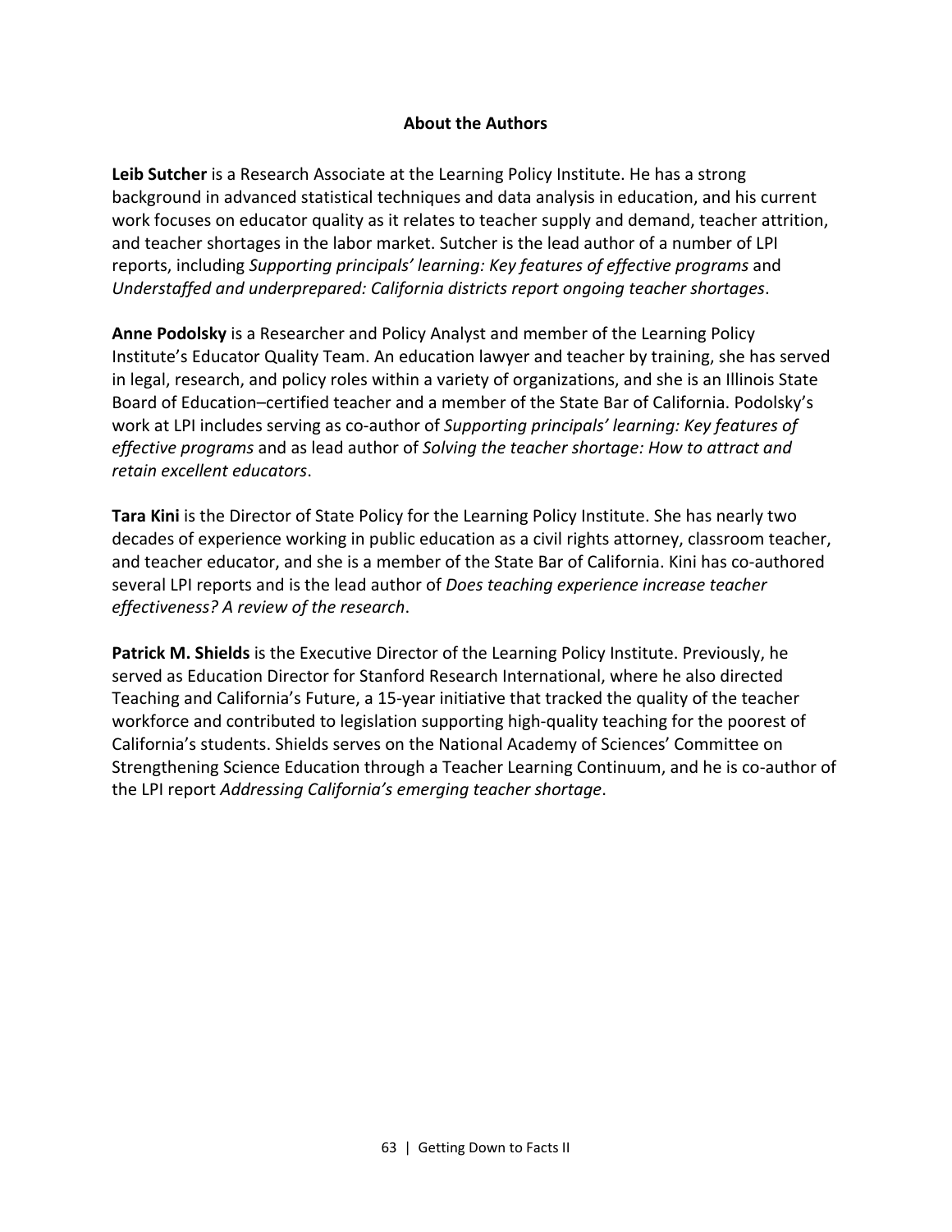## About the Authors

**Leib Sutcher** is a Research Associate at the Learning Policy Institute. He has a strong background in advanced statistical techniques and data analysis in education, and his current work focuses on educator quality as it relates to teacher supply and demand, teacher attrition, and teacher shortages in the labor market. Sutcher is the lead author of a number of LPI reports, including *Supporting principals' learning: Key features of effective programs* and *Understaffed and underprepared: California districts report ongoing teacher shortages*.

**Anne Podolsky** is a Researcher and Policy Analyst and member of the Learning Policy Institute's Educator Quality Team. An education lawyer and teacher by training, she has served in legal, research, and policy roles within a variety of organizations, and she is an Illinois State Board of Education–certified teacher and a member of the State Bar of California. Podolsky's work at LPI includes serving as co-author of *Supporting principals' learning: Key features of effective programs* and as lead author of *Solving the teacher shortage: How to attract and retain excellent educators*.

**Tara Kini** is the Director of State Policy for the Learning Policy Institute. She has nearly two decades of experience working in public education as a civil rights attorney, classroom teacher, and teacher educator, and she is a member of the State Bar of California. Kini has co-authored several LPI reports and is the lead author of *Does teaching experience increase teacher effectiveness? A review of the research*.

**Patrick M. Shields** is the Executive Director of the Learning Policy Institute. Previously, he served as Education Director for Stanford Research International, where he also directed Teaching and California's Future, a 15-year initiative that tracked the quality of the teacher workforce and contributed to legislation supporting high-quality teaching for the poorest of California's students. Shields serves on the National Academy of Sciences' Committee on Strengthening Science Education through a Teacher Learning Continuum, and he is co-author of the LPI report *Addressing California's emerging teacher shortage*.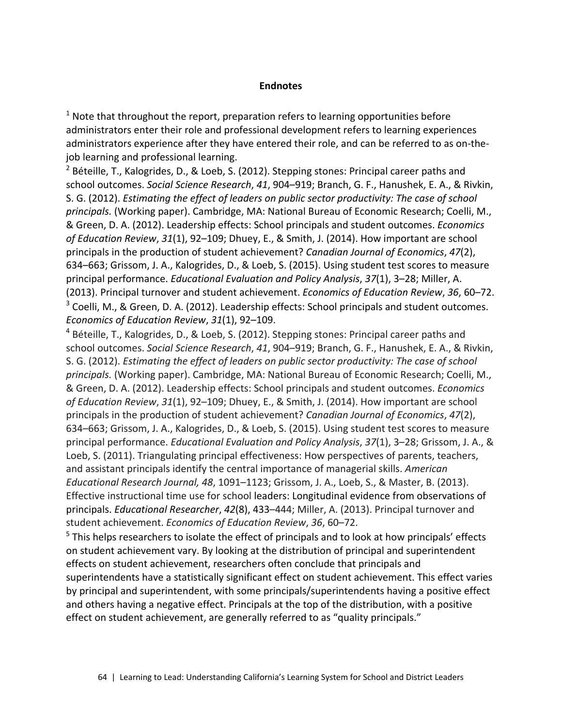## Endnotes

[1] Note that throughout the report, preparation refers to learning opportunities before administrators enter their role and professional development refers to learning experiences administrators experience after they have entered their role, and can be referred to as on-the-job learning and professional learning.

[2] Béteille, T., Kalogrides, D., & Loeb, S. (2012). Stepping stones: Principal career paths and school outcomes. *Social Science Research*, *41*, 904–919; Branch, G. F., Hanushek, E. A., & Rivkin, S. G. (2012). *Estimating the effect of leaders on public sector productivity: The case of school principals.* (Working paper). Cambridge, MA: National Bureau of Economic Research; Coelli, M., & Green, D. A. (2012). Leadership effects: School principals and student outcomes. *Economics of Education Review*, *31*(1), 92–109; Dhuey, E., & Smith, J. (2014). How important are school principals in the production of student achievement? *Canadian Journal of Economics*, *47*(2), 634–663; Grissom, J. A., Kalogrides, D., & Loeb, S. (2015). Using student test scores to measure principal performance. *Educational Evaluation and Policy Analysis*, *37*(1), 3–28; Miller, A. (2013). Principal turnover and student achievement. *Economics of Education Review*, *36*, 60–72.

[3] Coelli, M., & Green, D. A. (2012). Leadership effects: School principals and student outcomes. *Economics of Education Review*, *31*(1), 92–109.

[4] Béteille, T., Kalogrides, D., & Loeb, S. (2012). Stepping stones: Principal career paths and school outcomes. *Social Science Research*, *41*, 904–919; Branch, G. F., Hanushek, E. A., & Rivkin, S. G. (2012). *Estimating the effect of leaders on public sector productivity: The case of school principals.* (Working paper). Cambridge, MA: National Bureau of Economic Research; Coelli, M., & Green, D. A. (2012). Leadership effects: School principals and student outcomes. *Economics of Education Review*, *31*(1), 92–109; Dhuey, E., & Smith, J. (2014). How important are school principals in the production of student achievement? *Canadian Journal of Economics*, *47*(2), 634–663; Grissom, J. A., Kalogrides, D., & Loeb, S. (2015). Using student test scores to measure principal performance. *Educational Evaluation and Policy Analysis*, *37*(1), 3–28; Grissom, J. A., & Loeb, S. (2011). Triangulating principal effectiveness: How perspectives of parents, teachers, and assistant principals identify the central importance of managerial skills. *American Educational Research Journal, 48*, 1091–1123; Grissom, J. A., Loeb, S., & Master, B. (2013). Effective instructional time use for school leaders: Longitudinal evidence from observations of principals. *Educational Researcher*, *42*(8), 433–444; Miller, A. (2013). Principal turnover and student achievement. *Economics of Education Review*, *36*, 60–72.

[5] This helps researchers to isolate the effect of principals and to look at how principals' effects on student achievement vary. By looking at the distribution of principal and superintendent effects on student achievement, researchers often conclude that principals and superintendents have a statistically significant effect on student achievement. This effect varies by principal and superintendent, with some principals/superintendents having a positive effect and others having a negative effect. Principals at the top of the distribution, with a positive effect on student achievement, are generally referred to as "quality principals."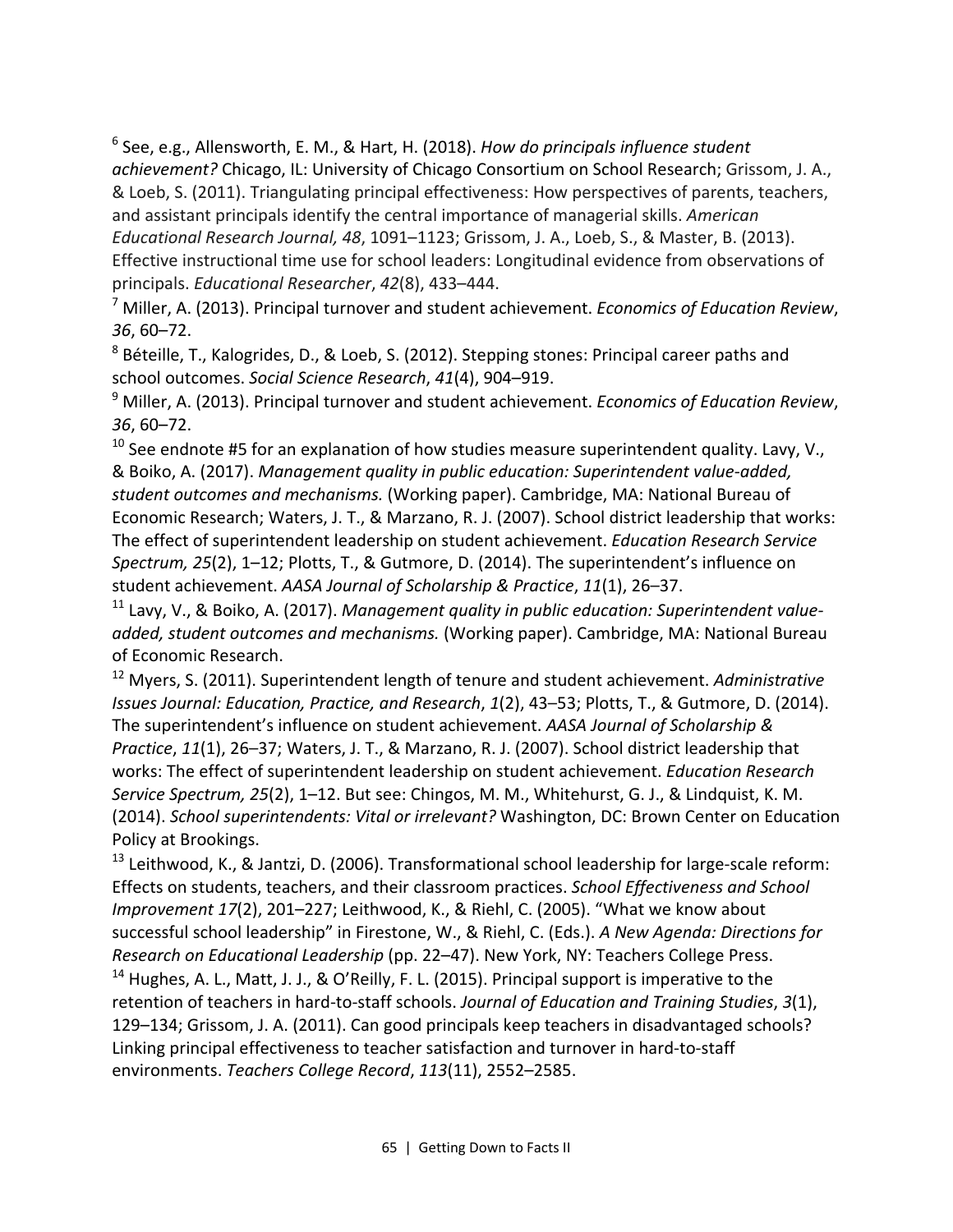[6] See, e.g., Allensworth, E. M., & Hart, H. (2018). *How do principals influence student achievement?* Chicago, IL: University of Chicago Consortium on School Research; Grissom, J. A., & Loeb, S. (2011). Triangulating principal effectiveness: How perspectives of parents, teachers, and assistant principals identify the central importance of managerial skills. *American Educational Research Journal, 48*, 1091–1123; Grissom, J. A., Loeb, S., & Master, B. (2013). Effective instructional time use for school leaders: Longitudinal evidence from observations of principals. *Educational Researcher*, *42*(8), 433–444.

[7] Miller, A. (2013). Principal turnover and student achievement. *Economics of Education Review*, *36*, 60–72.

[8] Béteille, T., Kalogrides, D., & Loeb, S. (2012). Stepping stones: Principal career paths and school outcomes. *Social Science Research*, *41*(4), 904–919.

[9] Miller, A. (2013). Principal turnover and student achievement. *Economics of Education Review*, *36*, 60–72.

[10] See endnote #5 for an explanation of how studies measure superintendent quality. Lavy, V., & Boiko, A. (2017). *Management quality in public education: Superintendent value-added, student outcomes and mechanisms.* (Working paper). Cambridge, MA: National Bureau of Economic Research; Waters, J. T., & Marzano, R. J. (2007). School district leadership that works: The effect of superintendent leadership on student achievement. *Education Research Service Spectrum, 25*(2), 1–12; Plotts, T., & Gutmore, D. (2014). The superintendent's influence on student achievement. *AASA Journal of Scholarship & Practice*, *11*(1), 26–37.

[11] Lavy, V., & Boiko, A. (2017). *Management quality in public education: Superintendent value-added, student outcomes and mechanisms.* (Working paper). Cambridge, MA: National Bureau of Economic Research.

[12] Myers, S. (2011). Superintendent length of tenure and student achievement. *Administrative Issues Journal: Education, Practice, and Research*, *1*(2), 43–53; Plotts, T., & Gutmore, D. (2014). The superintendent's influence on student achievement. *AASA Journal of Scholarship & Practice*, *11*(1), 26–37; Waters, J. T., & Marzano, R. J. (2007). School district leadership that works: The effect of superintendent leadership on student achievement. *Education Research Service Spectrum, 25*(2), 1–12. But see: Chingos, M. M., Whitehurst, G. J., & Lindquist, K. M. (2014). *School superintendents: Vital or irrelevant?* Washington, DC: Brown Center on Education Policy at Brookings.

[13] Leithwood, K., & Jantzi, D. (2006). Transformational school leadership for large-scale reform: Effects on students, teachers, and their classroom practices. *School Effectiveness and School Improvement 17*(2), 201–227; Leithwood, K., & Riehl, C. (2005). "What we know about successful school leadership" in Firestone, W., & Riehl, C. (Eds.). *A New Agenda: Directions for Research on Educational Leadership* (pp. 22–47). New York, NY: Teachers College Press.

[14] Hughes, A. L., Matt, J. J., & O'Reilly, F. L. (2015). Principal support is imperative to the retention of teachers in hard-to-staff schools. *Journal of Education and Training Studies*, *3*(1), 129–134; Grissom, J. A. (2011). Can good principals keep teachers in disadvantaged schools? Linking principal effectiveness to teacher satisfaction and turnover in hard-to-staff environments. *Teachers College Record*, *113*(11), 2552–2585.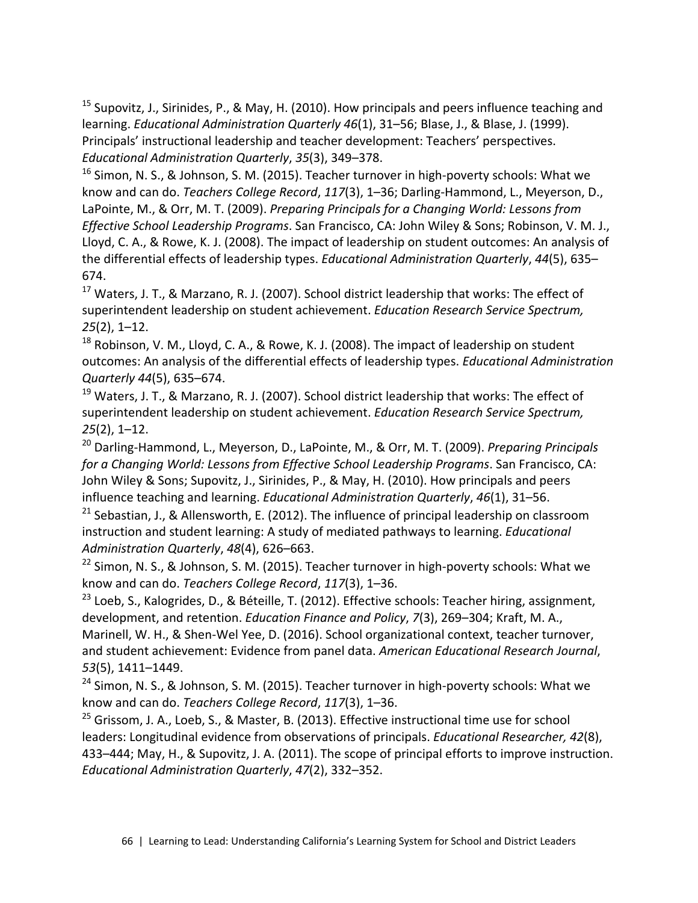[15] Supovitz, J., Sirinides, P., & May, H. (2010). How principals and peers influence teaching and learning. *Educational Administration Quarterly 46*(1), 31–56; Blase, J., & Blase, J. (1999). Principals' instructional leadership and teacher development: Teachers' perspectives. *Educational Administration Quarterly*, *35*(3), 349–378.

[16] Simon, N. S., & Johnson, S. M. (2015). Teacher turnover in high-poverty schools: What we know and can do. *Teachers College Record*, *117*(3), 1–36; Darling-Hammond, L., Meyerson, D., LaPointe, M., & Orr, M. T. (2009). *Preparing Principals for a Changing World: Lessons from Effective School Leadership Programs*. San Francisco, CA: John Wiley & Sons; Robinson, V. M. J., Lloyd, C. A., & Rowe, K. J. (2008). The impact of leadership on student outcomes: An analysis of the differential effects of leadership types. *Educational Administration Quarterly*, *44*(5), 635–674.

[17] Waters, J. T., & Marzano, R. J. (2007). School district leadership that works: The effect of superintendent leadership on student achievement. *Education Research Service Spectrum, 25*(2), 1–12.

[18] Robinson, V. M., Lloyd, C. A., & Rowe, K. J. (2008). The impact of leadership on student outcomes: An analysis of the differential effects of leadership types. *Educational Administration Quarterly 44*(5), 635–674.

[19] Waters, J. T., & Marzano, R. J. (2007). School district leadership that works: The effect of superintendent leadership on student achievement. *Education Research Service Spectrum, 25*(2), 1–12.

[20] Darling-Hammond, L., Meyerson, D., LaPointe, M., & Orr, M. T. (2009). *Preparing Principals for a Changing World: Lessons from Effective School Leadership Programs*. San Francisco, CA: John Wiley & Sons; Supovitz, J., Sirinides, P., & May, H. (2010). How principals and peers influence teaching and learning. *Educational Administration Quarterly*, *46*(1), 31–56.

[21] Sebastian, J., & Allensworth, E. (2012). The influence of principal leadership on classroom instruction and student learning: A study of mediated pathways to learning. *Educational Administration Quarterly*, *48*(4), 626–663.

[22] Simon, N. S., & Johnson, S. M. (2015). Teacher turnover in high-poverty schools: What we know and can do. *Teachers College Record*, *117*(3), 1–36.

[23] Loeb, S., Kalogrides, D., & Béteille, T. (2012). Effective schools: Teacher hiring, assignment, development, and retention. *Education Finance and Policy*, *7*(3), 269–304; Kraft, M. A., Marinell, W. H., & Shen-Wel Yee, D. (2016). School organizational context, teacher turnover, and student achievement: Evidence from panel data. *American Educational Research Journal*, *53*(5), 1411–1449.

[24] Simon, N. S., & Johnson, S. M. (2015). Teacher turnover in high-poverty schools: What we know and can do. *Teachers College Record*, *117*(3), 1–36.

[25] Grissom, J. A., Loeb, S., & Master, B. (2013). Effective instructional time use for school leaders: Longitudinal evidence from observations of principals. *Educational Researcher, 42*(8), 433–444; May, H., & Supovitz, J. A. (2011). The scope of principal efforts to improve instruction. *Educational Administration Quarterly*, *47*(2), 332–352.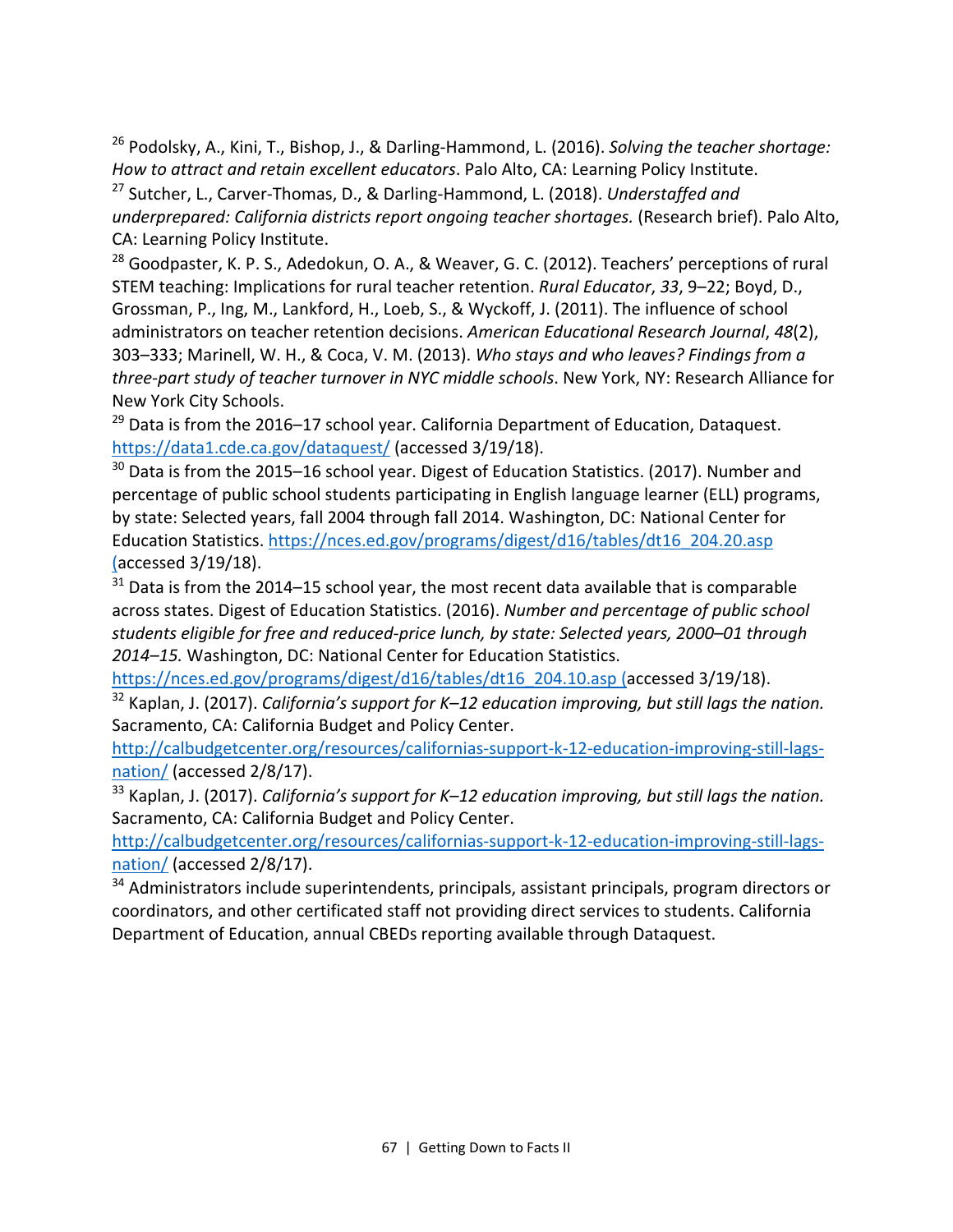[26] Podolsky, A., Kini, T., Bishop, J., & Darling-Hammond, L. (2016). *Solving the teacher shortage: How to attract and retain excellent educators*. Palo Alto, CA: Learning Policy Institute.

[27] Sutcher, L., Carver-Thomas, D., & Darling-Hammond, L. (2018). *Understaffed and underprepared: California districts report ongoing teacher shortages.* (Research brief). Palo Alto, CA: Learning Policy Institute.

[28] Goodpaster, K. P. S., Adedokun, O. A., & Weaver, G. C. (2012). Teachers' perceptions of rural STEM teaching: Implications for rural teacher retention. *Rural Educator*, *33*, 9–22; Boyd, D., Grossman, P., Ing, M., Lankford, H., Loeb, S., & Wyckoff, J. (2011). The influence of school administrators on teacher retention decisions. *American Educational Research Journal*, *48*(2), 303–333; Marinell, W. H., & Coca, V. M. (2013). *Who stays and who leaves? Findings from a three-part study of teacher turnover in NYC middle schools*. New York, NY: Research Alliance for New York City Schools.

[29] Data is from the 2016–17 school year. California Department of Education, Dataquest. https://data1.cde.ca.gov/dataquest/ (accessed 3/19/18).

[30] Data is from the 2015–16 school year. Digest of Education Statistics. (2017). Number and percentage of public school students participating in English language learner (ELL) programs, by state: Selected years, fall 2004 through fall 2014. Washington, DC: National Center for Education Statistics. https://nces.ed.gov/programs/digest/d16/tables/dt16_204.20.asp (accessed 3/19/18).

[31] Data is from the 2014–15 school year, the most recent data available that is comparable across states. Digest of Education Statistics. (2016). *Number and percentage of public school students eligible for free and reduced-price lunch, by state: Selected years, 2000–01 through 2014–15.* Washington, DC: National Center for Education Statistics. https://nces.ed.gov/programs/digest/d16/tables/dt16_204.10.asp (accessed 3/19/18).

[32] Kaplan, J. (2017). *California's support for K–12 education improving, but still lags the nation.* Sacramento, CA: California Budget and Policy Center. http://calbudgetcenter.org/resources/californias-support-k-12-education-improving-still-lags-nation/ (accessed 2/8/17).

[33] Kaplan, J. (2017). *California's support for K–12 education improving, but still lags the nation.* Sacramento, CA: California Budget and Policy Center. http://calbudgetcenter.org/resources/californias-support-k-12-education-improving-still-lags-nation/ (accessed 2/8/17).

[34] Administrators include superintendents, principals, assistant principals, program directors or coordinators, and other certificated staff not providing direct services to students. California Department of Education, annual CBEDs reporting available through Dataquest.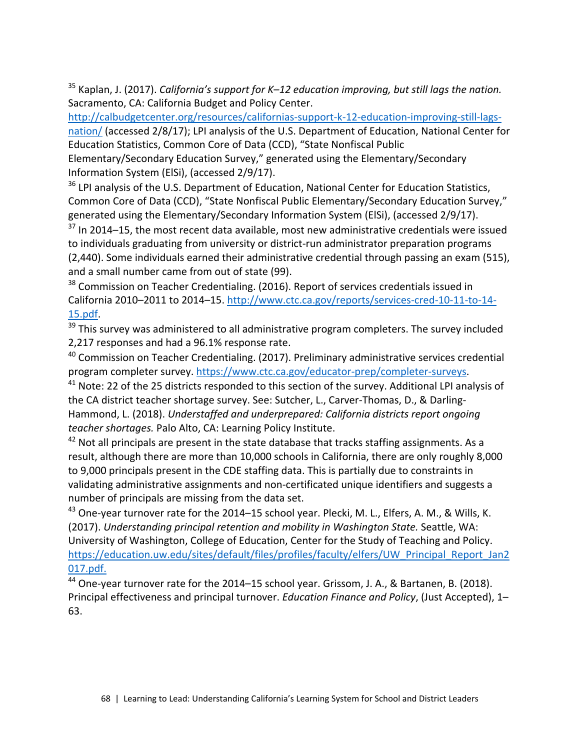[35] Kaplan, J. (2017). *California's support for K–12 education improving, but still lags the nation.* Sacramento, CA: California Budget and Policy Center. http://calbudgetcenter.org/resources/californias-support-k-12-education-improving-still-lags-nation/ (accessed 2/8/17); LPI analysis of the U.S. Department of Education, National Center for Education Statistics, Common Core of Data (CCD), "State Nonfiscal Public Elementary/Secondary Education Survey," generated using the Elementary/Secondary Information System (ElSi), (accessed 2/9/17).

[36] LPI analysis of the U.S. Department of Education, National Center for Education Statistics, Common Core of Data (CCD), "State Nonfiscal Public Elementary/Secondary Education Survey," generated using the Elementary/Secondary Information System (ElSi), (accessed 2/9/17).

[37] In 2014–15, the most recent data available, most new administrative credentials were issued to individuals graduating from university or district-run administrator preparation programs (2,440). Some individuals earned their administrative credential through passing an exam (515), and a small number came from out of state (99).

[38] Commission on Teacher Credentialing. (2016). Report of services credentials issued in California 2010–2011 to 2014–15. http://www.ctc.ca.gov/reports/services-cred-10-11-to-14-15.pdf.

[39] This survey was administered to all administrative program completers. The survey included 2,217 responses and had a 96.1% response rate.

[40] Commission on Teacher Credentialing. (2017). Preliminary administrative services credential program completer survey. https://www.ctc.ca.gov/educator-prep/completer-surveys.

[41] Note: 22 of the 25 districts responded to this section of the survey. Additional LPI analysis of the CA district teacher shortage survey. See: Sutcher, L., Carver-Thomas, D., & Darling-Hammond, L. (2018). *Understaffed and underprepared: California districts report ongoing teacher shortages.* Palo Alto, CA: Learning Policy Institute.

[42] Not all principals are present in the state database that tracks staffing assignments. As a result, although there are more than 10,000 schools in California, there are only roughly 8,000 to 9,000 principals present in the CDE staffing data. This is partially due to constraints in validating administrative assignments and non-certificated unique identifiers and suggests a number of principals are missing from the data set.

[43] One-year turnover rate for the 2014–15 school year. Plecki, M. L., Elfers, A. M., & Wills, K. (2017). *Understanding principal retention and mobility in Washington State.* Seattle, WA: University of Washington, College of Education, Center for the Study of Teaching and Policy. https://education.uw.edu/sites/default/files/profiles/faculty/elfers/UW_Principal_Report_Jan2017.pdf.

[44] One-year turnover rate for the 2014–15 school year. Grissom, J. A., & Bartanen, B. (2018). Principal effectiveness and principal turnover. *Education Finance and Policy*, (Just Accepted), 1–63.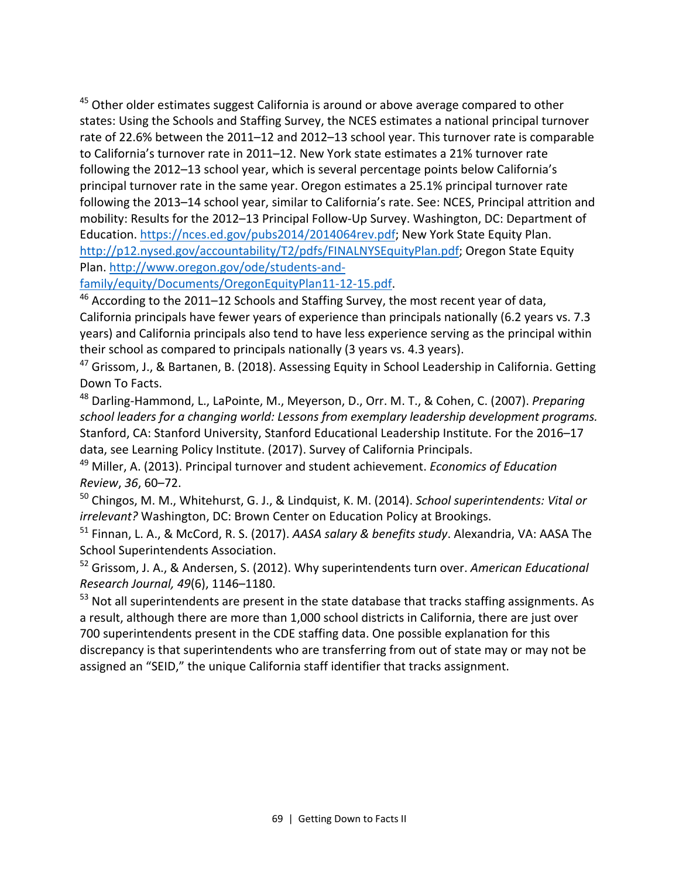[45] Other older estimates suggest California is around or above average compared to other states: Using the Schools and Staffing Survey, the NCES estimates a national principal turnover rate of 22.6% between the 2011–12 and 2012–13 school year. This turnover rate is comparable to California's turnover rate in 2011–12. New York state estimates a 21% turnover rate following the 2012–13 school year, which is several percentage points below California's principal turnover rate in the same year. Oregon estimates a 25.1% principal turnover rate following the 2013–14 school year, similar to California's rate. See: NCES, Principal attrition and mobility: Results for the 2012–13 Principal Follow-Up Survey. Washington, DC: Department of Education. https://nces.ed.gov/pubs2014/2014064rev.pdf; New York State Equity Plan. http://p12.nysed.gov/accountability/T2/pdfs/FINALNYSEquityPlan.pdf; Oregon State Equity Plan. http://www.oregon.gov/ode/students-and-family/equity/Documents/OregonEquityPlan11-12-15.pdf.

[46] According to the 2011–12 Schools and Staffing Survey, the most recent year of data, California principals have fewer years of experience than principals nationally (6.2 years vs. 7.3 years) and California principals also tend to have less experience serving as the principal within their school as compared to principals nationally (3 years vs. 4.3 years).

[47] Grissom, J., & Bartanen, B. (2018). Assessing Equity in School Leadership in California. Getting Down To Facts.

[48] Darling-Hammond, L., LaPointe, M., Meyerson, D., Orr. M. T., & Cohen, C. (2007). *Preparing school leaders for a changing world: Lessons from exemplary leadership development programs.* Stanford, CA: Stanford University, Stanford Educational Leadership Institute. For the 2016–17 data, see Learning Policy Institute. (2017). Survey of California Principals.

[49] Miller, A. (2013). Principal turnover and student achievement. *Economics of Education Review*, *36*, 60–72.

[50] Chingos, M. M., Whitehurst, G. J., & Lindquist, K. M. (2014). *School superintendents: Vital or irrelevant?* Washington, DC: Brown Center on Education Policy at Brookings.

[51] Finnan, L. A., & McCord, R. S. (2017). *AASA salary & benefits study*. Alexandria, VA: AASA The School Superintendents Association.

[52] Grissom, J. A., & Andersen, S. (2012). Why superintendents turn over. *American Educational Research Journal, 49*(6), 1146–1180.

[53] Not all superintendents are present in the state database that tracks staffing assignments. As a result, although there are more than 1,000 school districts in California, there are just over 700 superintendents present in the CDE staffing data. One possible explanation for this discrepancy is that superintendents who are transferring from out of state may or may not be assigned an "SEID," the unique California staff identifier that tracks assignment.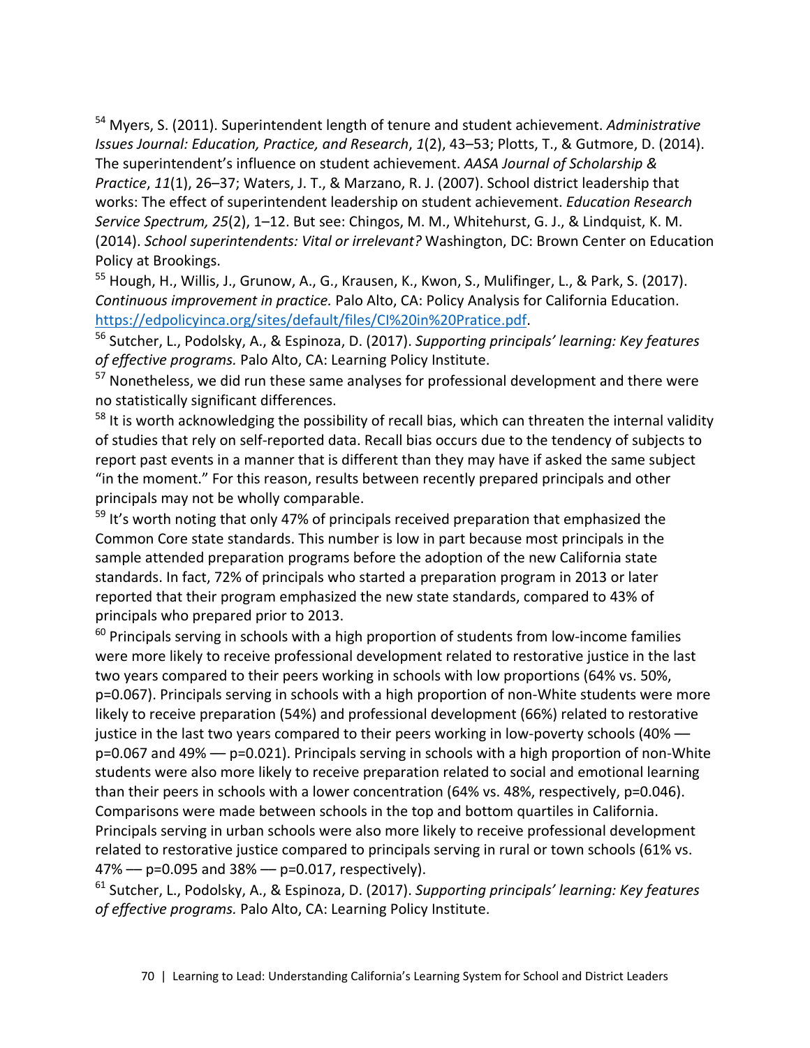[54] Myers, S. (2011). Superintendent length of tenure and student achievement. *Administrative Issues Journal: Education, Practice, and Research*, *1*(2), 43–53; Plotts, T., & Gutmore, D. (2014). The superintendent's influence on student achievement. *AASA Journal of Scholarship & Practice*, *11*(1), 26–37; Waters, J. T., & Marzano, R. J. (2007). School district leadership that works: The effect of superintendent leadership on student achievement. *Education Research Service Spectrum, 25*(2), 1–12. But see: Chingos, M. M., Whitehurst, G. J., & Lindquist, K. M. (2014). *School superintendents: Vital or irrelevant?* Washington, DC: Brown Center on Education Policy at Brookings.

[55] Hough, H., Willis, J., Grunow, A., G., Krausen, K., Kwon, S., Mulifinger, L., & Park, S. (2017). *Continuous improvement in practice.* Palo Alto, CA: Policy Analysis for California Education. [https://edpolicyinca.org/sites/default/files/CI%20in%20Pratice.pdf](https://edpolicyinca.org/sites/default/files/CI%20in%20Pratice.pdf).

[56] Sutcher, L., Podolsky, A., & Espinoza, D. (2017). *Supporting principals' learning: Key features of effective programs.* Palo Alto, CA: Learning Policy Institute.

[57] Nonetheless, we did run these same analyses for professional development and there were no statistically significant differences.

[58] It is worth acknowledging the possibility of recall bias, which can threaten the internal validity of studies that rely on self-reported data. Recall bias occurs due to the tendency of subjects to report past events in a manner that is different than they may have if asked the same subject "in the moment." For this reason, results between recently prepared principals and other principals may not be wholly comparable.

[59] It's worth noting that only 47% of principals received preparation that emphasized the Common Core state standards. This number is low in part because most principals in the sample attended preparation programs before the adoption of the new California state standards. In fact, 72% of principals who started a preparation program in 2013 or later reported that their program emphasized the new state standards, compared to 43% of principals who prepared prior to 2013.

[60] Principals serving in schools with a high proportion of students from low-income families were more likely to receive professional development related to restorative justice in the last two years compared to their peers working in schools with low proportions (64% vs. 50%, $p=0.067$). Principals serving in schools with a high proportion of non-White students were more likely to receive preparation (54%) and professional development (66%) related to restorative justice in the last two years compared to their peers working in low-poverty schools (40% — $p=0.067$ and 49% — $p=0.021$). Principals serving in schools with a high proportion of non-White students were also more likely to receive preparation related to social and emotional learning than their peers in schools with a lower concentration (64% vs. 48%, respectively, $p=0.046$). Comparisons were made between schools in the top and bottom quartiles in California. Principals serving in urban schools were also more likely to receive professional development related to restorative justice compared to principals serving in rural or town schools (61% vs. 47% — $p=0.095$ and 38% — $p=0.017$, respectively).

[61] Sutcher, L., Podolsky, A., & Espinoza, D. (2017). *Supporting principals' learning: Key features of effective programs.* Palo Alto, CA: Learning Policy Institute.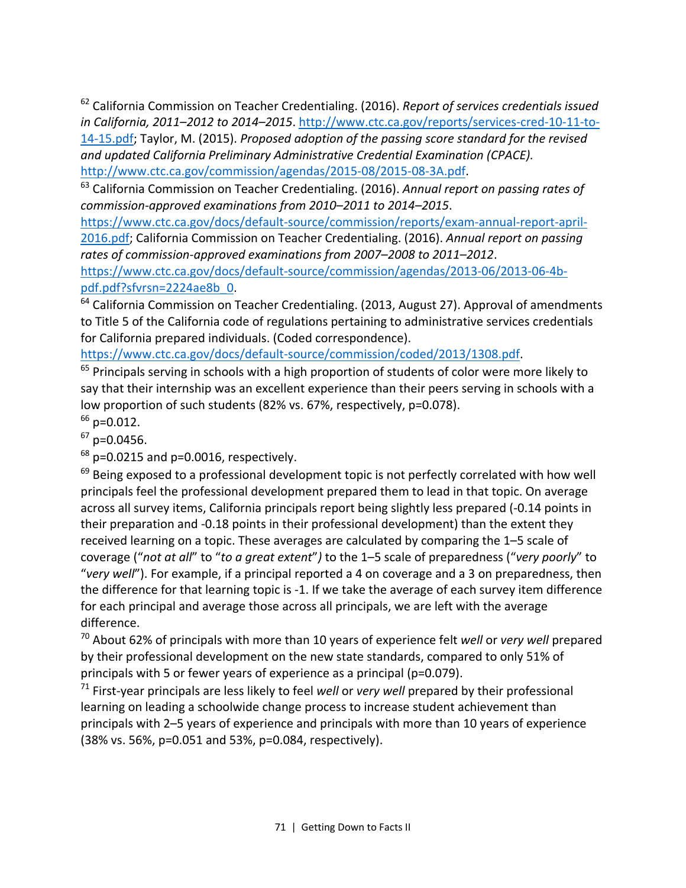[62] California Commission on Teacher Credentialing. (2016). *Report of services credentials issued in California, 2011–2012 to 2014–2015*. http://www.ctc.ca.gov/reports/services-cred-10-11-to-14-15.pdf; Taylor, M. (2015). *Proposed adoption of the passing score standard for the revised and updated California Preliminary Administrative Credential Examination (CPACE).* http://www.ctc.ca.gov/commission/agendas/2015-08/2015-08-3A.pdf.

[63] California Commission on Teacher Credentialing. (2016). *Annual report on passing rates of commission-approved examinations from 2010–2011 to 2014–2015*. https://www.ctc.ca.gov/docs/default-source/commission/reports/exam-annual-report-april-2016.pdf; California Commission on Teacher Credentialing. (2016). *Annual report on passing rates of commission-approved examinations from 2007–2008 to 2011–2012*. https://www.ctc.ca.gov/docs/default-source/commission/agendas/2013-06/2013-06-4b-pdf.pdf?sfvrsn=2224ae8b_0.

[64] California Commission on Teacher Credentialing. (2013, August 27). Approval of amendments to Title 5 of the California code of regulations pertaining to administrative services credentials for California prepared individuals. (Coded correspondence). https://www.ctc.ca.gov/docs/default-source/commission/coded/2013/1308.pdf.

[65] Principals serving in schools with a high proportion of students of color were more likely to say that their internship was an excellent experience than their peers serving in schools with a low proportion of such students (82% vs. 67%, respectively, p=0.078).

[66] p=0.012.

[67] p=0.0456.

[68] p=0.0215 and p=0.0016, respectively.

[69] Being exposed to a professional development topic is not perfectly correlated with how well principals feel the professional development prepared them to lead in that topic. On average across all survey items, California principals report being slightly less prepared (-0.14 points in their preparation and -0.18 points in their professional development) than the extent they received learning on a topic. These averages are calculated by comparing the 1–5 scale of coverage ("*not at all*" to "*to a great extent*") to the 1–5 scale of preparedness ("*very poorly*" to "*very well*"). For example, if a principal reported a 4 on coverage and a 3 on preparedness, then the difference for that learning topic is -1. If we take the average of each survey item difference for each principal and average those across all principals, we are left with the average difference.

[70] About 62% of principals with more than 10 years of experience felt *well* or *very well* prepared by their professional development on the new state standards, compared to only 51% of principals with 5 or fewer years of experience as a principal (p=0.079).

[71] First-year principals are less likely to feel *well* or *very well* prepared by their professional learning on leading a schoolwide change process to increase student achievement than principals with 2–5 years of experience and principals with more than 10 years of experience (38% vs. 56%, p=0.051 and 53%, p=0.084, respectively).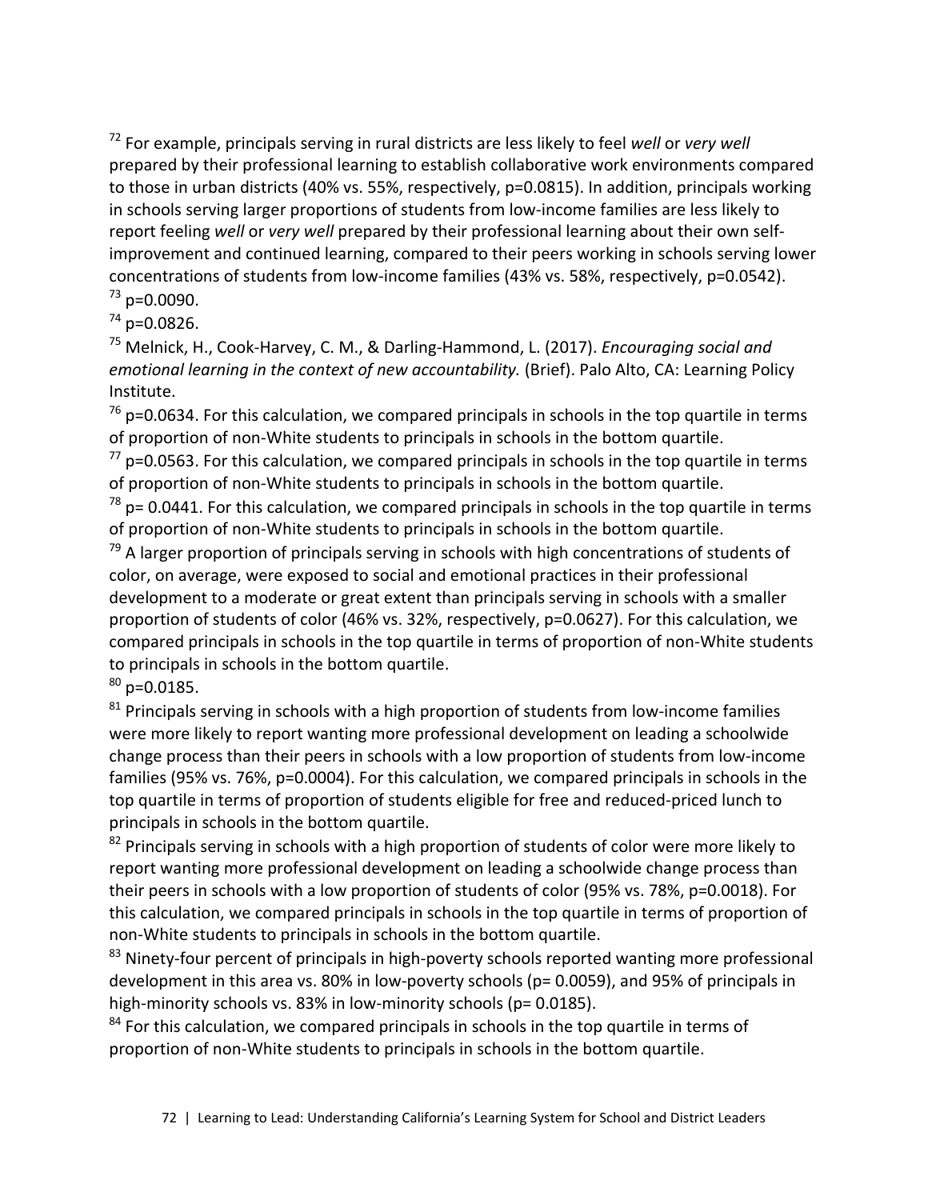[72] For example, principals serving in rural districts are less likely to feel *well* or *very well* prepared by their professional learning to establish collaborative work environments compared to those in urban districts (40% vs. 55%, respectively, $p=0.0815$). In addition, principals working in schools serving larger proportions of students from low-income families are less likely to report feeling *well* or *very well* prepared by their professional learning about their own self-improvement and continued learning, compared to their peers working in schools serving lower concentrations of students from low-income families (43% vs. 58%, respectively, $p=0.0542$).

[73] $p=0.0090$.

[74] $p=0.0826$.

[75] Melnick, H., Cook-Harvey, C. M., & Darling-Hammond, L. (2017). *Encouraging social and emotional learning in the context of new accountability.* (Brief). Palo Alto, CA: Learning Policy Institute.

[76] $p=0.0634$. For this calculation, we compared principals in schools in the top quartile in terms of proportion of non-White students to principals in schools in the bottom quartile.

[77] $p=0.0563$. For this calculation, we compared principals in schools in the top quartile in terms of proportion of non-White students to principals in schools in the bottom quartile.

[78] $p= 0.0441$. For this calculation, we compared principals in schools in the top quartile in terms of proportion of non-White students to principals in schools in the bottom quartile.

[79] A larger proportion of principals serving in schools with high concentrations of students of color, on average, were exposed to social and emotional practices in their professional development to a moderate or great extent than principals serving in schools with a smaller proportion of students of color (46% vs. 32%, respectively, $p=0.0627$). For this calculation, we compared principals in schools in the top quartile in terms of proportion of non-White students to principals in schools in the bottom quartile.

[80] $p=0.0185$.

[81] Principals serving in schools with a high proportion of students from low-income families were more likely to report wanting more professional development on leading a schoolwide change process than their peers in schools with a low proportion of students from low-income families (95% vs. 76%, $p=0.0004$). For this calculation, we compared principals in schools in the top quartile in terms of proportion of students eligible for free and reduced-priced lunch to principals in schools in the bottom quartile.

[82] Principals serving in schools with a high proportion of students of color were more likely to report wanting more professional development on leading a schoolwide change process than their peers in schools with a low proportion of students of color (95% vs. 78%, $p=0.0018$). For this calculation, we compared principals in schools in the top quartile in terms of proportion of non-White students to principals in schools in the bottom quartile.

[83] Ninety-four percent of principals in high-poverty schools reported wanting more professional development in this area vs. 80% in low-poverty schools ($p= 0.0059$), and 95% of principals in high-minority schools vs. 83% in low-minority schools ($p= 0.0185$).

[84] For this calculation, we compared principals in schools in the top quartile in terms of proportion of non-White students to principals in schools in the bottom quartile.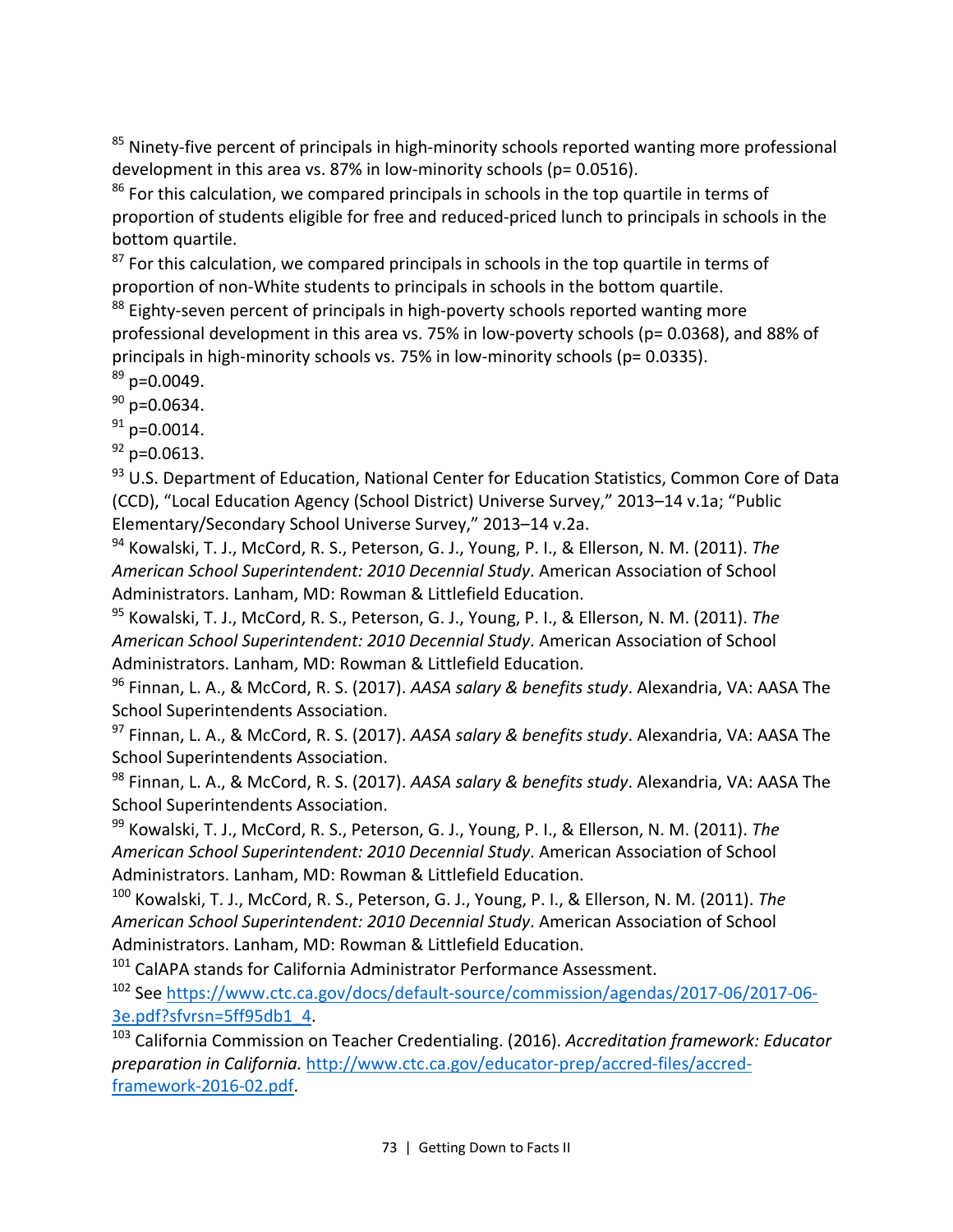[85] Ninety-five percent of principals in high-minority schools reported wanting more professional development in this area vs. 87% in low-minority schools (p= 0.0516).

[86] For this calculation, we compared principals in schools in the top quartile in terms of proportion of students eligible for free and reduced-priced lunch to principals in schools in the bottom quartile.

[87] For this calculation, we compared principals in schools in the top quartile in terms of proportion of non-White students to principals in schools in the bottom quartile.

[88] Eighty-seven percent of principals in high-poverty schools reported wanting more professional development in this area vs. 75% in low-poverty schools (p= 0.0368), and 88% of principals in high-minority schools vs. 75% in low-minority schools (p= 0.0335).

[89] p=0.0049.

[90] p=0.0634.

[91] p=0.0014.

[92] p=0.0613.

[93] U.S. Department of Education, National Center for Education Statistics, Common Core of Data (CCD), "Local Education Agency (School District) Universe Survey," 2013–14 v.1a; "Public Elementary/Secondary School Universe Survey," 2013–14 v.2a.

[94] Kowalski, T. J., McCord, R. S., Peterson, G. J., Young, P. I., & Ellerson, N. M. (2011). *The American School Superintendent: 2010 Decennial Study*. American Association of School Administrators. Lanham, MD: Rowman & Littlefield Education.

[95] Kowalski, T. J., McCord, R. S., Peterson, G. J., Young, P. I., & Ellerson, N. M. (2011). *The American School Superintendent: 2010 Decennial Study*. American Association of School Administrators. Lanham, MD: Rowman & Littlefield Education.

[96] Finnan, L. A., & McCord, R. S. (2017). *AASA salary & benefits study*. Alexandria, VA: AASA The School Superintendents Association.

[97] Finnan, L. A., & McCord, R. S. (2017). *AASA salary & benefits study*. Alexandria, VA: AASA The School Superintendents Association.

[98] Finnan, L. A., & McCord, R. S. (2017). *AASA salary & benefits study*. Alexandria, VA: AASA The School Superintendents Association.

[99] Kowalski, T. J., McCord, R. S., Peterson, G. J., Young, P. I., & Ellerson, N. M. (2011). *The American School Superintendent: 2010 Decennial Study*. American Association of School Administrators. Lanham, MD: Rowman & Littlefield Education.

[100] Kowalski, T. J., McCord, R. S., Peterson, G. J., Young, P. I., & Ellerson, N. M. (2011). *The American School Superintendent: 2010 Decennial Study*. American Association of School Administrators. Lanham, MD: Rowman & Littlefield Education.

[101] CalAPA stands for California Administrator Performance Assessment.

[102] See https://www.ctc.ca.gov/docs/default-source/commission/agendas/2017-06/2017-06-3e.pdf?sfvrsn=5ff95db1_4.

[103] California Commission on Teacher Credentialing. (2016). *Accreditation framework: Educator preparation in California.* http://www.ctc.ca.gov/educator-prep/accred-files/accred-framework-2016-02.pdf.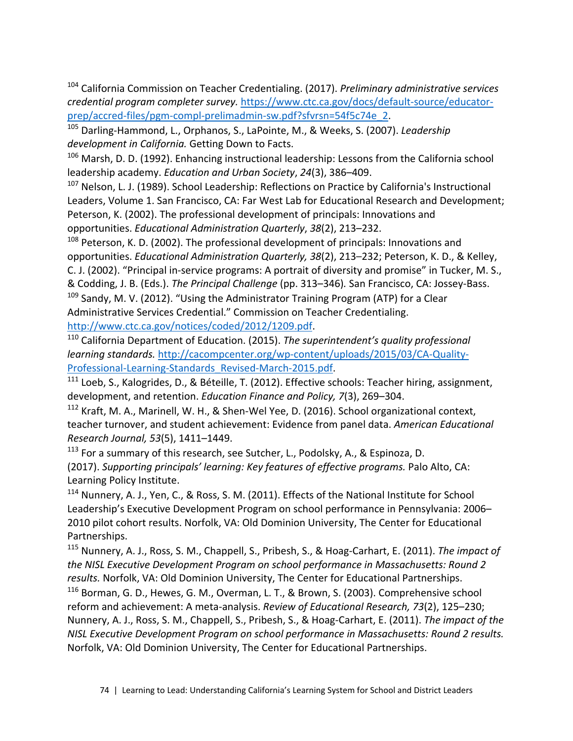[104] California Commission on Teacher Credentialing. (2017). *Preliminary administrative services credential program completer survey.* https://www.ctc.ca.gov/docs/default-source/educator-prep/accred-files/pgm-compl-prelimadmin-sw.pdf?sfvrsn=54f5c74e_2.

[105] Darling-Hammond, L., Orphanos, S., LaPointe, M., & Weeks, S. (2007). *Leadership development in California.* Getting Down to Facts.

[106] Marsh, D. D. (1992). Enhancing instructional leadership: Lessons from the California school leadership academy. *Education and Urban Society*, *24*(3), 386–409.

[107] Nelson, L. J. (1989). School Leadership: Reflections on Practice by California's Instructional Leaders, Volume 1. San Francisco, CA: Far West Lab for Educational Research and Development; Peterson, K. (2002). The professional development of principals: Innovations and opportunities. *Educational Administration Quarterly*, *38*(2), 213–232.

[108] Peterson, K. D. (2002). The professional development of principals: Innovations and opportunities. *Educational Administration Quarterly, 38*(2), 213–232; Peterson, K. D., & Kelley, C. J. (2002). "Principal in-service programs: A portrait of diversity and promise" in Tucker, M. S., & Codding, J. B. (Eds.). *The Principal Challenge* (pp. 313–346). San Francisco, CA: Jossey-Bass.

[109] Sandy, M. V. (2012). "Using the Administrator Training Program (ATP) for a Clear Administrative Services Credential." Commission on Teacher Credentialing. http://www.ctc.ca.gov/notices/coded/2012/1209.pdf.

[110] California Department of Education. (2015). *The superintendent's quality professional learning standards.* http://cacompcenter.org/wp-content/uploads/2015/03/CA-Quality-Professional-Learning-Standards_Revised-March-2015.pdf.

[111] Loeb, S., Kalogrides, D., & Béteille, T. (2012). Effective schools: Teacher hiring, assignment, development, and retention. *Education Finance and Policy, 7*(3), 269–304.

[112] Kraft, M. A., Marinell, W. H., & Shen-Wel Yee, D. (2016). School organizational context, teacher turnover, and student achievement: Evidence from panel data. *American Educational Research Journal, 53*(5), 1411–1449.

[113] For a summary of this research, see Sutcher, L., Podolsky, A., & Espinoza, D. (2017). *Supporting principals' learning: Key features of effective programs.* Palo Alto, CA: Learning Policy Institute.

[114] Nunnery, A. J., Yen, C., & Ross, S. M. (2011). Effects of the National Institute for School Leadership's Executive Development Program on school performance in Pennsylvania: 2006–2010 pilot cohort results. Norfolk, VA: Old Dominion University, The Center for Educational Partnerships.

[115] Nunnery, A. J., Ross, S. M., Chappell, S., Pribesh, S., & Hoag-Carhart, E. (2011). *The impact of the NISL Executive Development Program on school performance in Massachusetts: Round 2 results.* Norfolk, VA: Old Dominion University, The Center for Educational Partnerships.

[116] Borman, G. D., Hewes, G. M., Overman, L. T., & Brown, S. (2003). Comprehensive school reform and achievement: A meta-analysis. *Review of Educational Research, 73*(2), 125–230; Nunnery, A. J., Ross, S. M., Chappell, S., Pribesh, S., & Hoag-Carhart, E. (2011). *The impact of the NISL Executive Development Program on school performance in Massachusetts: Round 2 results.* Norfolk, VA: Old Dominion University, The Center for Educational Partnerships.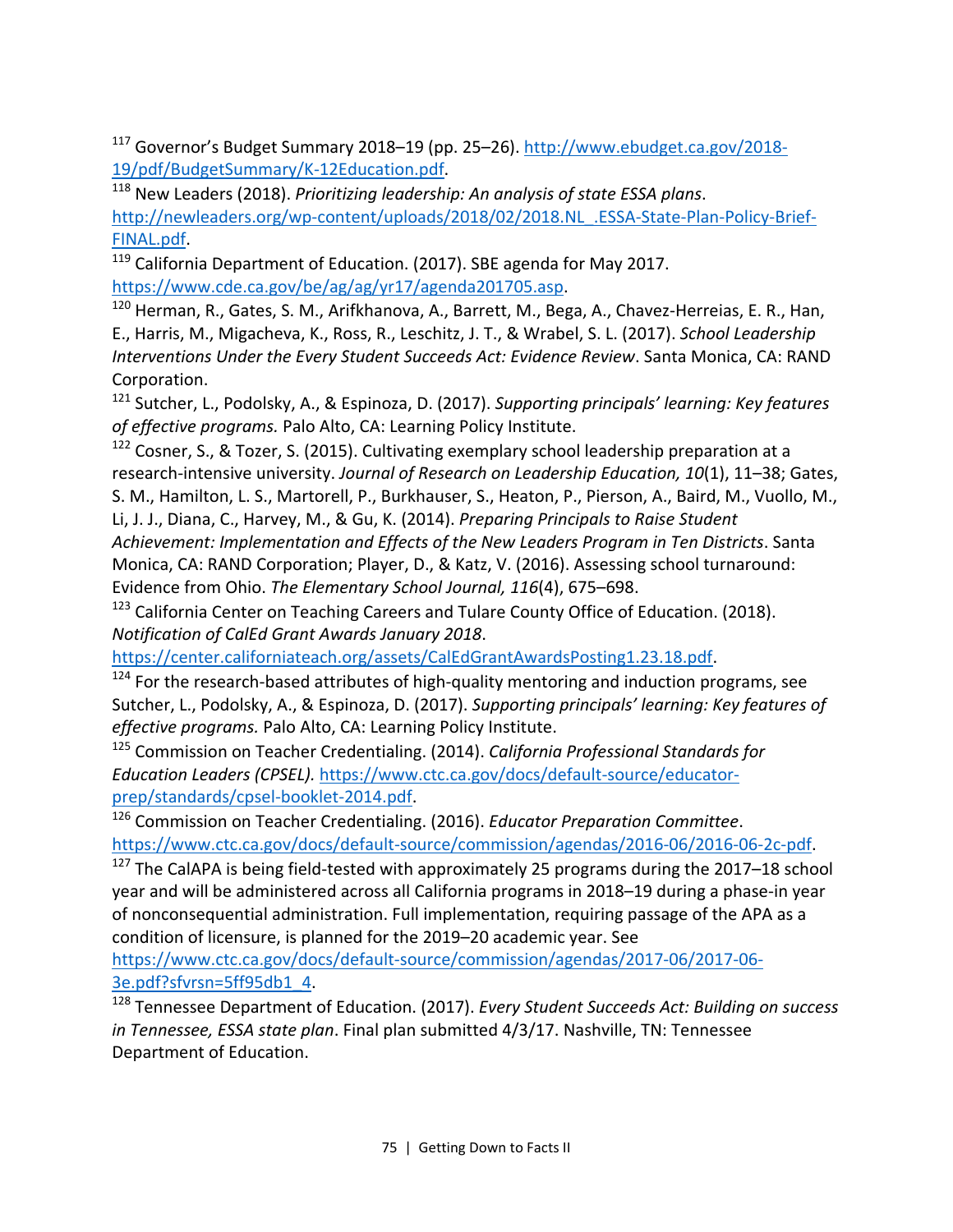[117] Governor's Budget Summary 2018–19 (pp. 25–26). http://www.ebudget.ca.gov/2018-19/pdf/BudgetSummary/K-12Education.pdf.

[118] New Leaders (2018). *Prioritizing leadership: An analysis of state ESSA plans*. http://newleaders.org/wp-content/uploads/2018/02/2018.NL_.ESSA-State-Plan-Policy-Brief-FINAL.pdf.

[119] California Department of Education. (2017). SBE agenda for May 2017. https://www.cde.ca.gov/be/ag/ag/yr17/agenda201705.asp.

[120] Herman, R., Gates, S. M., Arifkhanova, A., Barrett, M., Bega, A., Chavez-Herreias, E. R., Han, E., Harris, M., Migacheva, K., Ross, R., Leschitz, J. T., & Wrabel, S. L. (2017). *School Leadership Interventions Under the Every Student Succeeds Act: Evidence Review*. Santa Monica, CA: RAND Corporation.

[121] Sutcher, L., Podolsky, A., & Espinoza, D. (2017). *Supporting principals' learning: Key features of effective programs.* Palo Alto, CA: Learning Policy Institute.

[122] Cosner, S., & Tozer, S. (2015). Cultivating exemplary school leadership preparation at a research-intensive university. *Journal of Research on Leadership Education, 10*(1), 11–38; Gates, S. M., Hamilton, L. S., Martorell, P., Burkhauser, S., Heaton, P., Pierson, A., Baird, M., Vuollo, M., Li, J. J., Diana, C., Harvey, M., & Gu, K. (2014). *Preparing Principals to Raise Student Achievement: Implementation and Effects of the New Leaders Program in Ten Districts*. Santa Monica, CA: RAND Corporation; Player, D., & Katz, V. (2016). Assessing school turnaround: Evidence from Ohio. *The Elementary School Journal, 116*(4), 675–698.

[123] California Center on Teaching Careers and Tulare County Office of Education. (2018). *Notification of CalEd Grant Awards January 2018*. https://center.californiateach.org/assets/CalEdGrantAwardsPosting1.23.18.pdf.

[124] For the research-based attributes of high-quality mentoring and induction programs, see Sutcher, L., Podolsky, A., & Espinoza, D. (2017). *Supporting principals' learning: Key features of effective programs.* Palo Alto, CA: Learning Policy Institute.

[125] Commission on Teacher Credentialing. (2014). *California Professional Standards for Education Leaders (CPSEL).* https://www.ctc.ca.gov/docs/default-source/educator-prep/standards/cpsel-booklet-2014.pdf.

[126] Commission on Teacher Credentialing. (2016). *Educator Preparation Committee*. https://www.ctc.ca.gov/docs/default-source/commission/agendas/2016-06/2016-06-2c-pdf.

[127] The CalAPA is being field-tested with approximately 25 programs during the 2017–18 school year and will be administered across all California programs in 2018–19 during a phase-in year of nonconsequential administration. Full implementation, requiring passage of the APA as a condition of licensure, is planned for the 2019–20 academic year. See https://www.ctc.ca.gov/docs/default-source/commission/agendas/2017-06/2017-06-3e.pdf?sfvrsn=5ff95db1_4.

[128] Tennessee Department of Education. (2017). *Every Student Succeeds Act: Building on success in Tennessee, ESSA state plan*. Final plan submitted 4/3/17. Nashville, TN: Tennessee Department of Education.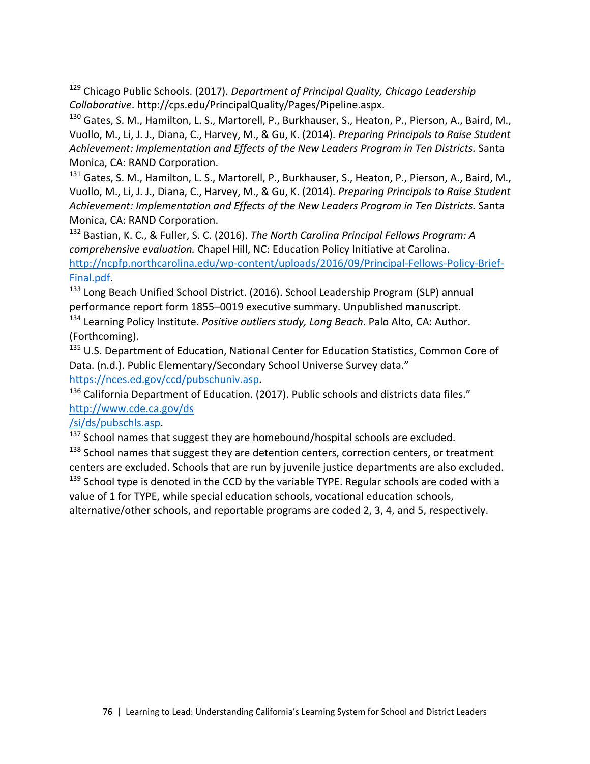[129] Chicago Public Schools. (2017). *Department of Principal Quality, Chicago Leadership Collaborative*. http://cps.edu/PrincipalQuality/Pages/Pipeline.aspx.

[130] Gates, S. M., Hamilton, L. S., Martorell, P., Burkhauser, S., Heaton, P., Pierson, A., Baird, M., Vuollo, M., Li, J. J., Diana, C., Harvey, M., & Gu, K. (2014). *Preparing Principals to Raise Student Achievement: Implementation and Effects of the New Leaders Program in Ten Districts.* Santa Monica, CA: RAND Corporation.

[131] Gates, S. M., Hamilton, L. S., Martorell, P., Burkhauser, S., Heaton, P., Pierson, A., Baird, M., Vuollo, M., Li, J. J., Diana, C., Harvey, M., & Gu, K. (2014). *Preparing Principals to Raise Student Achievement: Implementation and Effects of the New Leaders Program in Ten Districts.* Santa Monica, CA: RAND Corporation.

[132] Bastian, K. C., & Fuller, S. C. (2016). *The North Carolina Principal Fellows Program: A comprehensive evaluation.* Chapel Hill, NC: Education Policy Initiative at Carolina. http://ncpfp.northcarolina.edu/wp-content/uploads/2016/09/Principal-Fellows-Policy-Brief-Final.pdf.

[133] Long Beach Unified School District. (2016). School Leadership Program (SLP) annual performance report form 1855–0019 executive summary. Unpublished manuscript.

[134] Learning Policy Institute. *Positive outliers study, Long Beach*. Palo Alto, CA: Author. (Forthcoming).

[135] U.S. Department of Education, National Center for Education Statistics, Common Core of Data. (n.d.). Public Elementary/Secondary School Universe Survey data." https://nces.ed.gov/ccd/pubschuniv.asp.

[136] California Department of Education. (2017). Public schools and districts data files." http://www.cde.ca.gov/ds/si/ds/pubschls.asp.

[137] School names that suggest they are homebound/hospital schools are excluded.

[138] School names that suggest they are detention centers, correction centers, or treatment centers are excluded. Schools that are run by juvenile justice departments are also excluded.

[139] School type is denoted in the CCD by the variable TYPE. Regular schools are coded with a value of 1 for TYPE, while special education schools, vocational education schools, alternative/other schools, and reportable programs are coded 2, 3, 4, and 5, respectively.